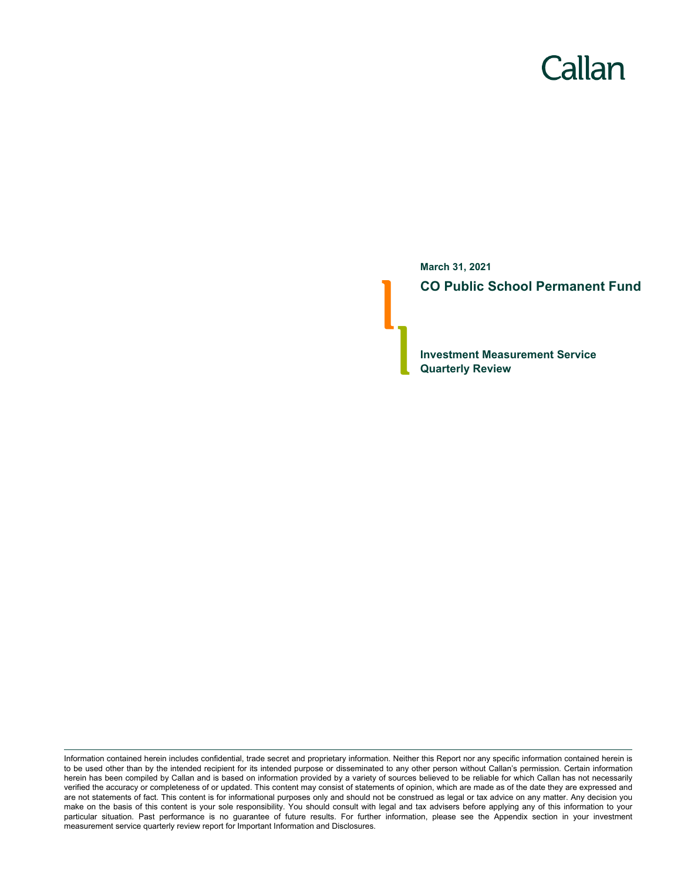Callan

**March 31, 2021**

# CO Public School Permanent Fund

## Investment Measurement Service Quarterly Review

Information contained herein includes confidential, trade secret and proprietary information. Neither this Report nor any specific information contained herein is to be used other than by the intended recipient for its intended purpose or disseminated to any other person without Callan's permission. Certain information herein has been compiled by Callan and is based on information provided by a variety of sources believed to be reliable for which Callan has not necessarily verified the accuracy or completeness of or updated. This content may consist of statements of opinion, which are made as of the date they are expressed and are not statements of fact. This content is for informational purposes only and should not be construed as legal or tax advice on any matter. Any decision you make on the basis of this content is your sole responsibility. You should consult with legal and tax advisers before applying any of this information to your particular situation. Past performance is no guarantee of future results. For further information, please see the Appendix section in your investment measurement service quarterly review report for Important Information and Disclosures.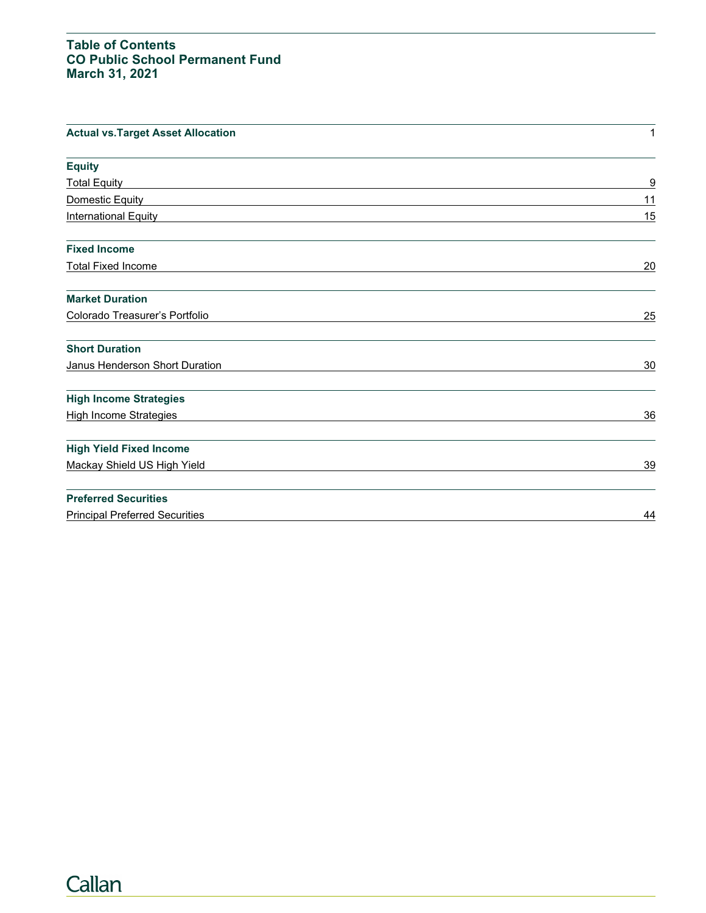# Table of Contents
## CO Public School Permanent Fund
## March 31, 2021

| | |
|---|---|
| **Actual vs.Target Asset Allocation** | 1 |
| **Equity** | |
| Total Equity | 9 |
| Domestic Equity | 11 |
| International Equity | 15 |
| **Fixed Income** | |
| Total Fixed Income | 20 |
| **Market Duration** | |
| Colorado Treasurer's Portfolio | 25 |
| **Short Duration** | |
| Janus Henderson Short Duration | 30 |
| **High Income Strategies** | |
| High Income Strategies | 36 |
| **High Yield Fixed Income** | |
| Mackay Shield US High Yield | 39 |
| **Preferred Securities** | |
| Principal Preferred Securities | 44 |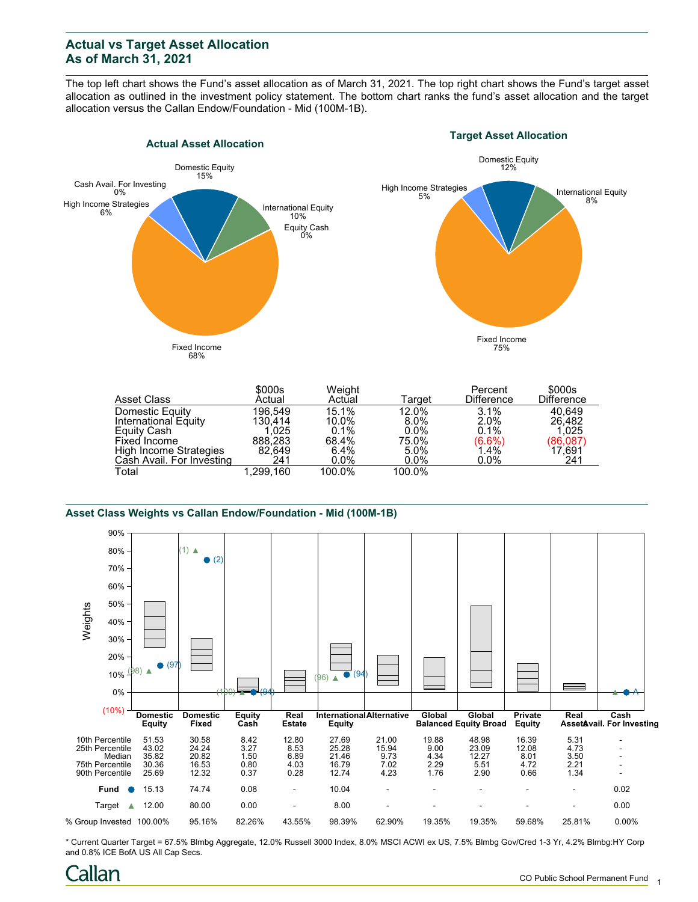## Actual vs Target Asset Allocation
## As of March 31, 2021

The top left chart shows the Fund's asset allocation as of March 31, 2021. The top right chart shows the Fund's target asset allocation as outlined in the investment policy statement. The bottom chart ranks the fund's asset allocation and the target allocation versus the Callan Endow/Foundation - Mid (100M-1B).

**Actual Asset Allocation**

Domestic Equity 15%, International Equity 10%, Equity Cash 0%, Fixed Income 68%, High Income Strategies 6%, Cash Avail. For Investing 0%

**Target Asset Allocation**

Domestic Equity 12%, International Equity 8%, Fixed Income 75%, High Income Strategies 5%

| Asset Class | $000s Actual | Weight Actual | Target | Percent Difference | $000s Difference |
|---|---|---|---|---|---|
| Domestic Equity | 196,549 | 15.1% | 12.0% | 3.1% | 40,649 |
| International Equity | 130,414 | 10.0% | 8.0% | 2.0% | 26,482 |
| Equity Cash | 1,025 | 0.1% | 0.0% | 0.1% | 1,025 |
| Fixed Income | 888,283 | 68.4% | 75.0% | (6.6%) | (86,087) |
| High Income Strategies | 82,649 | 6.4% | 5.0% | 1.4% | 17,691 |
| Cash Avail. For Investing | 241 | 0.0% | 0.0% | 0.0% | 241 |
| Total | 1,299,160 | 100.0% | 100.0% | | |

### Asset Class Weights vs Callan Endow/Foundation - Mid (100M-1B)

| | Domestic Equity | Domestic Fixed | Equity Cash | Real Estate | International Equity | Alternative | Global Balanced | Global Equity Broad | Private Equity | Real Assets | Cash Avail. For Investing |
|---|---|---|---|---|---|---|---|---|---|---|---|
| 10th Percentile | 51.53 | 30.58 | 8.42 | 12.80 | 27.69 | 21.00 | 19.88 | 48.98 | 16.39 | 5.31 | - |
| 25th Percentile | 43.02 | 24.24 | 3.27 | 8.53 | 25.28 | 15.94 | 9.00 | 23.09 | 12.08 | 4.73 | - |
| Median | 35.82 | 20.82 | 1.50 | 6.89 | 21.46 | 9.73 | 4.34 | 12.27 | 8.01 | 3.50 | - |
| 75th Percentile | 30.36 | 16.53 | 0.80 | 4.03 | 16.79 | 7.02 | 2.29 | 5.51 | 4.72 | 2.21 | - |
| 90th Percentile | 25.69 | 12.32 | 0.37 | 0.28 | 12.74 | 4.23 | 1.76 | 2.90 | 0.66 | 1.34 | - |
| Fund ● | 15.13 (97) | 74.74 (2) | 0.08 (94) | - | 10.04 (94) | - | - | - | - | - | 0.02 |
| Target ▲ | 12.00 (98) | 80.00 (1) | 0.00 (100) | - | 8.00 (96) | - | - | - | - | - | 0.00 |
| % Group Invested | 100.00% | 95.16% | 82.26% | 43.55% | 98.39% | 62.90% | 19.35% | 19.35% | 59.68% | 25.81% | 0.00% |

* Current Quarter Target = 67.5% Blmbg Aggregate, 12.0% Russell 3000 Index, 8.0% MSCI ACWI ex US, 7.5% Blmbg Gov/Cred 1-3 Yr, 4.2% Blmbg:HY Corp and 0.8% ICE BofA US All Cap Secs.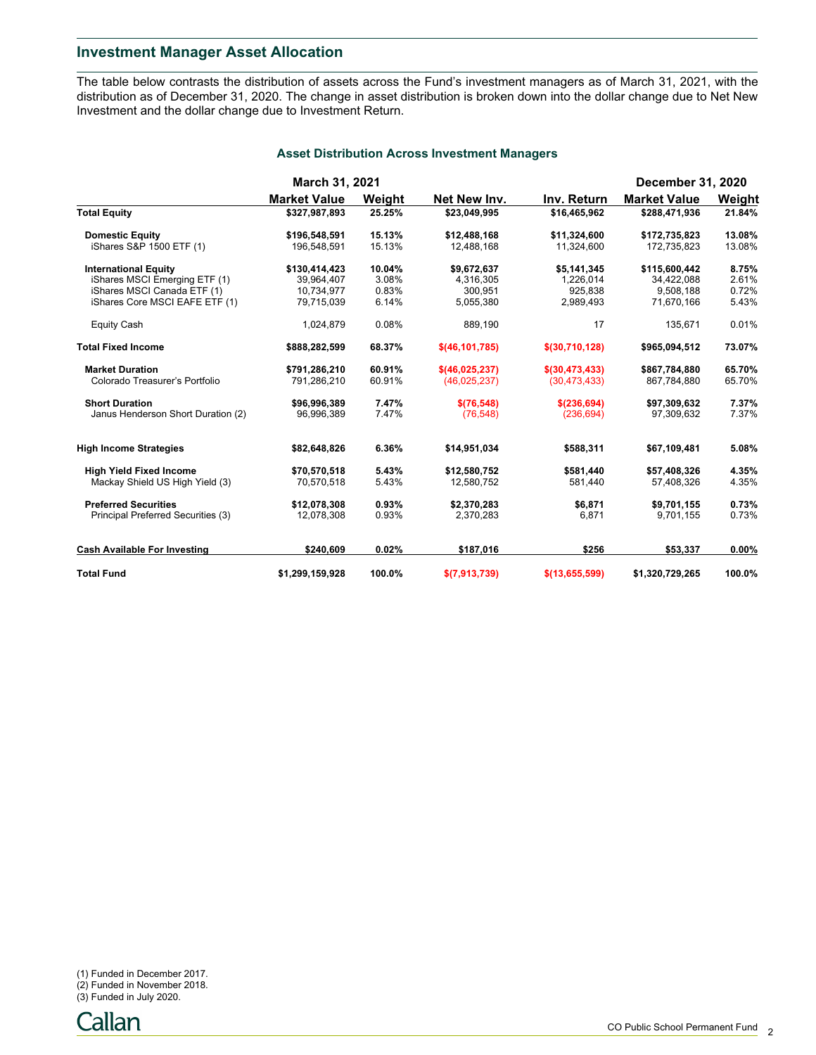## Investment Manager Asset Allocation

The table below contrasts the distribution of assets across the Fund's investment managers as of March 31, 2021, with the distribution as of December 31, 2020. The change in asset distribution is broken down into the dollar change due to Net New Investment and the dollar change due to Investment Return.

### Asset Distribution Across Investment Managers

| | March 31, 2021 | | | | December 31, 2020 | |
|---|---|---|---|---|---|---|
| | Market Value | Weight | Net New Inv. | Inv. Return | Market Value | Weight |
| **Total Equity** | **$327,987,893** | **25.25%** | **$23,049,995** | **$16,465,962** | **$288,471,936** | **21.84%** |
| **Domestic Equity** | **$196,548,591** | **15.13%** | **$12,488,168** | **$11,324,600** | **$172,735,823** | **13.08%** |
| iShares S&P 1500 ETF (1) | 196,548,591 | 15.13% | 12,488,168 | 11,324,600 | 172,735,823 | 13.08% |
| **International Equity** | **$130,414,423** | **10.04%** | **$9,672,637** | **$5,141,345** | **$115,600,442** | **8.75%** |
| iShares MSCI Emerging ETF (1) | 39,964,407 | 3.08% | 4,316,305 | 1,226,014 | 34,422,088 | 2.61% |
| iShares MSCI Canada ETF (1) | 10,734,977 | 0.83% | 300,951 | 925,838 | 9,508,188 | 0.72% |
| iShares Core MSCI EAFE ETF (1) | 79,715,039 | 6.14% | 5,055,380 | 2,989,493 | 71,670,166 | 5.43% |
| Equity Cash | 1,024,879 | 0.08% | 889,190 | 17 | 135,671 | 0.01% |
| **Total Fixed Income** | **$888,282,599** | **68.37%** | **$(46,101,785)** | **$(30,710,128)** | **$965,094,512** | **73.07%** |
| **Market Duration** | **$791,286,210** | **60.91%** | **$(46,025,237)** | **$(30,473,433)** | **$867,784,880** | **65.70%** |
| Colorado Treasurer's Portfolio | 791,286,210 | 60.91% | (46,025,237) | (30,473,433) | 867,784,880 | 65.70% |
| **Short Duration** | **$96,996,389** | **7.47%** | **$(76,548)** | **$(236,694)** | **$97,309,632** | **7.37%** |
| Janus Henderson Short Duration (2) | 96,996,389 | 7.47% | (76,548) | (236,694) | 97,309,632 | 7.37% |
| **High Income Strategies** | **$82,648,826** | **6.36%** | **$14,951,034** | **$588,311** | **$67,109,481** | **5.08%** |
| **High Yield Fixed Income** | **$70,570,518** | **5.43%** | **$12,580,752** | **$581,440** | **$57,408,326** | **4.35%** |
| Mackay Shield US High Yield (3) | 70,570,518 | 5.43% | 12,580,752 | 581,440 | 57,408,326 | 4.35% |
| **Preferred Securities** | **$12,078,308** | **0.93%** | **$2,370,283** | **$6,871** | **$9,701,155** | **0.73%** |
| Principal Preferred Securities (3) | 12,078,308 | 0.93% | 2,370,283 | 6,871 | 9,701,155 | 0.73% |
| **Cash Available For Investing** | **$240,609** | **0.02%** | **$187,016** | **$256** | **$53,337** | **0.00%** |
| **Total Fund** | **$1,299,159,928** | **100.0%** | **$(7,913,739)** | **$(13,655,599)** | **$1,320,729,265** | **100.0%** |

(1) Funded in December 2017.
(2) Funded in November 2018.
(3) Funded in July 2020.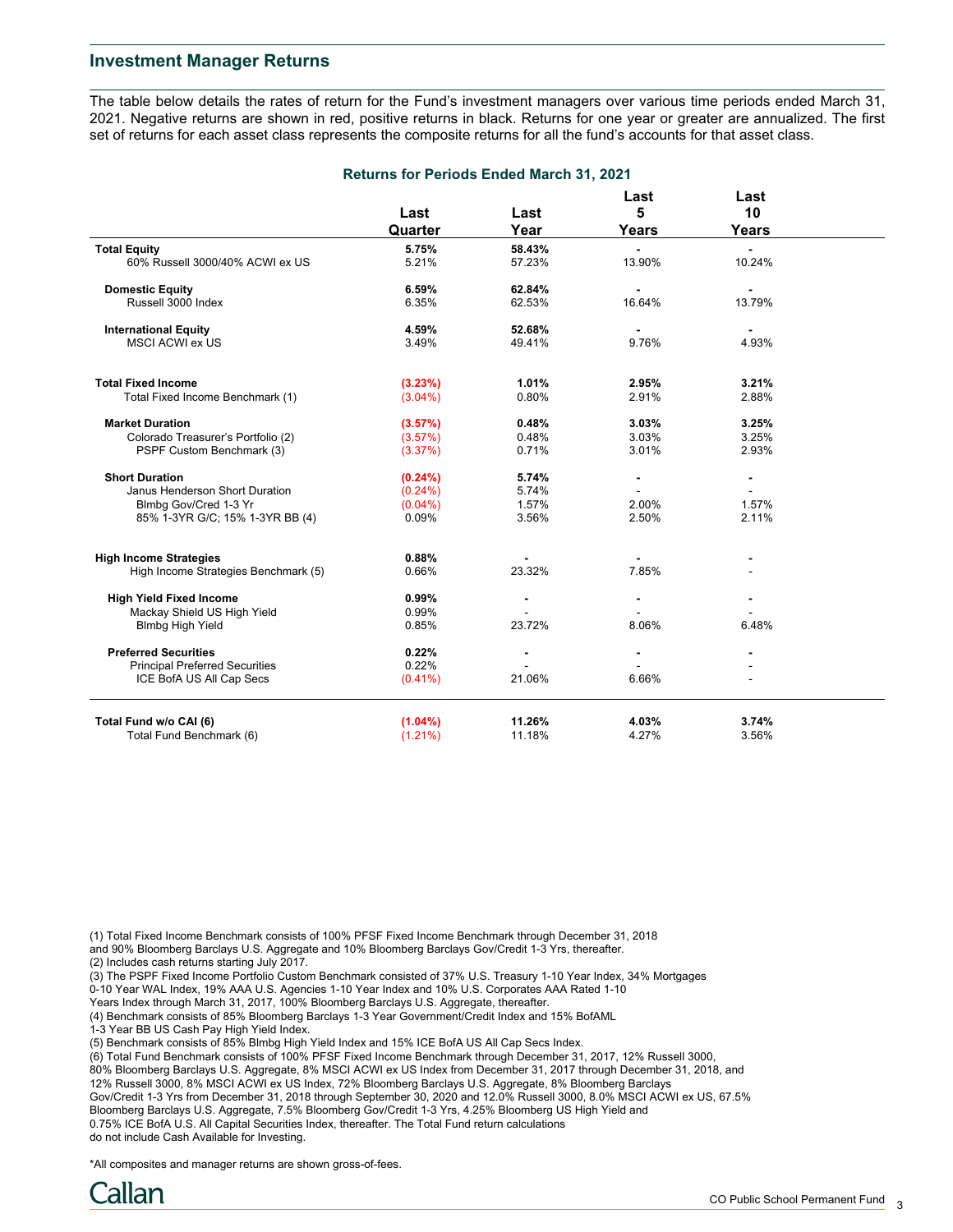## Investment Manager Returns

The table below details the rates of return for the Fund's investment managers over various time periods ended March 31, 2021. Negative returns are shown in red, positive returns in black. Returns for one year or greater are annualized. The first set of returns for each asset class represents the composite returns for all the fund's accounts for that asset class.

### Returns for Periods Ended March 31, 2021

| | Last Quarter | Last Year | Last 5 Years | Last 10 Years |
|---|---|---|---|---|
| **Total Equity** | **5.75%** | **58.43%** | **-** | **-** |
| 60% Russell 3000/40% ACWI ex US | 5.21% | 57.23% | 13.90% | 10.24% |
| **Domestic Equity** | **6.59%** | **62.84%** | **-** | **-** |
| Russell 3000 Index | 6.35% | 62.53% | 16.64% | 13.79% |
| **International Equity** | **4.59%** | **52.68%** | **-** | **-** |
| MSCI ACWI ex US | 3.49% | 49.41% | 9.76% | 4.93% |
| **Total Fixed Income** | **(3.23%)** | **1.01%** | **2.95%** | **3.21%** |
| Total Fixed Income Benchmark (1) | (3.04%) | 0.80% | 2.91% | 2.88% |
| **Market Duration** | **(3.57%)** | **0.48%** | **3.03%** | **3.25%** |
| Colorado Treasurer's Portfolio (2) | (3.57%) | 0.48% | 3.03% | 3.25% |
| PSPF Custom Benchmark (3) | (3.37%) | 0.71% | 3.01% | 2.93% |
| **Short Duration** | **(0.24%)** | **5.74%** | **-** | **-** |
| Janus Henderson Short Duration | (0.24%) | 5.74% | - | - |
| Blmbg Gov/Cred 1-3 Yr | (0.04%) | 1.57% | 2.00% | 1.57% |
| 85% 1-3YR G/C; 15% 1-3YR BB (4) | 0.09% | 3.56% | 2.50% | 2.11% |
| **High Income Strategies** | **0.88%** | **-** | **-** | **-** |
| High Income Strategies Benchmark (5) | 0.66% | 23.32% | 7.85% | - |
| **High Yield Fixed Income** | **0.99%** | **-** | **-** | **-** |
| Mackay Shield US High Yield | 0.99% | - | - | - |
| Blmbg High Yield | 0.85% | 23.72% | 8.06% | 6.48% |
| **Preferred Securities** | **0.22%** | **-** | **-** | **-** |
| Principal Preferred Securities | 0.22% | - | - | - |
| ICE BofA US All Cap Secs | (0.41%) | 21.06% | 6.66% | - |
| **Total Fund w/o CAI (6)** | **(1.04%)** | **11.26%** | **4.03%** | **3.74%** |
| Total Fund Benchmark (6) | (1.21%) | 11.18% | 4.27% | 3.56% |

(1) Total Fixed Income Benchmark consists of 100% PFSF Fixed Income Benchmark through December 31, 2018 and 90% Bloomberg Barclays U.S. Aggregate and 10% Bloomberg Barclays Gov/Credit 1-3 Yrs, thereafter.
(2) Includes cash returns starting July 2017.
(3) The PSPF Fixed Income Portfolio Custom Benchmark consisted of 37% U.S. Treasury 1-10 Year Index, 34% Mortgages 0-10 Year WAL Index, 19% AAA U.S. Agencies 1-10 Year Index and 10% U.S. Corporates AAA Rated 1-10 Years Index through March 31, 2017, 100% Bloomberg Barclays U.S. Aggregate, thereafter.
(4) Benchmark consists of 85% Bloomberg Barclays 1-3 Year Government/Credit Index and 15% BofAML 1-3 Year BB US Cash Pay High Yield Index.
(5) Benchmark consists of 85% Blmbg High Yield Index and 15% ICE BofA US All Cap Secs Index.
(6) Total Fund Benchmark consists of 100% PFSF Fixed Income Benchmark through December 31, 2017, 12% Russell 3000, 80% Bloomberg Barclays U.S. Aggregate, 8% MSCI ACWI ex US Index from December 31, 2017 through December 31, 2018, and 12% Russell 3000, 8% MSCI ACWI ex US Index, 72% Bloomberg Barclays U.S. Aggregate, 8% Bloomberg Barclays Gov/Credit 1-3 Yrs from December 31, 2018 through September 30, 2020 and 12.0% Russell 3000, 8.0% MSCI ACWI ex US, 67.5% Bloomberg Barclays U.S. Aggregate, 7.5% Bloomberg Gov/Credit 1-3 Yrs, 4.25% Bloomberg US High Yield and 0.75% ICE BofA U.S. All Capital Securities Index, thereafter. The Total Fund return calculations do not include Cash Available for Investing.

*All composites and manager returns are shown gross-of-fees.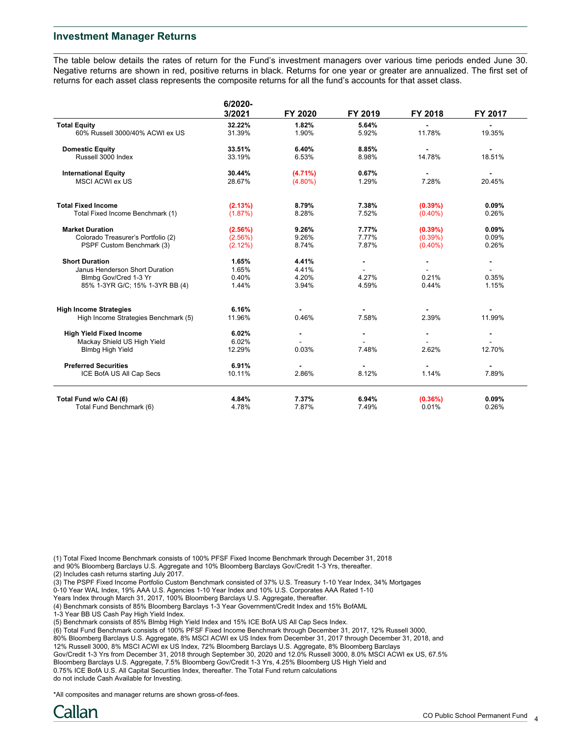## Investment Manager Returns

The table below details the rates of return for the Fund's investment managers over various time periods ended June 30. Negative returns are shown in red, positive returns in black. Returns for one year or greater are annualized. The first set of returns for each asset class represents the composite returns for all the fund's accounts for that asset class.

| | 6/2020-3/2021 | FY 2020 | FY 2019 | FY 2018 | FY 2017 |
|---|---|---|---|---|---|
| **Total Equity** | **32.22%** | **1.82%** | **5.64%** | **-** | **-** |
| 60% Russell 3000/40% ACWI ex US | 31.39% | 1.90% | 5.92% | 11.78% | 19.35% |
| **Domestic Equity** | **33.51%** | **6.40%** | **8.85%** | **-** | **-** |
| Russell 3000 Index | 33.19% | 6.53% | 8.98% | 14.78% | 18.51% |
| **International Equity** | **30.44%** | **(4.71%)** | **0.67%** | **-** | **-** |
| MSCI ACWI ex US | 28.67% | (4.80%) | 1.29% | 7.28% | 20.45% |
| **Total Fixed Income** | **(2.13%)** | **8.79%** | **7.38%** | **(0.39%)** | **0.09%** |
| Total Fixed Income Benchmark (1) | (1.87%) | 8.28% | 7.52% | (0.40%) | 0.26% |
| **Market Duration** | **(2.56%)** | **9.26%** | **7.77%** | **(0.39%)** | **0.09%** |
| Colorado Treasurer's Portfolio (2) | (2.56%) | 9.26% | 7.77% | (0.39%) | 0.09% |
| PSPF Custom Benchmark (3) | (2.12%) | 8.74% | 7.87% | (0.40%) | 0.26% |
| **Short Duration** | **1.65%** | **4.41%** | **-** | **-** | **-** |
| Janus Henderson Short Duration | 1.65% | 4.41% | - | - | - |
| Blmbg Gov/Cred 1-3 Yr | 0.40% | 4.20% | 4.27% | 0.21% | 0.35% |
| 85% 1-3YR G/C; 15% 1-3YR BB (4) | 1.44% | 3.94% | 4.59% | 0.44% | 1.15% |
| **High Income Strategies** | **6.16%** | **-** | **-** | **-** | **-** |
| High Income Strategies Benchmark (5) | 11.96% | 0.46% | 7.58% | 2.39% | 11.99% |
| **High Yield Fixed Income** | **6.02%** | **-** | **-** | **-** | **-** |
| Mackay Shield US High Yield | 6.02% | - | - | - | - |
| Blmbg High Yield | 12.29% | 0.03% | 7.48% | 2.62% | 12.70% |
| **Preferred Securities** | **6.91%** | **-** | **-** | **-** | **-** |
| ICE BofA US All Cap Secs | 10.11% | 2.86% | 8.12% | 1.14% | 7.89% |
| **Total Fund w/o CAI (6)** | **4.84%** | **7.37%** | **6.94%** | **(0.36%)** | **0.09%** |
| Total Fund Benchmark (6) | 4.78% | 7.87% | 7.49% | 0.01% | 0.26% |

(1) Total Fixed Income Benchmark consists of 100% PFSF Fixed Income Benchmark through December 31, 2018 and 90% Bloomberg Barclays U.S. Aggregate and 10% Bloomberg Barclays Gov/Credit 1-3 Yrs, thereafter.
(2) Includes cash returns starting July 2017.
(3) The PSPF Fixed Income Portfolio Custom Benchmark consisted of 37% U.S. Treasury 1-10 Year Index, 34% Mortgages 0-10 Year WAL Index, 19% AAA U.S. Agencies 1-10 Year Index and 10% U.S. Corporates AAA Rated 1-10 Years Index through March 31, 2017, 100% Bloomberg Barclays U.S. Aggregate, thereafter.
(4) Benchmark consists of 85% Bloomberg Barclays 1-3 Year Government/Credit Index and 15% BofAML 1-3 Year BB US Cash Pay High Yield Index.
(5) Benchmark consists of 85% Blmbg High Yield Index and 15% ICE BofA US All Cap Secs Index.
(6) Total Fund Benchmark consists of 100% PFSF Fixed Income Benchmark through December 31, 2017, 12% Russell 3000, 80% Bloomberg Barclays U.S. Aggregate, 8% MSCI ACWI ex US Index from December 31, 2017 through December 31, 2018, and 12% Russell 3000, 8% MSCI ACWI ex US Index, 72% Bloomberg Barclays U.S. Aggregate, 8% Bloomberg Barclays Gov/Credit 1-3 Yrs from December 31, 2018 through September 30, 2020 and 12.0% Russell 3000, 8.0% MSCI ACWI ex US, 67.5% Bloomberg Barclays U.S. Aggregate, 7.5% Bloomberg Gov/Credit 1-3 Yrs, 4.25% Bloomberg US High Yield and 0.75% ICE BofA U.S. All Capital Securities Index, thereafter. The Total Fund return calculations do not include Cash Available for Investing.

*All composites and manager returns are shown gross-of-fees.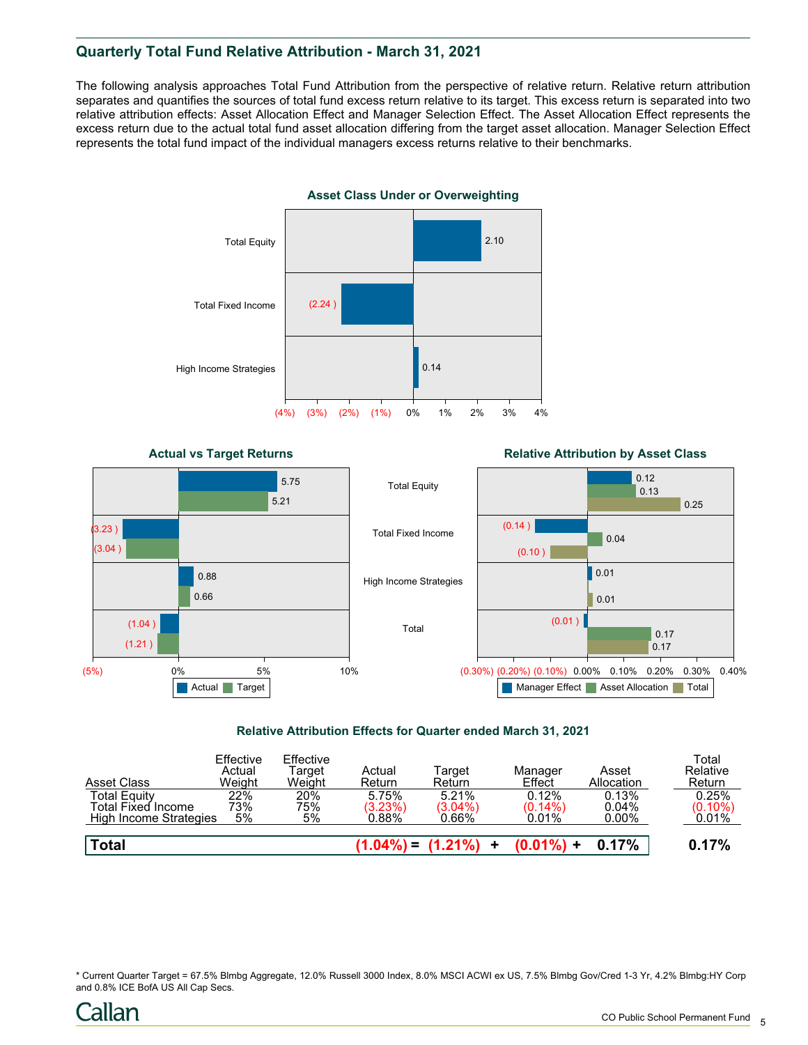## Quarterly Total Fund Relative Attribution - March 31, 2021

The following analysis approaches Total Fund Attribution from the perspective of relative return. Relative return attribution separates and quantifies the sources of total fund excess return relative to its target. This excess return is separated into two relative attribution effects: Asset Allocation Effect and Manager Selection Effect. The Asset Allocation Effect represents the excess return due to the actual total fund asset allocation differing from the target asset allocation. Manager Selection Effect represents the total fund impact of the individual managers excess returns relative to their benchmarks.

### Asset Class Under or Overweighting

| Asset Class | Under/Overweighting |
|---|---|
| Total Equity | 2.10 |
| Total Fixed Income | (2.24) |
| High Income Strategies | 0.14 |

### Actual vs Target Returns

| Asset Class | Actual | Target |
|---|---|---|
| Total Equity | 5.75 | 5.21 |
| Total Fixed Income | (3.23) | (3.04) |
| High Income Strategies | 0.88 | 0.66 |
| Total | (1.04) | (1.21) |

### Relative Attribution by Asset Class

| Asset Class | Manager Effect | Asset Allocation | Total |
|---|---|---|---|
| Total Equity | 0.12 | 0.13 | 0.25 |
| Total Fixed Income | (0.14) | 0.04 | (0.10) |
| High Income Strategies | 0.01 | | 0.01 |
| Total | (0.01) | 0.17 | 0.17 |

### Relative Attribution Effects for Quarter ended March 31, 2021

| Asset Class | Effective Actual Weight | Effective Target Weight | Actual Return | Target Return | Manager Effect | Asset Allocation | Total Relative Return |
|---|---|---|---|---|---|---|---|
| Total Equity | 22% | 20% | 5.75% | 5.21% | 0.12% | 0.13% | 0.25% |
| Total Fixed Income | 73% | 75% | (3.23%) | (3.04%) | (0.14%) | 0.04% | (0.10%) |
| High Income Strategies | 5% | 5% | 0.88% | 0.66% | 0.01% | 0.00% | 0.01% |
| **Total** | | | **(1.04%) =** | **(1.21%) +** | **(0.01%) +** | **0.17%** | **0.17%** |

* Current Quarter Target = 67.5% Blmbg Aggregate, 12.0% Russell 3000 Index, 8.0% MSCI ACWI ex US, 7.5% Blmbg Gov/Cred 1-3 Yr, 4.2% Blmbg:HY Corp and 0.8% ICE BofA US All Cap Secs.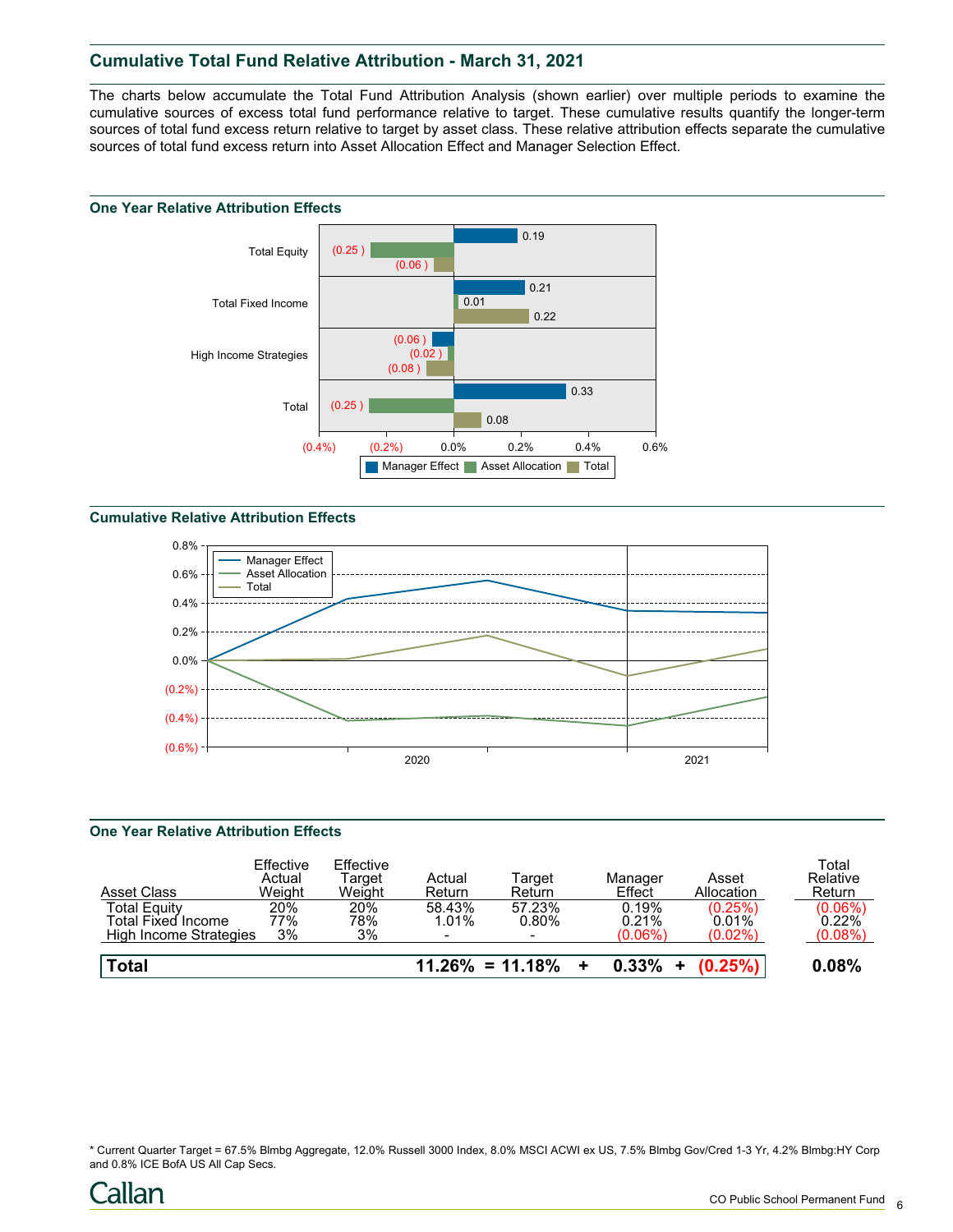## Cumulative Total Fund Relative Attribution - March 31, 2021

The charts below accumulate the Total Fund Attribution Analysis (shown earlier) over multiple periods to examine the cumulative sources of excess total fund performance relative to target. These cumulative results quantify the longer-term sources of total fund excess return relative to target by asset class. These relative attribution effects separate the cumulative sources of total fund excess return into Asset Allocation Effect and Manager Selection Effect.

### One Year Relative Attribution Effects

| | Manager Effect | Asset Allocation | Total |
|---|---|---|---|
| Total Equity | 0.19 | (0.25) | (0.06) |
| Total Fixed Income | 0.21 | 0.01 | 0.22 |
| High Income Strategies | (0.06) | (0.02) | (0.08) |
| Total | 0.33 | (0.25) | 0.08 |

### Cumulative Relative Attribution Effects

### One Year Relative Attribution Effects

| Asset Class | Effective Actual Weight | Effective Target Weight | Actual Return | | Target Return | | Manager Effect | | Asset Allocation | Total Relative Return |
|---|---|---|---|---|---|---|---|---|---|---|
| Total Equity | 20% | 20% | 58.43% | | 57.23% | | 0.19% | | (0.25%) | (0.06%) |
| Total Fixed Income | 77% | 78% | 1.01% | | 0.80% | | 0.21% | | 0.01% | 0.22% |
| High Income Strategies | 3% | 3% | - | | - | | (0.06%) | | (0.02%) | (0.08%) |
| **Total** | | | **11.26%** | **=** | **11.18%** | **+** | **0.33%** | **+** | **(0.25%)** | **0.08%** |

* Current Quarter Target = 67.5% Blmbg Aggregate, 12.0% Russell 3000 Index, 8.0% MSCI ACWI ex US, 7.5% Blmbg Gov/Cred 1-3 Yr, 4.2% Blmbg:HY Corp and 0.8% ICE BofA US All Cap Secs.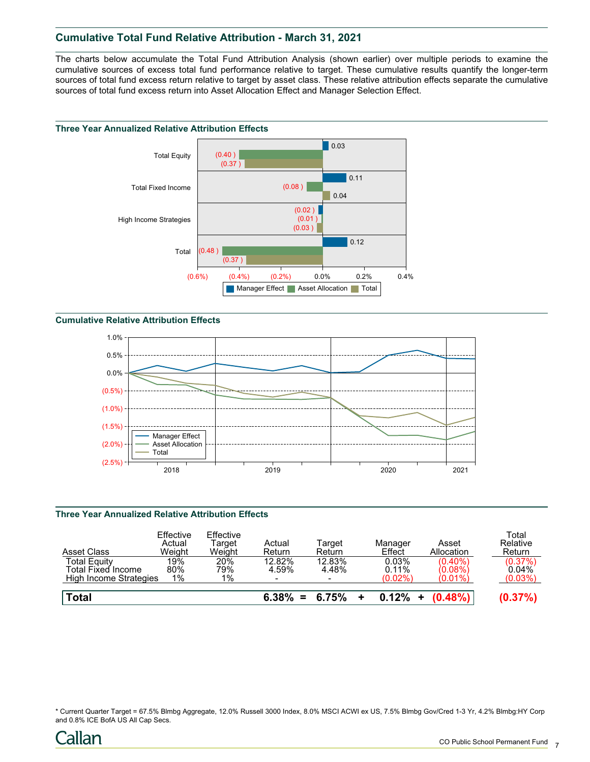## Cumulative Total Fund Relative Attribution - March 31, 2021

The charts below accumulate the Total Fund Attribution Analysis (shown earlier) over multiple periods to examine the cumulative sources of excess total fund performance relative to target. These cumulative results quantify the longer-term sources of total fund excess return relative to target by asset class. These relative attribution effects separate the cumulative sources of total fund excess return into Asset Allocation Effect and Manager Selection Effect.

### Three Year Annualized Relative Attribution Effects

| | Manager Effect | Asset Allocation | Total |
|---|---|---|---|
| Total Equity | 0.03 | (0.40 ) | (0.37 ) |
| Total Fixed Income | 0.11 | (0.08 ) | 0.04 |
| High Income Strategies | (0.02 ) | (0.01 ) | (0.03 ) |
| Total | 0.12 | (0.48 ) | (0.37 ) |

### Cumulative Relative Attribution Effects

### Three Year Annualized Relative Attribution Effects

| Asset Class | Effective Actual Weight | Effective Target Weight | Actual Return | | Target Return | | Manager Effect | | Asset Allocation | Total Relative Return |
|---|---|---|---|---|---|---|---|---|---|---|
| Total Equity | 19% | 20% | 12.82% | | 12.83% | | 0.03% | | (0.40%) | (0.37%) |
| Total Fixed Income | 80% | 79% | 4.59% | | 4.48% | | 0.11% | | (0.08%) | 0.04% |
| High Income Strategies | 1% | 1% | - | | - | | (0.02%) | | (0.01%) | (0.03%) |
| **Total** | | | **6.38%** | **=** | **6.75%** | **+** | **0.12%** | **+** | **(0.48%)** | **(0.37%)** |

* Current Quarter Target = 67.5% Blmbg Aggregate, 12.0% Russell 3000 Index, 8.0% MSCI ACWI ex US, 7.5% Blmbg Gov/Cred 1-3 Yr, 4.2% Blmbg:HY Corp and 0.8% ICE BofA US All Cap Secs.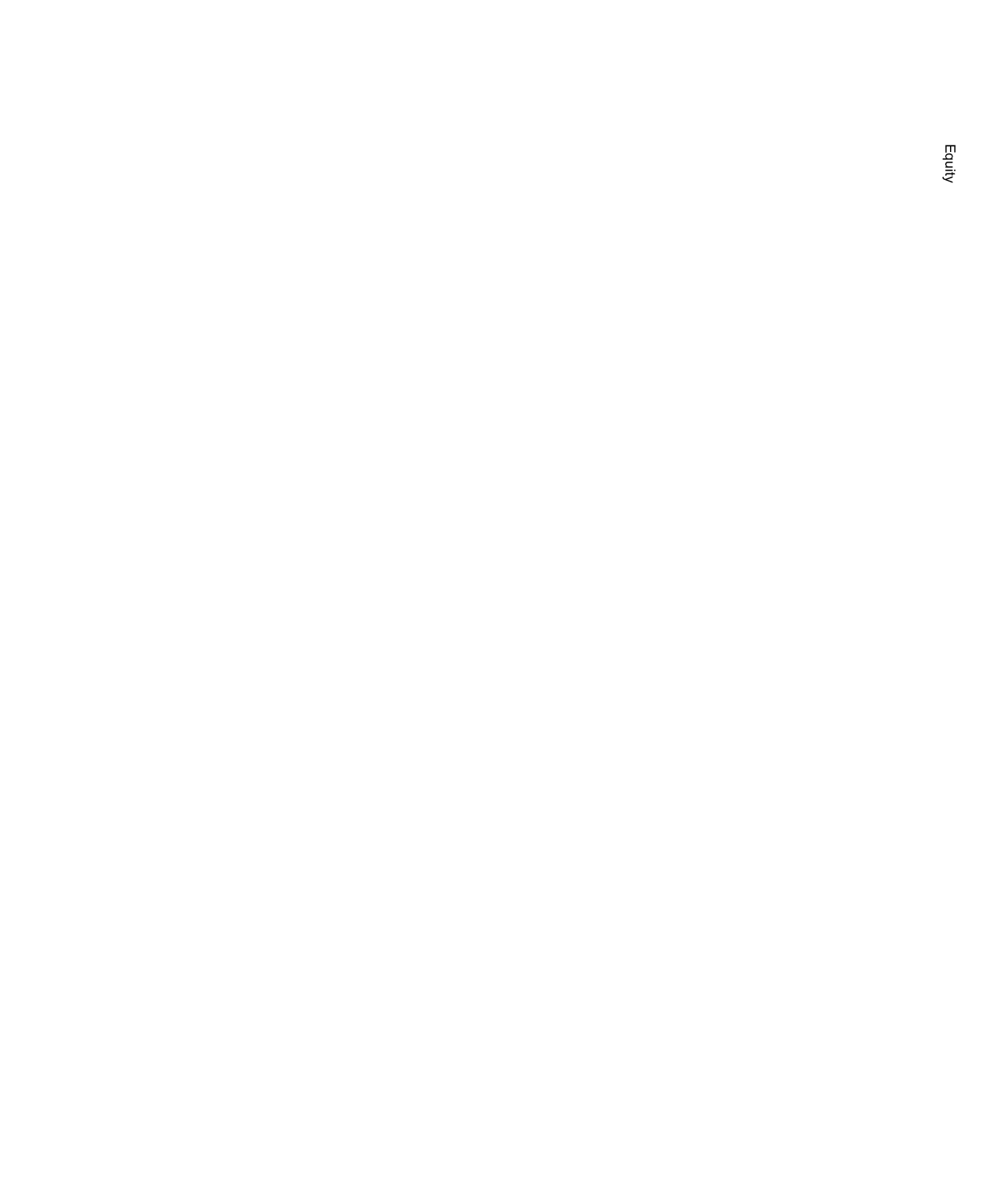Equity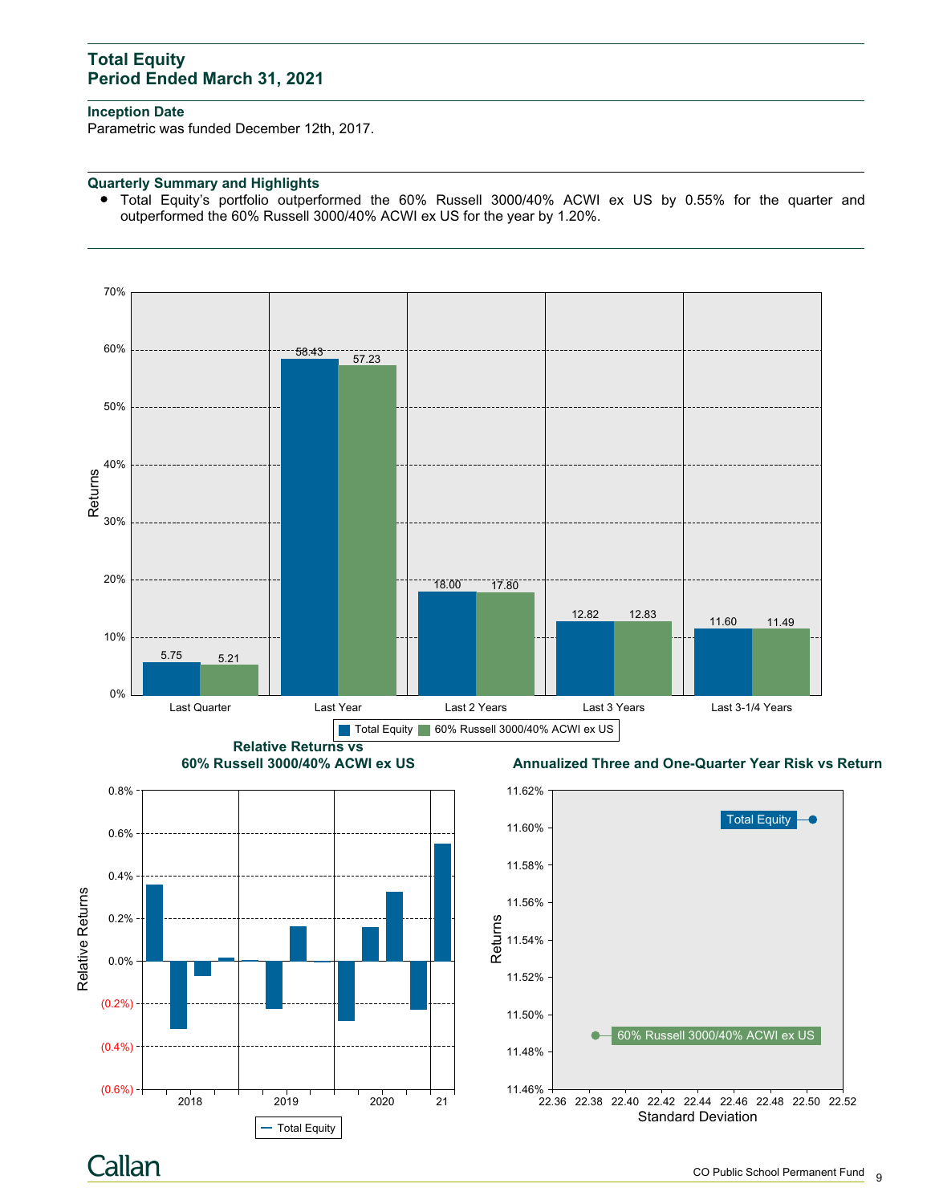## Total Equity
## Period Ended March 31, 2021

### Inception Date

Parametric was funded December 12th, 2017.

### Quarterly Summary and Highlights

- Total Equity's portfolio outperformed the 60% Russell 3000/40% ACWI ex US by 0.55% for the quarter and outperformed the 60% Russell 3000/40% ACWI ex US for the year by 1.20%.

| | Last Quarter | Last Year | Last 2 Years | Last 3 Years | Last 3-1/4 Years |
|---|---|---|---|---|---|
| Total Equity | 5.75 | 58.43 | 18.00 | 12.82 | 11.60 |
| 60% Russell 3000/40% ACWI ex US | 5.21 | 57.23 | 17.80 | 12.83 | 11.49 |

**Relative Returns vs 60% Russell 3000/40% ACWI ex US**

**Annualized Three and One-Quarter Year Risk vs Return**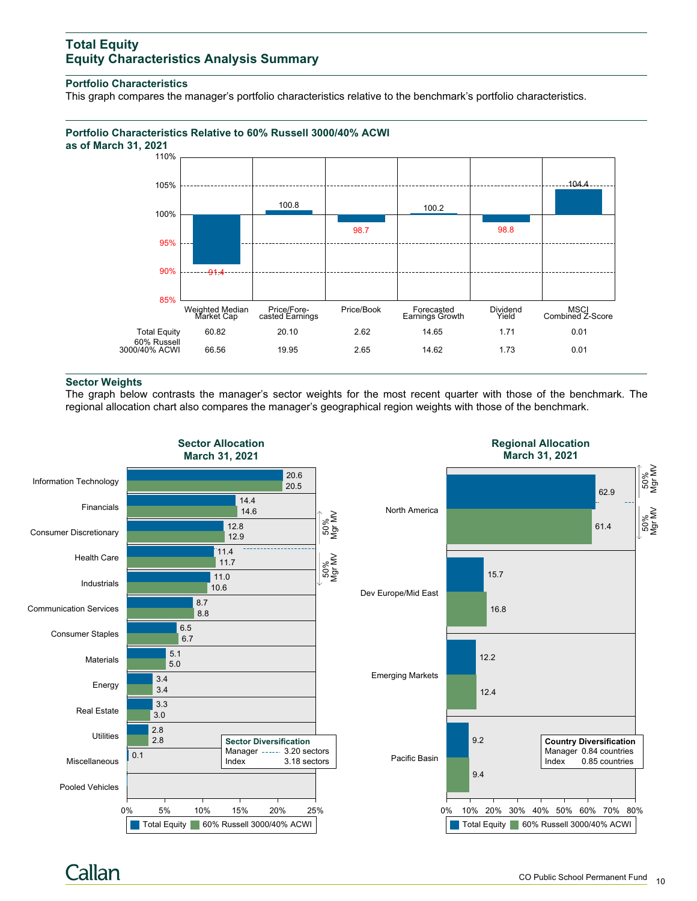## Total Equity
## Equity Characteristics Analysis Summary

### Portfolio Characteristics

This graph compares the manager's portfolio characteristics relative to the benchmark's portfolio characteristics.

### Portfolio Characteristics Relative to 60% Russell 3000/40% ACWI as of March 31, 2021

| | Weighted Median Market Cap | Price/Forecasted Earnings | Price/Book | Forecasted Earnings Growth | Dividend Yield | MSCI Combined Z-Score |
|---|---|---|---|---|---|---|
| Relative (%) | 91.4 | 100.8 | 98.7 | 100.2 | 98.8 | 104.4 |
| Total Equity | 60.82 | 20.10 | 2.62 | 14.65 | 1.71 | 0.01 |
| 60% Russell 3000/40% ACWI | 66.56 | 19.95 | 2.65 | 14.62 | 1.73 | 0.01 |

### Sector Weights

The graph below contrasts the manager's sector weights for the most recent quarter with those of the benchmark. The regional allocation chart also compares the manager's geographical region weights with those of the benchmark.

#### Sector Allocation March 31, 2021

| Sector | Total Equity | 60% Russell 3000/40% ACWI |
|---|---|---|
| Information Technology | 20.6 | 20.5 |
| Financials | 14.4 | 14.6 |
| Consumer Discretionary | 12.8 | 12.9 |
| Health Care | 11.4 | 11.7 |
| Industrials | 11.0 | 10.6 |
| Communication Services | 8.7 | 8.8 |
| Consumer Staples | 6.5 | 6.7 |
| Materials | 5.1 | 5.0 |
| Energy | 3.4 | 3.4 |
| Real Estate | 3.3 | 3.0 |
| Utilities | 2.8 | 2.8 |
| Miscellaneous | 0.1 | |
| Pooled Vehicles | | |

**Sector Diversification**
Manager 3.20 sectors
Index 3.18 sectors

#### Regional Allocation March 31, 2021

| Region | Total Equity | 60% Russell 3000/40% ACWI |
|---|---|---|
| North America | 62.9 | 61.4 |
| Dev Europe/Mid East | 15.7 | 16.8 |
| Emerging Markets | 12.2 | 12.4 |
| Pacific Basin | 9.2 | 9.4 |

**Country Diversification**
Manager 0.84 countries
Index 0.85 countries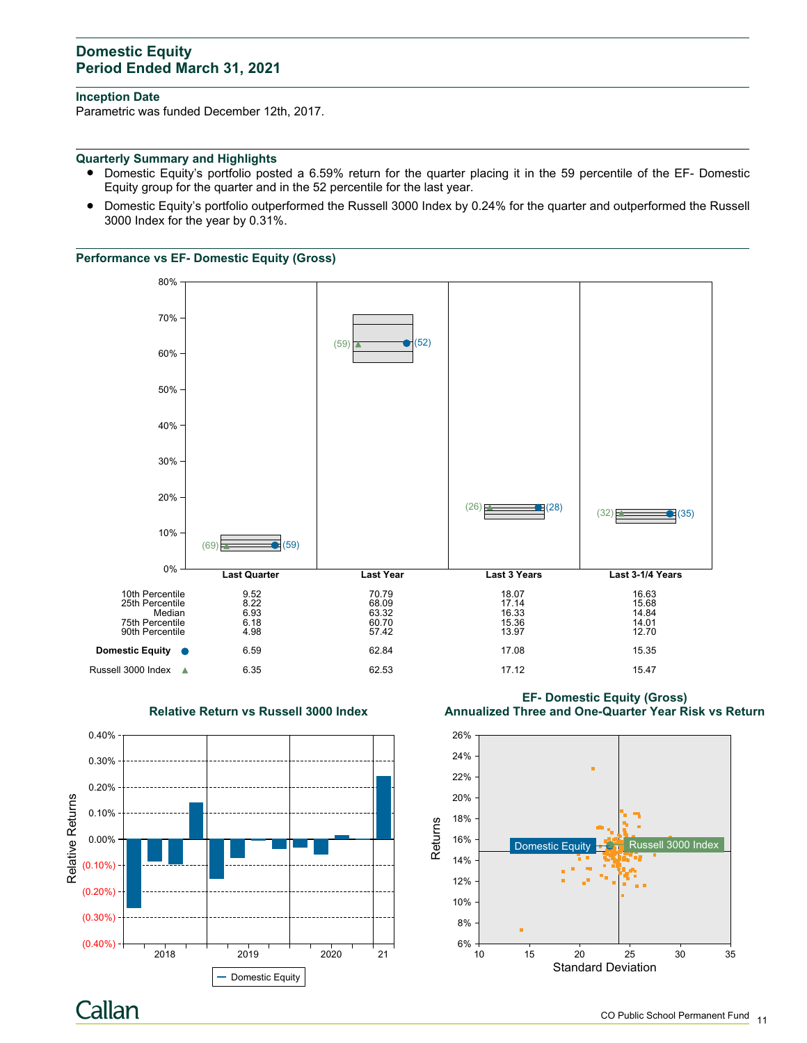## Domestic Equity
## Period Ended March 31, 2021

### Inception Date

Parametric was funded December 12th, 2017.

### Quarterly Summary and Highlights

- Domestic Equity's portfolio posted a 6.59% return for the quarter placing it in the 59 percentile of the EF- Domestic Equity group for the quarter and in the 52 percentile for the last year.
- Domestic Equity's portfolio outperformed the Russell 3000 Index by 0.24% for the quarter and outperformed the Russell 3000 Index for the year by 0.31%.

### Performance vs EF- Domestic Equity (Gross)

| | Last Quarter | Last Year | Last 3 Years | Last 3-1/4 Years |
|---|---|---|---|---|
| 10th Percentile | 9.52 | 70.79 | 18.07 | 16.63 |
| 25th Percentile | 8.22 | 68.09 | 17.14 | 15.68 |
| Median | 6.93 | 63.32 | 16.33 | 14.84 |
| 75th Percentile | 6.18 | 60.70 | 15.36 | 14.01 |
| 90th Percentile | 4.98 | 57.42 | 13.97 | 12.70 |
| **Domestic Equity** ● | 6.59 (59) | 62.84 (52) | 17.08 (28) | 15.35 (35) |
| Russell 3000 Index ▲ | 6.35 (69) | 62.53 (59) | 17.12 (26) | 15.47 (32) |

### Relative Return vs Russell 3000 Index

### EF- Domestic Equity (Gross)
### Annualized Three and One-Quarter Year Risk vs Return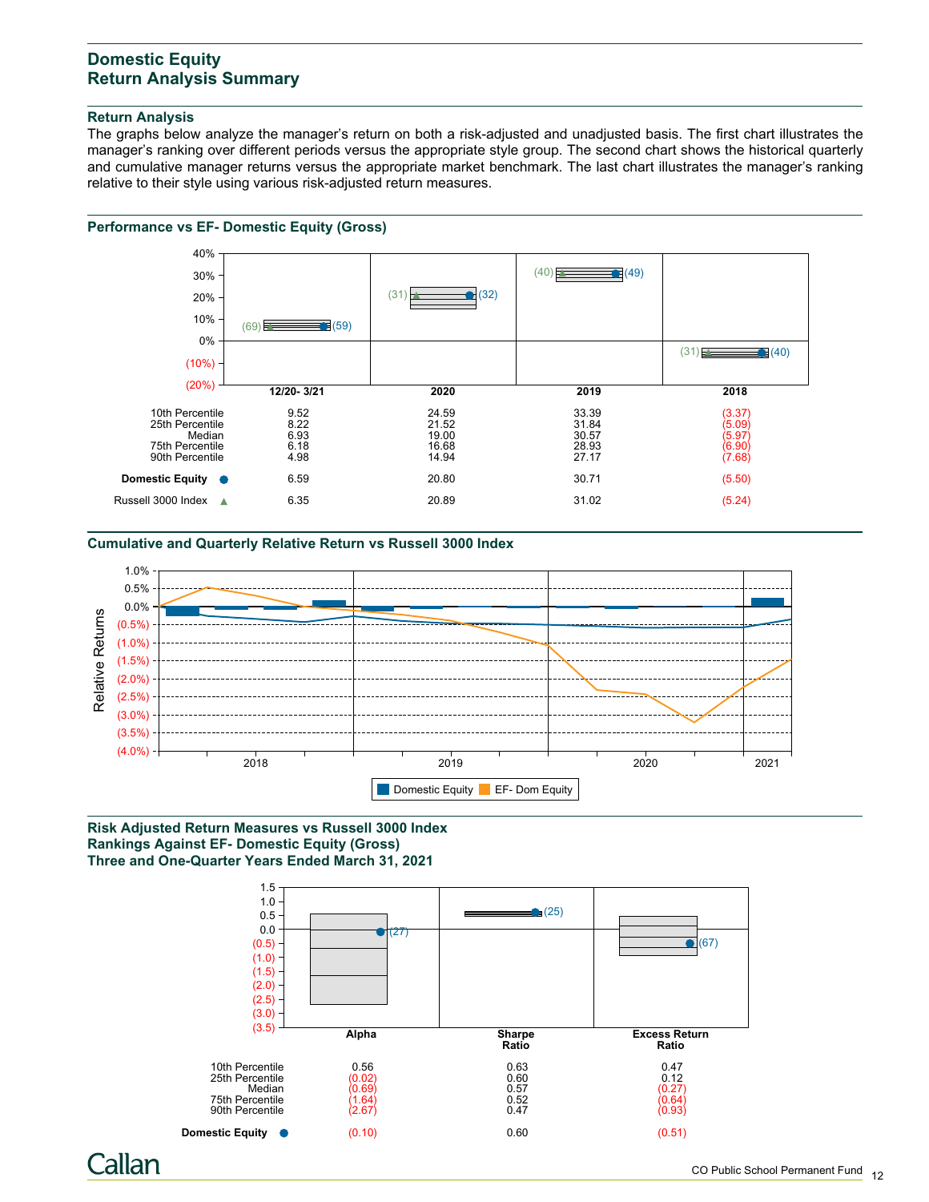## Domestic Equity
## Return Analysis Summary

### Return Analysis

The graphs below analyze the manager's return on both a risk-adjusted and unadjusted basis. The first chart illustrates the manager's ranking over different periods versus the appropriate style group. The second chart shows the historical quarterly and cumulative manager returns versus the appropriate market benchmark. The last chart illustrates the manager's ranking relative to their style using various risk-adjusted return measures.

### Performance vs EF- Domestic Equity (Gross)

| | 12/20- 3/21 | 2020 | 2019 | 2018 |
|---|---|---|---|---|
| 10th Percentile | 9.52 | 24.59 | 33.39 | (3.37) |
| 25th Percentile | 8.22 | 21.52 | 31.84 | (5.09) |
| Median | 6.93 | 19.00 | 30.57 | (5.97) |
| 75th Percentile | 6.18 | 16.68 | 28.93 | (6.90) |
| 90th Percentile | 4.98 | 14.94 | 27.17 | (7.68) |
| **Domestic Equity** ● | 6.59 (59) | 20.80 (32) | 30.71 (49) | (5.50) (40) |
| Russell 3000 Index ▲ | 6.35 (69) | 20.89 (31) | 31.02 (40) | (5.24) (31) |

### Cumulative and Quarterly Relative Return vs Russell 3000 Index

Legend: Domestic Equity, EF- Dom Equity

### Risk Adjusted Return Measures vs Russell 3000 Index
### Rankings Against EF- Domestic Equity (Gross)
### Three and One-Quarter Years Ended March 31, 2021

| | Alpha | Sharpe Ratio | Excess Return Ratio |
|---|---|---|---|
| 10th Percentile | 0.56 | 0.63 | 0.47 |
| 25th Percentile | (0.02) | 0.60 | 0.12 |
| Median | (0.69) | 0.57 | (0.27) |
| 75th Percentile | (1.64) | 0.52 | (0.64) |
| 90th Percentile | (2.67) | 0.47 | (0.93) |
| **Domestic Equity** ● | (0.10) (27) | 0.60 (25) | (0.51) (67) |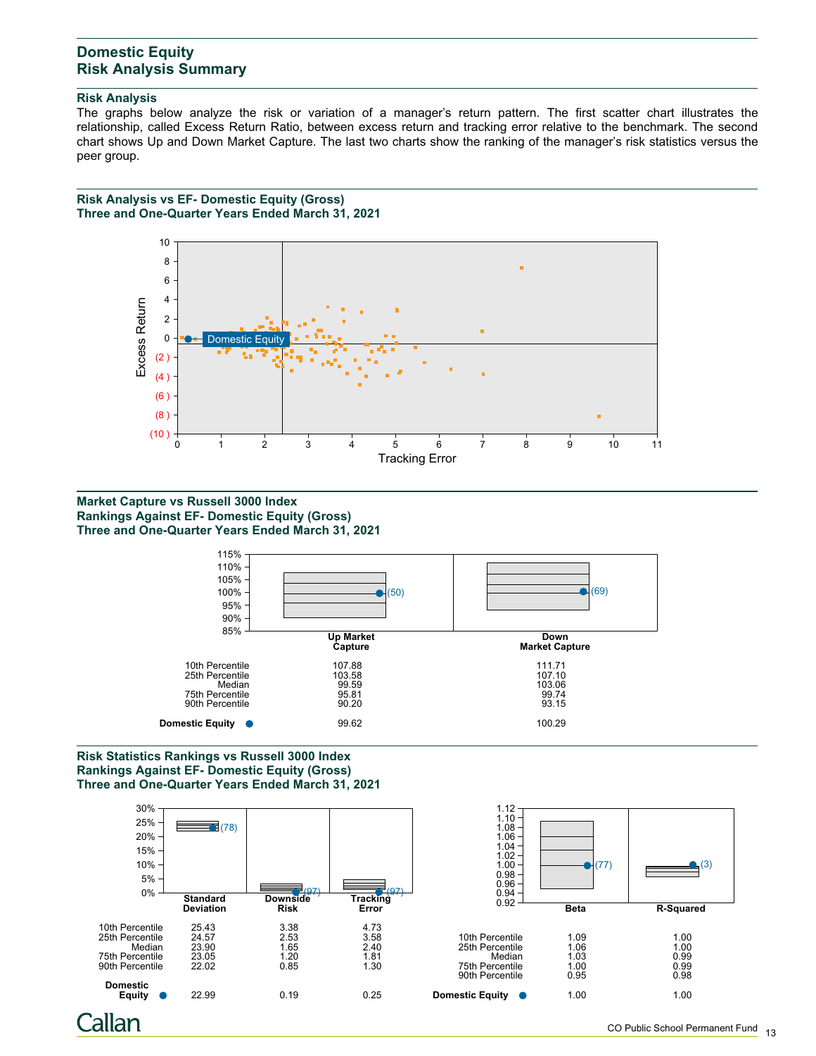## Domestic Equity
## Risk Analysis Summary

### Risk Analysis

The graphs below analyze the risk or variation of a manager's return pattern. The first scatter chart illustrates the relationship, called Excess Return Ratio, between excess return and tracking error relative to the benchmark. The second chart shows Up and Down Market Capture. The last two charts show the ranking of the manager's risk statistics versus the peer group.

### Risk Analysis vs EF- Domestic Equity (Gross)
### Three and One-Quarter Years Ended March 31, 2021

### Market Capture vs Russell 3000 Index
### Rankings Against EF- Domestic Equity (Gross)
### Three and One-Quarter Years Ended March 31, 2021

| | Up Market Capture | Down Market Capture |
|---|---|---|
| 10th Percentile | 107.88 | 111.71 |
| 25th Percentile | 103.58 | 107.10 |
| Median | 99.59 | 103.06 |
| 75th Percentile | 95.81 | 99.74 |
| 90th Percentile | 90.20 | 93.15 |
| **Domestic Equity** ● | 99.62 (50) | 100.29 (69) |

### Risk Statistics Rankings vs Russell 3000 Index
### Rankings Against EF- Domestic Equity (Gross)
### Three and One-Quarter Years Ended March 31, 2021

| | Standard Deviation | Downside Risk | Tracking Error |
|---|---|---|---|
| 10th Percentile | 25.43 | 3.38 | 4.73 |
| 25th Percentile | 24.57 | 2.53 | 3.58 |
| Median | 23.90 | 1.65 | 2.40 |
| 75th Percentile | 23.05 | 1.20 | 1.81 |
| 90th Percentile | 22.02 | 0.85 | 1.30 |
| **Domestic Equity** ● | 22.99 (78) | 0.19 (97) | 0.25 (97) |

| | Beta | R-Squared |
|---|---|---|
| 10th Percentile | 1.09 | 1.00 |
| 25th Percentile | 1.06 | 1.00 |
| Median | 1.03 | 0.99 |
| 75th Percentile | 1.00 | 0.99 |
| 90th Percentile | 0.95 | 0.98 |
| **Domestic Equity** ● | 1.00 (77) | 1.00 (3) |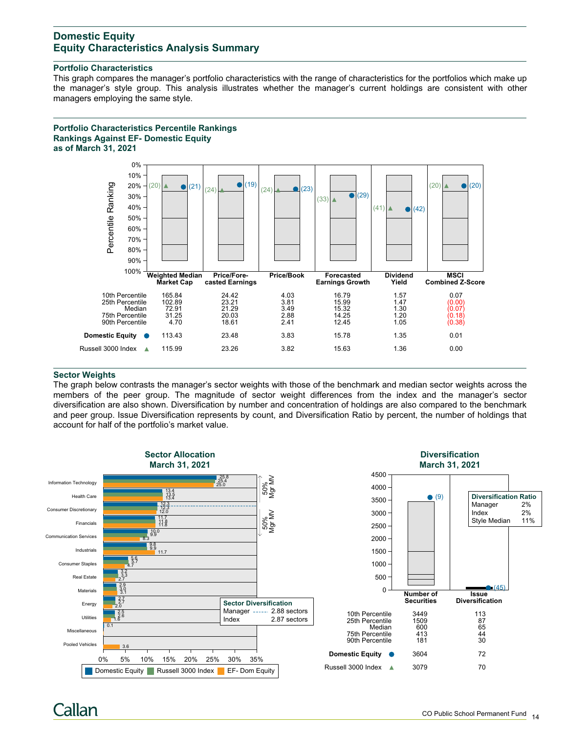# Domestic Equity
## Equity Characteristics Analysis Summary

### Portfolio Characteristics

This graph compares the manager's portfolio characteristics with the range of characteristics for the portfolios which make up the manager's style group. This analysis illustrates whether the manager's current holdings are consistent with other managers employing the same style.

### Portfolio Characteristics Percentile Rankings
### Rankings Against EF- Domestic Equity
### as of March 31, 2021

| | Weighted Median Market Cap | Price/Forecasted Earnings | Price/Book | Forecasted Earnings Growth | Dividend Yield | MSCI Combined Z-Score |
|---|---|---|---|---|---|---|
| 10th Percentile | 165.84 | 24.42 | 4.03 | 16.79 | 1.57 | 0.07 |
| 25th Percentile | 102.89 | 23.21 | 3.81 | 15.99 | 1.47 | (0.00) |
| Median | 72.91 | 21.29 | 3.49 | 15.32 | 1.30 | (0.07) |
| 75th Percentile | 31.25 | 20.03 | 2.88 | 14.25 | 1.20 | (0.18) |
| 90th Percentile | 4.70 | 18.61 | 2.41 | 12.45 | 1.05 | (0.38) |
| **Domestic Equity** ● | 113.43 (21) | 23.48 (19) | 3.83 (23) | 15.78 (29) | 1.35 (42) | 0.01 (20) |
| Russell 3000 Index ▲ | 115.99 (20) | 23.26 (24) | 3.82 (24) | 15.63 (33) | 1.36 (41) | 0.00 (20) |

### Sector Weights

The graph below contrasts the manager's sector weights with those of the benchmark and median sector weights across the members of the peer group. The magnitude of sector weight differences from the index and the manager's sector diversification are also shown. Diversification by number and concentration of holdings are also compared to the benchmark and peer group. Issue Diversification represents by count, and Diversification Ratio by percent, the number of holdings that account for half of the portfolio's market value.

**Sector Allocation**
**March 31, 2021**

| Sector | Domestic Equity | Russell 3000 Index | EF- Dom Equity |
|---|---|---|---|
| Information Technology | 25.8 | 25.4 | 25.0 |
| Health Care | 13.4 | 13.5 | 13.4 |
| Consumer Discretionary | 12.3 | 12.3 | 12.0 |
| Financials | 11.7 | 11.8 | 11.8 |
| Communication Services | 10.0 | 9.9 | 8.3 |
| Industrials | 9.8 | 9.9 | 11.7 |
| Consumer Staples | 5.6 | 5.7 | 4.7 |
| Real Estate | 3.2 | 3.3 | 2.7 |
| Materials | 2.9 | 3.0 | 3.1 |
| Energy | 2.7 | 2.7 | 2.0 |
| Utilities | 2.5 | 2.6 | 1.8 |
| Miscellaneous | | | 0.1 |
| Pooled Vehicles | | | 3.6 |

| Sector Diversification | |
|---|---|
| Manager | 2.88 sectors |
| Index | 2.87 sectors |

**Diversification**
**March 31, 2021**

| | Number of Securities | Issue Diversification |
|---|---|---|
| 10th Percentile | 3449 | 113 |
| 25th Percentile | 1509 | 87 |
| Median | 600 | 65 |
| 75th Percentile | 413 | 44 |
| 90th Percentile | 181 | 30 |
| **Domestic Equity** ● | 3604 (9) | 72 (45) |
| Russell 3000 Index ▲ | 3079 | 70 |

| Diversification Ratio | |
|---|---|
| Manager | 2% |
| Index | 2% |
| Style Median | 11% |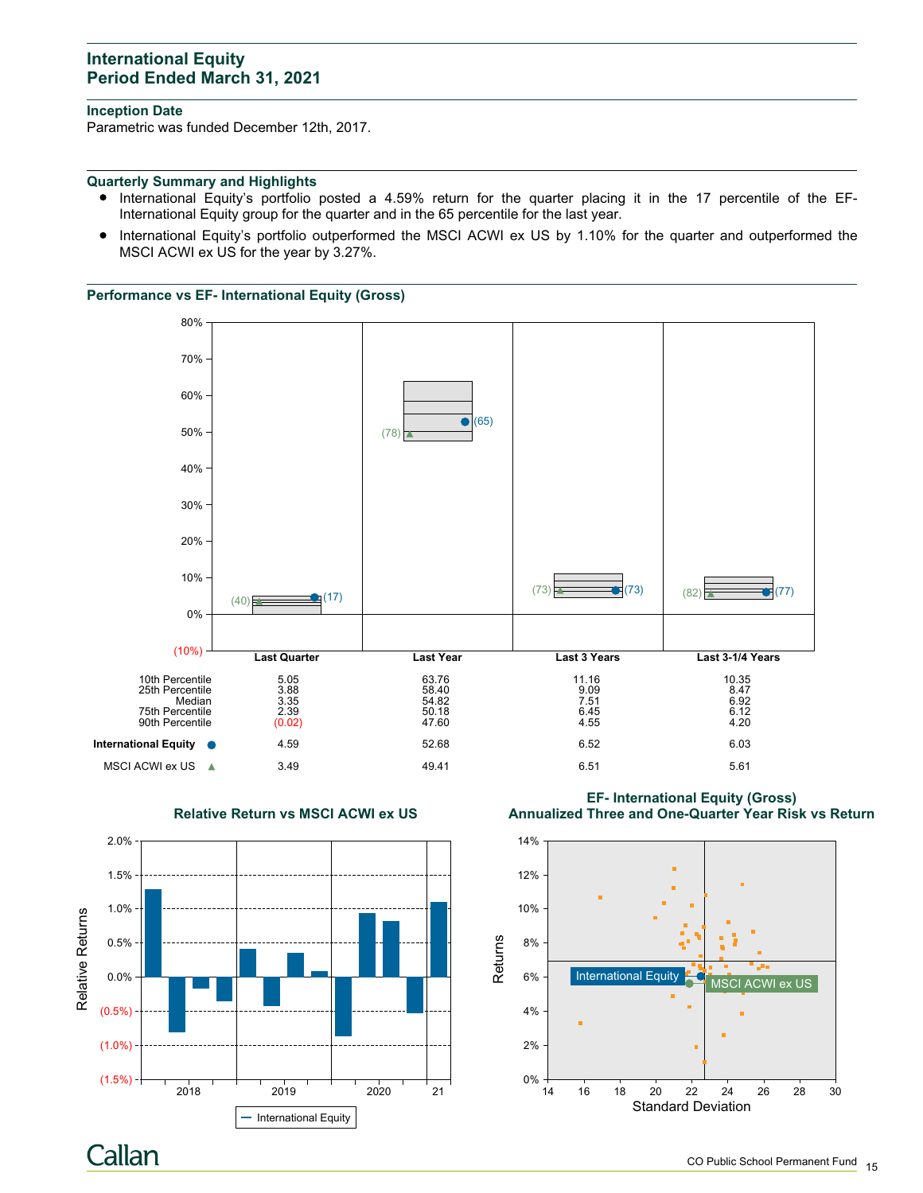# International Equity
# Period Ended March 31, 2021

### Inception Date

Parametric was funded December 12th, 2017.

### Quarterly Summary and Highlights

- International Equity's portfolio posted a 4.59% return for the quarter placing it in the 17 percentile of the EF-International Equity group for the quarter and in the 65 percentile for the last year.
- International Equity's portfolio outperformed the MSCI ACWI ex US by 1.10% for the quarter and outperformed the MSCI ACWI ex US for the year by 3.27%.

### Performance vs EF- International Equity (Gross)

| | Last Quarter | Last Year | Last 3 Years | Last 3-1/4 Years |
|---|---|---|---|---|
| 10th Percentile | 5.05 | 63.76 | 11.16 | 10.35 |
| 25th Percentile | 3.88 | 58.40 | 9.09 | 8.47 |
| Median | 3.35 | 54.82 | 7.51 | 6.92 |
| 75th Percentile | 2.39 | 50.18 | 6.45 | 6.12 |
| 90th Percentile | (0.02) | 47.60 | 4.55 | 4.20 |
| **International Equity** ● | 4.59 | 52.68 | 6.52 | 6.03 |
| MSCI ACWI ex US ▲ | 3.49 | 49.41 | 6.51 | 5.61 |

Rankings: International Equity — Last Quarter (17), Last Year (65), Last 3 Years (73), Last 3-1/4 Years (77); MSCI ACWI ex US — Last Quarter (40), Last Year (78), Last 3 Years (73), Last 3-1/4 Years (82).

### Relative Return vs MSCI ACWI ex US

### EF- International Equity (Gross) Annualized Three and One-Quarter Year Risk vs Return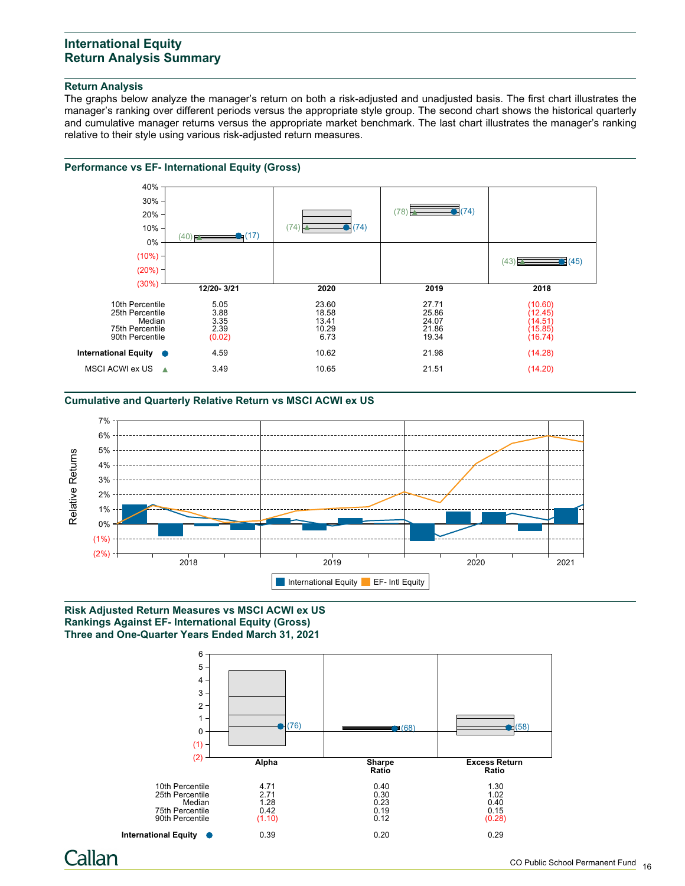# International Equity
# Return Analysis Summary

## Return Analysis

The graphs below analyze the manager's return on both a risk-adjusted and unadjusted basis. The first chart illustrates the manager's ranking over different periods versus the appropriate style group. The second chart shows the historical quarterly and cumulative manager returns versus the appropriate market benchmark. The last chart illustrates the manager's ranking relative to their style using various risk-adjusted return measures.

## Performance vs EF- International Equity (Gross)

| | 12/20- 3/21 | 2020 | 2019 | 2018 |
|---|---|---|---|---|
| 10th Percentile | 5.05 | 23.60 | 27.71 | (10.60) |
| 25th Percentile | 3.88 | 18.58 | 25.86 | (12.45) |
| Median | 3.35 | 13.41 | 24.07 | (14.51) |
| 75th Percentile | 2.39 | 10.29 | 21.86 | (15.85) |
| 90th Percentile | (0.02) | 6.73 | 19.34 | (16.74) |
| **International Equity** ● | 4.59 (17) | 10.62 (74) | 21.98 (74) | (14.28) (45) |
| MSCI ACWI ex US ▲ | 3.49 (40) | 10.65 (74) | 21.51 (78) | (14.20) (43) |

## Cumulative and Quarterly Relative Return vs MSCI ACWI ex US

Legend: International Equity, EF- Intl Equity

## Risk Adjusted Return Measures vs MSCI ACWI ex US
## Rankings Against EF- International Equity (Gross)
## Three and One-Quarter Years Ended March 31, 2021

| | Alpha | Sharpe Ratio | Excess Return Ratio |
|---|---|---|---|
| 10th Percentile | 4.71 | 0.40 | 1.30 |
| 25th Percentile | 2.71 | 0.30 | 1.02 |
| Median | 1.28 | 0.23 | 0.40 |
| 75th Percentile | 0.42 | 0.19 | 0.15 |
| 90th Percentile | (1.10) | 0.12 | (0.28) |
| **International Equity** ● | 0.39 (76) | 0.20 (68) | 0.29 (58) |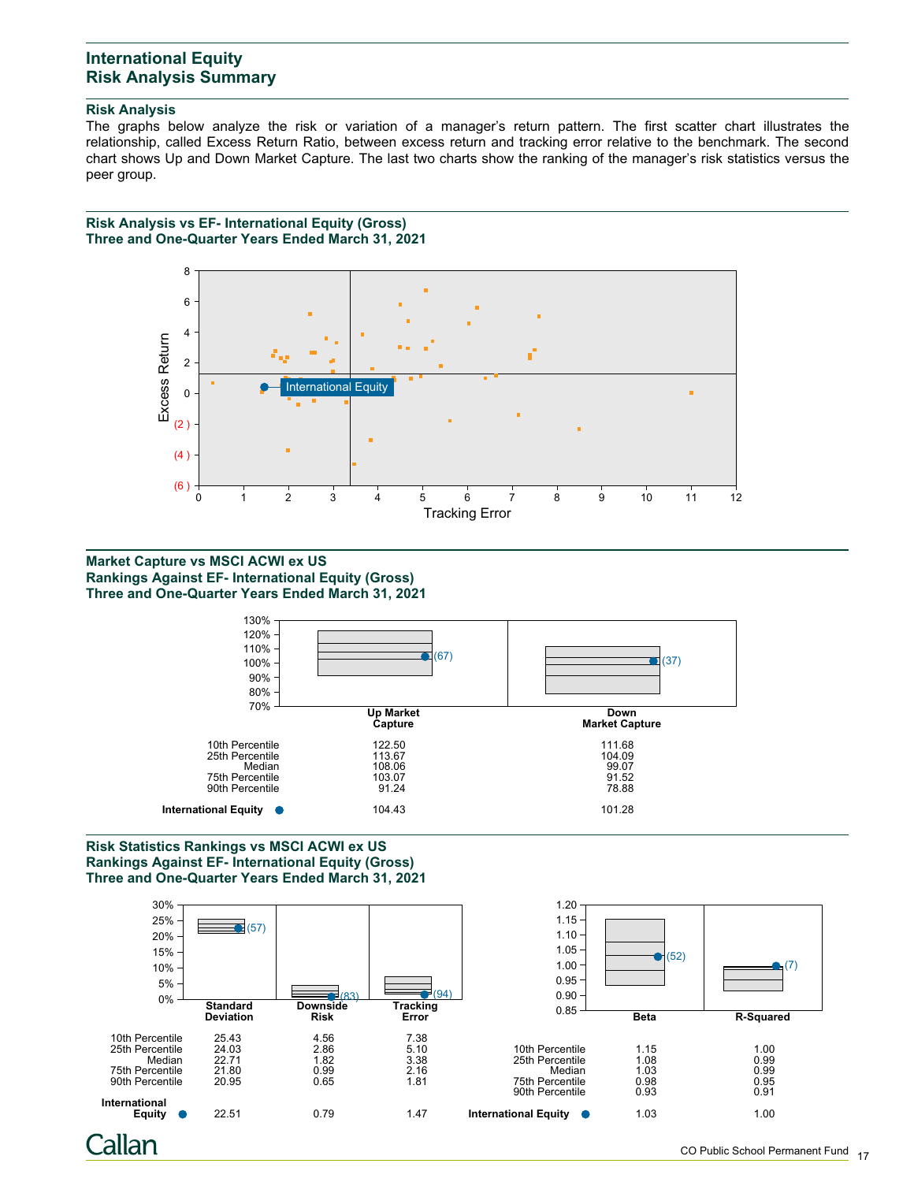## International Equity
## Risk Analysis Summary

### Risk Analysis

The graphs below analyze the risk or variation of a manager's return pattern. The first scatter chart illustrates the relationship, called Excess Return Ratio, between excess return and tracking error relative to the benchmark. The second chart shows Up and Down Market Capture. The last two charts show the ranking of the manager's risk statistics versus the peer group.

### Risk Analysis vs EF- International Equity (Gross)
### Three and One-Quarter Years Ended March 31, 2021

### Market Capture vs MSCI ACWI ex US
### Rankings Against EF- International Equity (Gross)
### Three and One-Quarter Years Ended March 31, 2021

| | Up Market Capture | Down Market Capture |
|---|---|---|
| 10th Percentile | 122.50 | 111.68 |
| 25th Percentile | 113.67 | 104.09 |
| Median | 108.06 | 99.07 |
| 75th Percentile | 103.07 | 91.52 |
| 90th Percentile | 91.24 | 78.88 |
| **International Equity** | 104.43 (67) | 101.28 (37) |

### Risk Statistics Rankings vs MSCI ACWI ex US
### Rankings Against EF- International Equity (Gross)
### Three and One-Quarter Years Ended March 31, 2021

| | Standard Deviation | Downside Risk | Tracking Error |
|---|---|---|---|
| 10th Percentile | 25.43 | 4.56 | 7.38 |
| 25th Percentile | 24.03 | 2.86 | 5.10 |
| Median | 22.71 | 1.82 | 3.38 |
| 75th Percentile | 21.80 | 0.99 | 2.16 |
| 90th Percentile | 20.95 | 0.65 | 1.81 |
| **International Equity** | 22.51 (57) | 0.79 (83) | 1.47 (94) |

| | Beta | R-Squared |
|---|---|---|
| 10th Percentile | 1.15 | 1.00 |
| 25th Percentile | 1.08 | 0.99 |
| Median | 1.03 | 0.99 |
| 75th Percentile | 0.98 | 0.95 |
| 90th Percentile | 0.93 | 0.91 |
| **International Equity** | 1.03 (52) | 1.00 (7) |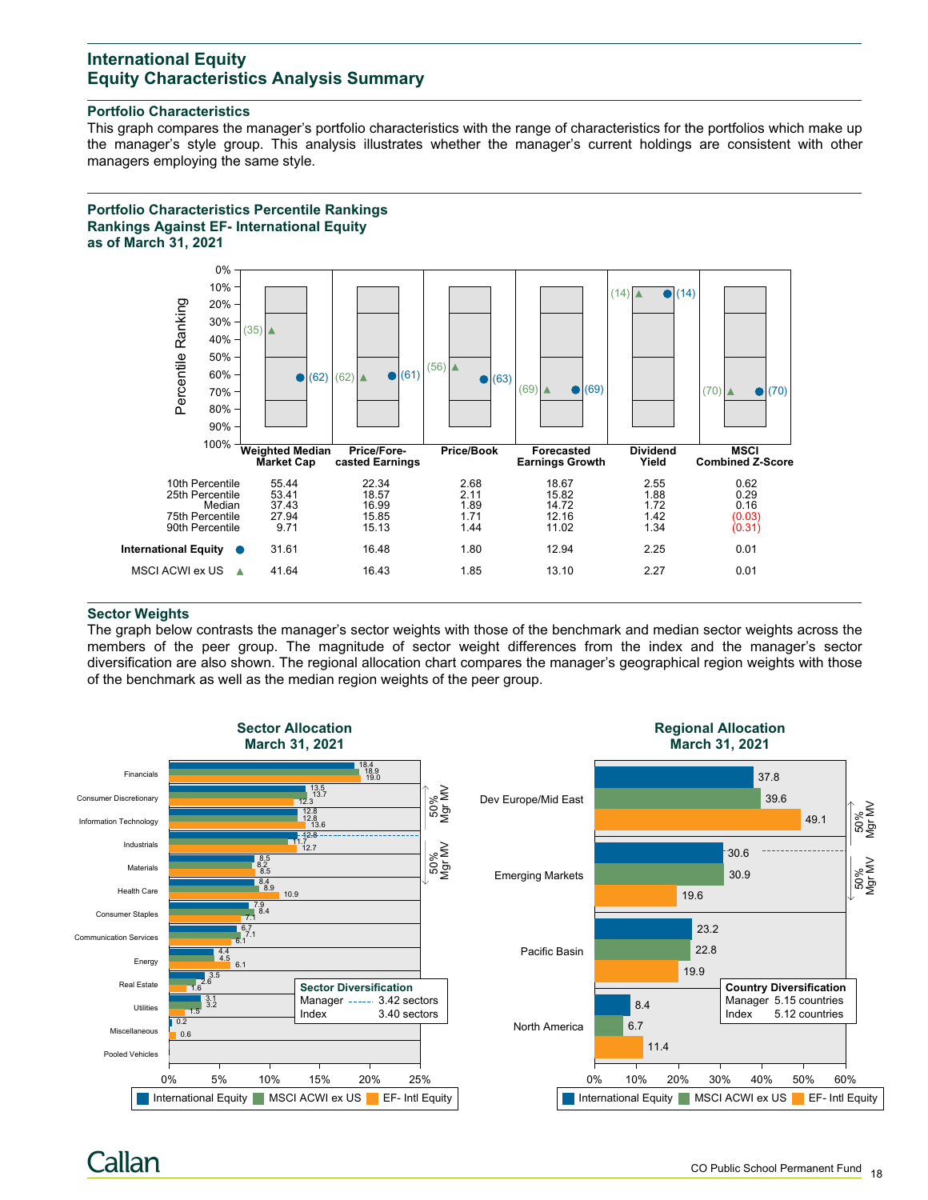# International Equity
## Equity Characteristics Analysis Summary

### Portfolio Characteristics

This graph compares the manager's portfolio characteristics with the range of characteristics for the portfolios which make up the manager's style group. This analysis illustrates whether the manager's current holdings are consistent with other managers employing the same style.

### Portfolio Characteristics Percentile Rankings
### Rankings Against EF- International Equity
### as of March 31, 2021

| | Weighted Median Market Cap | Price/Fore-casted Earnings | Price/Book | Forecasted Earnings Growth | Dividend Yield | MSCI Combined Z-Score |
|---|---|---|---|---|---|---|
| 10th Percentile | 55.44 | 22.34 | 2.68 | 18.67 | 2.55 | 0.62 |
| 25th Percentile | 53.41 | 18.57 | 2.11 | 15.82 | 1.88 | 0.29 |
| Median | 37.43 | 16.99 | 1.89 | 14.72 | 1.72 | 0.16 |
| 75th Percentile | 27.94 | 15.85 | 1.71 | 12.16 | 1.42 | (0.03) |
| 90th Percentile | 9.71 | 15.13 | 1.44 | 11.02 | 1.34 | (0.31) |
| International Equity ● | 31.61 (62) | 16.48 (61) | 1.80 (63) | 12.94 (69) | 2.25 (14) | 0.01 (70) |
| MSCI ACWI ex US ▲ | 41.64 (35) | 16.43 (62) | 1.85 (56) | 13.10 (69) | 2.27 (14) | 0.01 (70) |

### Sector Weights

The graph below contrasts the manager's sector weights with those of the benchmark and median sector weights across the members of the peer group. The magnitude of sector weight differences from the index and the manager's sector diversification are also shown. The regional allocation chart compares the manager's geographical region weights with those of the benchmark as well as the median region weights of the peer group.

**Sector Allocation**
**March 31, 2021**

| Sector | International Equity | MSCI ACWI ex US | EF- Intl Equity |
|---|---|---|---|
| Financials | 18.4 | 18.9 | 19.0 |
| Consumer Discretionary | 13.5 | 13.7 | 12.3 |
| Information Technology | 12.8 | 12.8 | 13.6 |
| Industrials | 12.8 | 11.7 | 12.7 |
| Materials | 8.5 | 8.2 | 8.5 |
| Health Care | 8.4 | 8.9 | 10.9 |
| Consumer Staples | 7.9 | 8.4 | 7.1 |
| Communication Services | 6.7 | 7.1 | 6.1 |
| Energy | 4.4 | 4.5 | 6.1 |
| Real Estate | 3.5 | 2.6 | 1.6 |
| Utilities | 3.1 | 3.2 | 1.5 |
| Miscellaneous | 0.2 | | 0.6 |
| Pooled Vehicles | | | |

**Sector Diversification**

| | |
|---|---|
| Manager | 3.42 sectors |
| Index | 3.40 sectors |

**Regional Allocation**
**March 31, 2021**

| Region | International Equity | MSCI ACWI ex US | EF- Intl Equity |
|---|---|---|---|
| Dev Europe/Mid East | 37.8 | 39.6 | 49.1 |
| Emerging Markets | 30.6 | 30.9 | 19.6 |
| Pacific Basin | 23.2 | 22.8 | 19.9 |
| North America | 8.4 | 6.7 | 11.4 |

**Country Diversification**

| | |
|---|---|
| Manager | 5.15 countries |
| Index | 5.12 countries |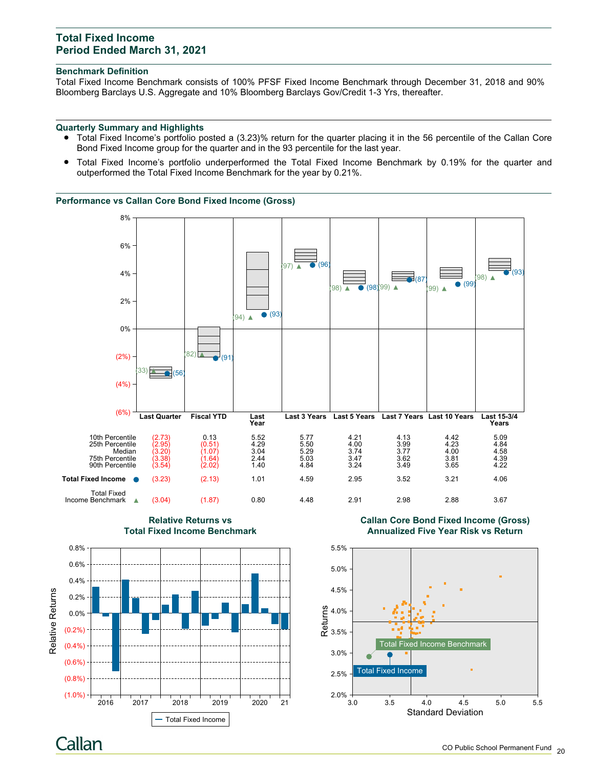## Total Fixed Income
## Period Ended March 31, 2021

### Benchmark Definition

Total Fixed Income Benchmark consists of 100% PFSF Fixed Income Benchmark through December 31, 2018 and 90% Bloomberg Barclays U.S. Aggregate and 10% Bloomberg Barclays Gov/Credit 1-3 Yrs, thereafter.

### Quarterly Summary and Highlights

- Total Fixed Income's portfolio posted a (3.23)% return for the quarter placing it in the 56 percentile of the Callan Core Bond Fixed Income group for the quarter and in the 93 percentile for the last year.
- Total Fixed Income's portfolio underperformed the Total Fixed Income Benchmark by 0.19% for the quarter and outperformed the Total Fixed Income Benchmark for the year by 0.21%.

### Performance vs Callan Core Bond Fixed Income (Gross)

| | Last Quarter | Fiscal YTD | Last Year | Last 3 Years | Last 5 Years | Last 7 Years | Last 10 Years | Last 15-3/4 Years |
|---|---|---|---|---|---|---|---|---|
| 10th Percentile | (2.73) | 0.13 | 5.52 | 5.77 | 4.21 | 4.13 | 4.42 | 5.09 |
| 25th Percentile | (2.95) | (0.51) | 4.29 | 5.50 | 4.00 | 3.99 | 4.23 | 4.84 |
| Median | (3.20) | (1.07) | 3.04 | 5.29 | 3.74 | 3.77 | 4.00 | 4.58 |
| 75th Percentile | (3.38) | (1.64) | 2.44 | 5.03 | 3.47 | 3.62 | 3.81 | 4.39 |
| 90th Percentile | (3.54) | (2.02) | 1.40 | 4.84 | 3.24 | 3.49 | 3.65 | 4.22 |
| **Total Fixed Income** ● | (3.23) | (2.13) | 1.01 | 4.59 | 2.95 | 3.52 | 3.21 | 4.06 |
| Total Fixed Income Benchmark ▲ | (3.04) | (1.87) | 0.80 | 4.48 | 2.91 | 2.98 | 2.88 | 3.67 |

Percentile rankings (Total Fixed Income / Benchmark): Last Quarter (56)/(33); Fiscal YTD (91)/(82); Last Year (93)/(94); Last 3 Years (96)/(97); Last 5 Years (98)/(98); Last 7 Years (87)/(99); Last 10 Years (99)/(99); Last 15-3/4 Years (93)/(98).

### Relative Returns vs Total Fixed Income Benchmark

### Callan Core Bond Fixed Income (Gross) Annualized Five Year Risk vs Return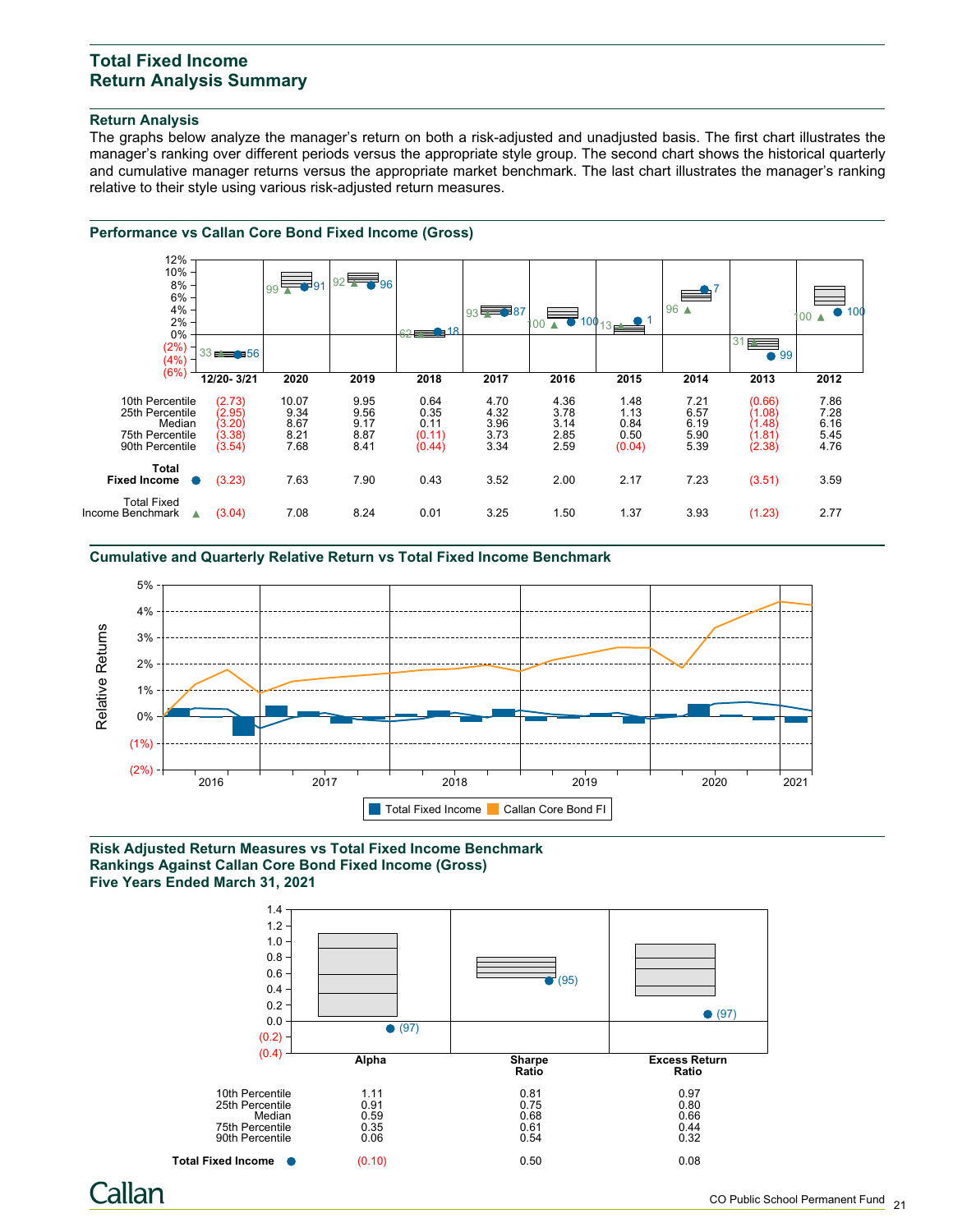# Total Fixed Income
# Return Analysis Summary

## Return Analysis

The graphs below analyze the manager's return on both a risk-adjusted and unadjusted basis. The first chart illustrates the manager's ranking over different periods versus the appropriate style group. The second chart shows the historical quarterly and cumulative manager returns versus the appropriate market benchmark. The last chart illustrates the manager's ranking relative to their style using various risk-adjusted return measures.

## Performance vs Callan Core Bond Fixed Income (Gross)

| | 12/20- 3/21 | 2020 | 2019 | 2018 | 2017 | 2016 | 2015 | 2014 | 2013 | 2012 |
|---|---|---|---|---|---|---|---|---|---|---|
| 10th Percentile | (2.73) | 10.07 | 9.95 | 0.64 | 4.70 | 4.36 | 1.48 | 7.21 | (0.66) | 7.86 |
| 25th Percentile | (2.95) | 9.34 | 9.56 | 0.35 | 4.32 | 3.78 | 1.13 | 6.57 | (1.08) | 7.28 |
| Median | (3.20) | 8.67 | 9.17 | 0.11 | 3.96 | 3.14 | 0.84 | 6.19 | (1.48) | 6.16 |
| 75th Percentile | (3.38) | 8.21 | 8.87 | (0.11) | 3.73 | 2.85 | 0.50 | 5.90 | (1.81) | 5.45 |
| 90th Percentile | (3.54) | 7.68 | 8.41 | (0.44) | 3.34 | 2.59 | (0.04) | 5.39 | (2.38) | 4.76 |
| Total Fixed Income ● | (3.23) | 7.63 | 7.90 | 0.43 | 3.52 | 2.00 | 2.17 | 7.23 | (3.51) | 3.59 |
| Total Fixed Income Benchmark ▲ | (3.04) | 7.08 | 8.24 | 0.01 | 3.25 | 1.50 | 1.37 | 3.93 | (1.23) | 2.77 |
| Total Fixed Income rank | 56 | 91 | 96 | 18 | 87 | 100 | 1 | 7 | 99 | 100 |
| Benchmark rank | 33 | 99 | 92 | 62 | 93 | 100 | 13 | 96 | 31 | 100 |

## Cumulative and Quarterly Relative Return vs Total Fixed Income Benchmark

Legend: Total Fixed Income, Callan Core Bond FI

## Risk Adjusted Return Measures vs Total Fixed Income Benchmark
## Rankings Against Callan Core Bond Fixed Income (Gross)
## Five Years Ended March 31, 2021

| | Alpha | Sharpe Ratio | Excess Return Ratio |
|---|---|---|---|
| 10th Percentile | 1.11 | 0.81 | 0.97 |
| 25th Percentile | 0.91 | 0.75 | 0.80 |
| Median | 0.59 | 0.68 | 0.66 |
| 75th Percentile | 0.35 | 0.61 | 0.44 |
| 90th Percentile | 0.06 | 0.54 | 0.32 |
| Total Fixed Income ● | (0.10) | 0.50 | 0.08 |
| Rank | (97) | (95) | (97) |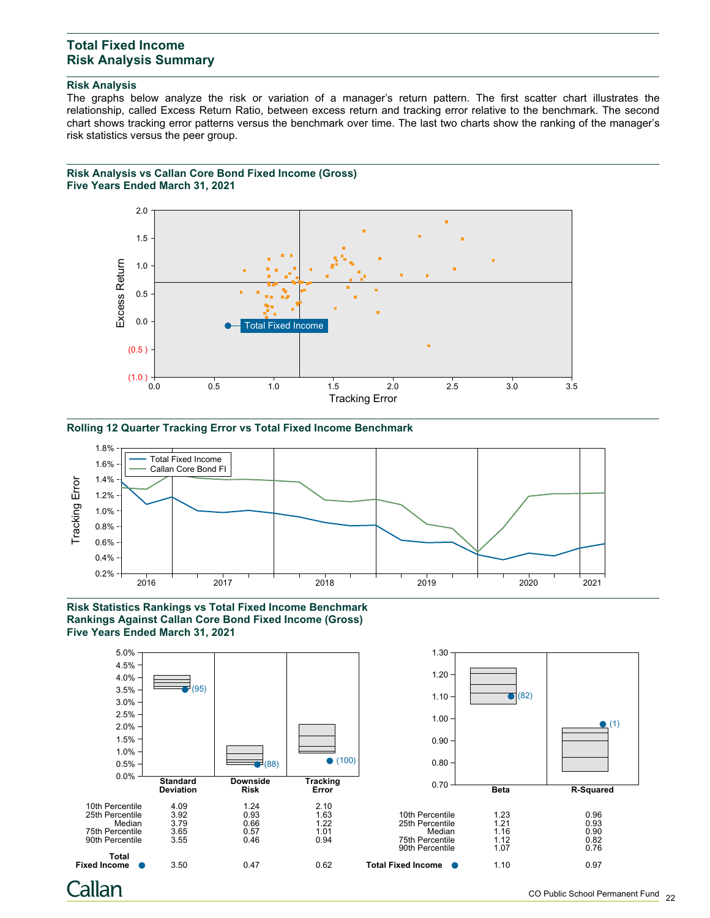## Total Fixed Income
## Risk Analysis Summary

### Risk Analysis

The graphs below analyze the risk or variation of a manager's return pattern. The first scatter chart illustrates the relationship, called Excess Return Ratio, between excess return and tracking error relative to the benchmark. The second chart shows tracking error patterns versus the benchmark over time. The last two charts show the ranking of the manager's risk statistics versus the peer group.

### Risk Analysis vs Callan Core Bond Fixed Income (Gross)
### Five Years Ended March 31, 2021

### Rolling 12 Quarter Tracking Error vs Total Fixed Income Benchmark

### Risk Statistics Rankings vs Total Fixed Income Benchmark
### Rankings Against Callan Core Bond Fixed Income (Gross)
### Five Years Ended March 31, 2021

| | Standard Deviation | Downside Risk | Tracking Error |
|---|---|---|---|
| 10th Percentile | 4.09 | 1.24 | 2.10 |
| 25th Percentile | 3.92 | 0.93 | 1.63 |
| Median | 3.79 | 0.66 | 1.22 |
| 75th Percentile | 3.65 | 0.57 | 1.01 |
| 90th Percentile | 3.55 | 0.46 | 0.94 |
| Total Fixed Income ● | 3.50 (95) | 0.47 (88) | 0.62 (100) |

| | Beta | R-Squared |
|---|---|---|
| 10th Percentile | 1.23 | 0.96 |
| 25th Percentile | 1.21 | 0.93 |
| Median | 1.16 | 0.90 |
| 75th Percentile | 1.12 | 0.82 |
| 90th Percentile | 1.07 | 0.76 |
| Total Fixed Income ● | 1.10 (82) | 0.97 (1) |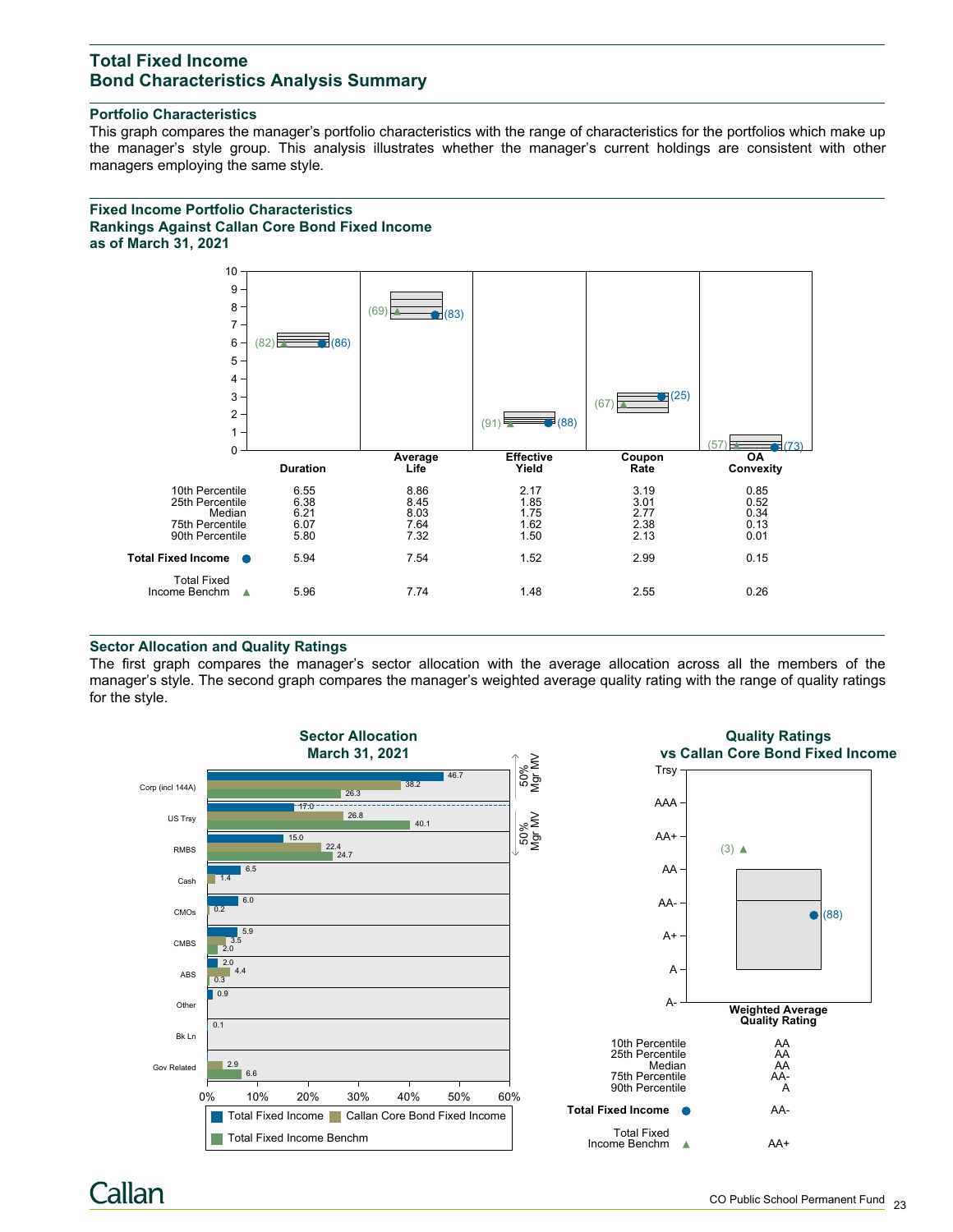# Total Fixed Income
# Bond Characteristics Analysis Summary

### Portfolio Characteristics

This graph compares the manager's portfolio characteristics with the range of characteristics for the portfolios which make up the manager's style group. This analysis illustrates whether the manager's current holdings are consistent with other managers employing the same style.

### Fixed Income Portfolio Characteristics
### Rankings Against Callan Core Bond Fixed Income
### as of March 31, 2021

| | Duration | Average Life | Effective Yield | Coupon Rate | OA Convexity |
|---|---|---|---|---|---|
| 10th Percentile | 6.55 | 8.86 | 2.17 | 3.19 | 0.85 |
| 25th Percentile | 6.38 | 8.45 | 1.85 | 3.01 | 0.52 |
| Median | 6.21 | 8.03 | 1.75 | 2.77 | 0.34 |
| 75th Percentile | 6.07 | 7.64 | 1.62 | 2.38 | 0.13 |
| 90th Percentile | 5.80 | 7.32 | 1.50 | 2.13 | 0.01 |
| **Total Fixed Income** ● | 5.94 (86) | 7.54 (83) | 1.52 (88) | 2.99 (25) | 0.15 (73) |
| Total Fixed Income Benchm ▲ | 5.96 (82) | 7.74 (69) | 1.48 (91) | 2.55 (67) | 0.26 (57) |

### Sector Allocation and Quality Ratings

The first graph compares the manager's sector allocation with the average allocation across all the members of the manager's style. The second graph compares the manager's weighted average quality rating with the range of quality ratings for the style.

**Sector Allocation**
**March 31, 2021**

| Sector | Total Fixed Income | Callan Core Bond Fixed Income | Total Fixed Income Benchm |
|---|---|---|---|
| Corp (incl 144A) | 46.7 | 38.2 | 26.3 |
| US Trsy | 17.0 | 26.8 | 40.1 |
| RMBS | 15.0 | 22.4 | 24.7 |
| Cash | 6.5 | 1.4 | |
| CMOs | 6.0 | 0.2 | |
| CMBS | 5.9 | 3.5 | 2.0 |
| ABS | 2.0 | 4.4 | 0.3 |
| Other | 0.9 | | |
| Bk Ln | 0.1 | | |
| Gov Related | | 2.9 | 6.6 |

50% Mgr MV | 50% Mgr MV

**Quality Ratings**
**vs Callan Core Bond Fixed Income**

| | Weighted Average Quality Rating |
|---|---|
| 10th Percentile | AA |
| 25th Percentile | AA |
| Median | AA |
| 75th Percentile | AA- |
| 90th Percentile | A |
| **Total Fixed Income** ● | AA- (88) |
| Total Fixed Income Benchm ▲ | AA+ (3) |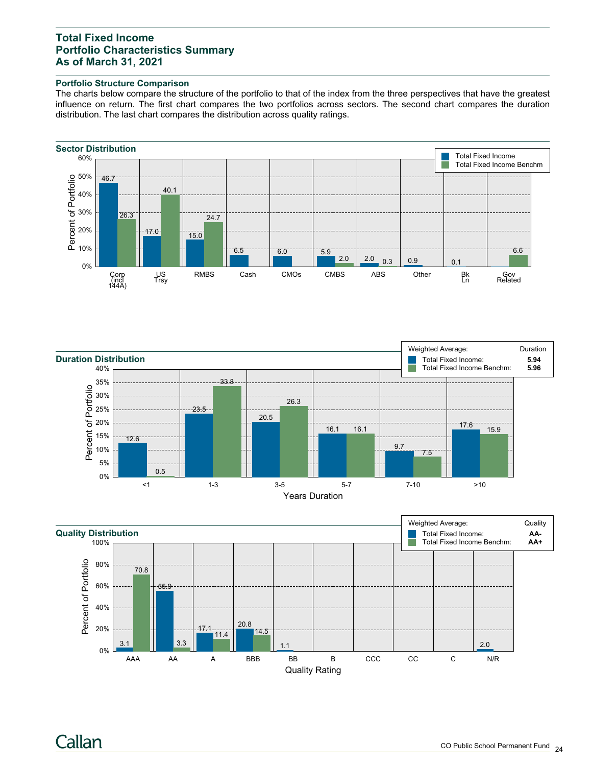# Total Fixed Income
# Portfolio Characteristics Summary
# As of March 31, 2021

## Portfolio Structure Comparison

The charts below compare the structure of the portfolio to that of the index from the three perspectives that have the greatest influence on return. The first chart compares the two portfolios across sectors. The second chart compares the duration distribution. The last chart compares the distribution across quality ratings.

### Sector Distribution

| Sector | Total Fixed Income | Total Fixed Income Benchm |
|---|---|---|
| Corp (incl 144A) | 46.7 | 26.3 |
| US Trsy | 17.0 | 40.1 |
| RMBS | 15.0 | 24.7 |
| Cash | 6.5 | |
| CMOs | 6.0 | |
| CMBS | 5.9 | 2.0 |
| ABS | 2.0 | 0.3 |
| Other | 0.9 | |
| Bk Ln | 0.1 | |
| Gov Related | | 6.6 |

### Duration Distribution

| Weighted Average: | Duration |
|---|---|
| Total Fixed Income: | **5.94** |
| Total Fixed Income Benchm: | **5.96** |

| Years Duration | Total Fixed Income | Total Fixed Income Benchm |
|---|---|---|
| <1 | 12.6 | 0.5 |
| 1-3 | 23.5 | 33.8 |
| 3-5 | 20.5 | 26.3 |
| 5-7 | 16.1 | 16.1 |
| 7-10 | 9.7 | 7.5 |
| >10 | 17.6 | 15.9 |

### Quality Distribution

| Weighted Average: | Quality |
|---|---|
| Total Fixed Income: | **AA-** |
| Total Fixed Income Benchm: | **AA+** |

| Quality Rating | Total Fixed Income | Total Fixed Income Benchm |
|---|---|---|
| AAA | 3.1 | 70.8 |
| AA | 55.9 | 3.3 |
| A | 17.1 | 11.4 |
| BBB | 20.8 | 14.5 |
| BB | 1.1 | |
| B | | |
| CCC | | |
| CC | | |
| C | | |
| N/R | 2.0 | |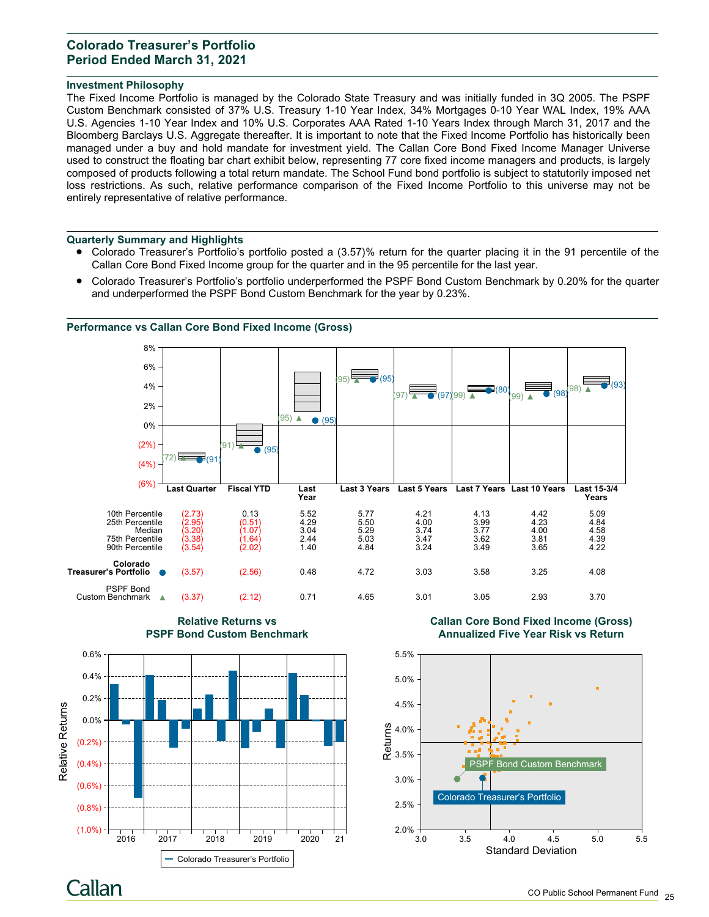## Colorado Treasurer's Portfolio
## Period Ended March 31, 2021

### Investment Philosophy

The Fixed Income Portfolio is managed by the Colorado State Treasury and was initially funded in 3Q 2005. The PSPF Custom Benchmark consisted of 37% U.S. Treasury 1-10 Year Index, 34% Mortgages 0-10 Year WAL Index, 19% AAA U.S. Agencies 1-10 Year Index and 10% U.S. Corporates AAA Rated 1-10 Years Index through March 31, 2017 and the Bloomberg Barclays U.S. Aggregate thereafter. It is important to note that the Fixed Income Portfolio has historically been managed under a buy and hold mandate for investment yield. The Callan Core Bond Fixed Income Manager Universe used to construct the floating bar chart exhibit below, representing 77 core fixed income managers and products, is largely composed of products following a total return mandate. The School Fund bond portfolio is subject to statutorily imposed net loss restrictions. As such, relative performance comparison of the Fixed Income Portfolio to this universe may not be entirely representative of relative performance.

### Quarterly Summary and Highlights

- Colorado Treasurer's Portfolio's portfolio posted a (3.57)% return for the quarter placing it in the 91 percentile of the Callan Core Bond Fixed Income group for the quarter and in the 95 percentile for the last year.
- Colorado Treasurer's Portfolio's portfolio underperformed the PSPF Bond Custom Benchmark by 0.20% for the quarter and underperformed the PSPF Bond Custom Benchmark for the year by 0.23%.

### Performance vs Callan Core Bond Fixed Income (Gross)

| | Last Quarter | Fiscal YTD | Last Year | Last 3 Years | Last 5 Years | Last 7 Years | Last 10 Years | Last 15-3/4 Years |
|---|---|---|---|---|---|---|---|---|
| 10th Percentile | (2.73) | 0.13 | 5.52 | 5.77 | 4.21 | 4.13 | 4.42 | 5.09 |
| 25th Percentile | (2.95) | (0.51) | 4.29 | 5.50 | 4.00 | 3.99 | 4.23 | 4.84 |
| Median | (3.20) | (1.07) | 3.04 | 5.29 | 3.74 | 3.77 | 4.00 | 4.58 |
| 75th Percentile | (3.38) | (1.64) | 2.44 | 5.03 | 3.47 | 3.62 | 3.81 | 4.39 |
| 90th Percentile | (3.54) | (2.02) | 1.40 | 4.84 | 3.24 | 3.49 | 3.65 | 4.22 |
| Colorado Treasurer's Portfolio ● | (3.57) (91) | (2.56) (95) | 0.48 (95) | 4.72 (95) | 3.03 (97) | 3.58 (80) | 3.25 (98) | 4.08 (93) |
| PSPF Bond Custom Benchmark ▲ | (3.37) (72) | (2.12) (91) | 0.71 (95) | 4.65 (95) | 3.01 (97) | 3.05 (99) | 2.93 (99) | 3.70 (98) |

### Relative Returns vs PSPF Bond Custom Benchmark

### Callan Core Bond Fixed Income (Gross) Annualized Five Year Risk vs Return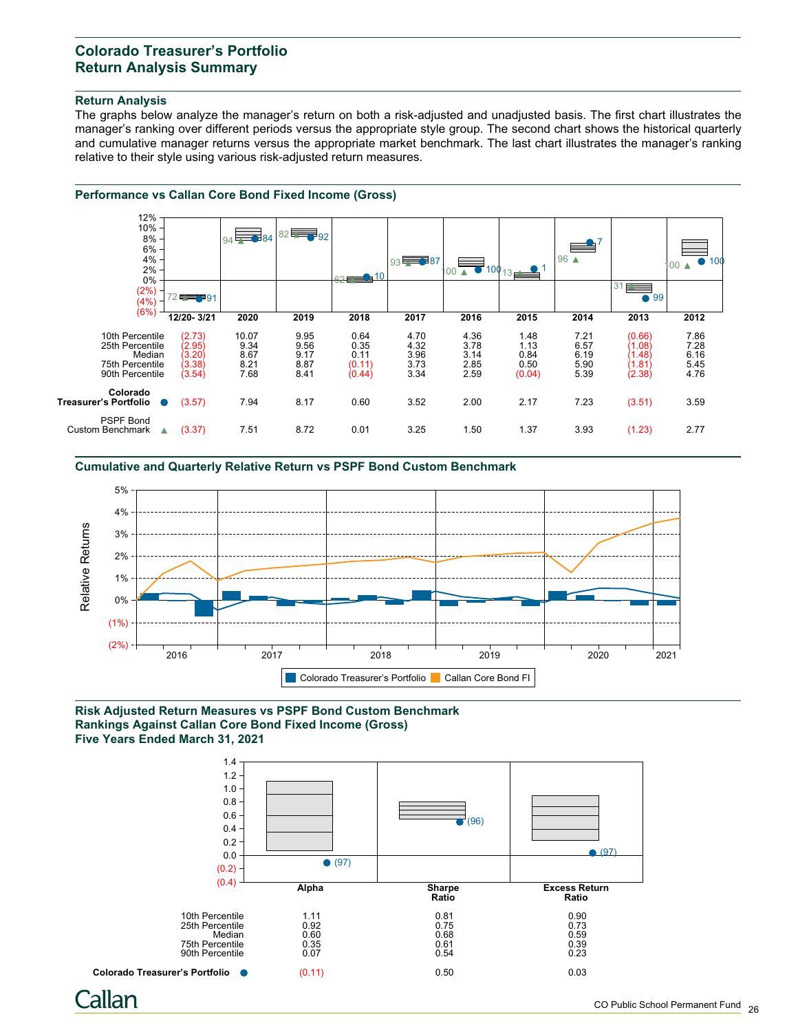## Colorado Treasurer's Portfolio
## Return Analysis Summary

### Return Analysis

The graphs below analyze the manager's return on both a risk-adjusted and unadjusted basis. The first chart illustrates the manager's ranking over different periods versus the appropriate style group. The second chart shows the historical quarterly and cumulative manager returns versus the appropriate market benchmark. The last chart illustrates the manager's ranking relative to their style using various risk-adjusted return measures.

### Performance vs Callan Core Bond Fixed Income (Gross)

| | 12/20- 3/21 | 2020 | 2019 | 2018 | 2017 | 2016 | 2015 | 2014 | 2013 | 2012 |
|---|---|---|---|---|---|---|---|---|---|---|
| 10th Percentile | (2.73) | 10.07 | 9.95 | 0.64 | 4.70 | 4.36 | 1.48 | 7.21 | (0.66) | 7.86 |
| 25th Percentile | (2.95) | 9.34 | 9.56 | 0.35 | 4.32 | 3.78 | 1.13 | 6.57 | (1.08) | 7.28 |
| Median | (3.20) | 8.67 | 9.17 | 0.11 | 3.96 | 3.14 | 0.84 | 6.19 | (1.48) | 6.16 |
| 75th Percentile | (3.38) | 8.21 | 8.87 | (0.11) | 3.73 | 2.85 | 0.50 | 5.90 | (1.81) | 5.45 |
| 90th Percentile | (3.54) | 7.68 | 8.41 | (0.44) | 3.34 | 2.59 | (0.04) | 5.39 | (2.38) | 4.76 |
| Colorado Treasurer's Portfolio ● | (3.57) | 7.94 | 8.17 | 0.60 | 3.52 | 2.00 | 2.17 | 7.23 | (3.51) | 3.59 |
| PSPF Bond Custom Benchmark ▲ | (3.37) | 7.51 | 8.72 | 0.01 | 3.25 | 1.50 | 1.37 | 3.93 | (1.23) | 2.77 |

Rankings (Portfolio / Benchmark): 12/20-3/21: 91 / 72; 2020: 84 / 94; 2019: 92 / 82; 2018: 10 / 62; 2017: 87 / 93; 2016: 100 / 100; 2015: 1 / 13; 2014: 7 / 96; 2013: 99 / 31; 2012: 100 / 100

### Cumulative and Quarterly Relative Return vs PSPF Bond Custom Benchmark

Relative Returns, 2016–2021 (Colorado Treasurer's Portfolio; Callan Core Bond FI)

### Risk Adjusted Return Measures vs PSPF Bond Custom Benchmark
### Rankings Against Callan Core Bond Fixed Income (Gross)
### Five Years Ended March 31, 2021

| | Alpha | Sharpe Ratio | Excess Return Ratio |
|---|---|---|---|
| 10th Percentile | 1.11 | 0.81 | 0.90 |
| 25th Percentile | 0.92 | 0.75 | 0.73 |
| Median | 0.60 | 0.68 | 0.59 |
| 75th Percentile | 0.35 | 0.61 | 0.39 |
| 90th Percentile | 0.07 | 0.54 | 0.23 |
| Colorado Treasurer's Portfolio ● | (0.11) | 0.50 | 0.03 |

Rankings: Alpha (97); Sharpe Ratio (96); Excess Return Ratio (97)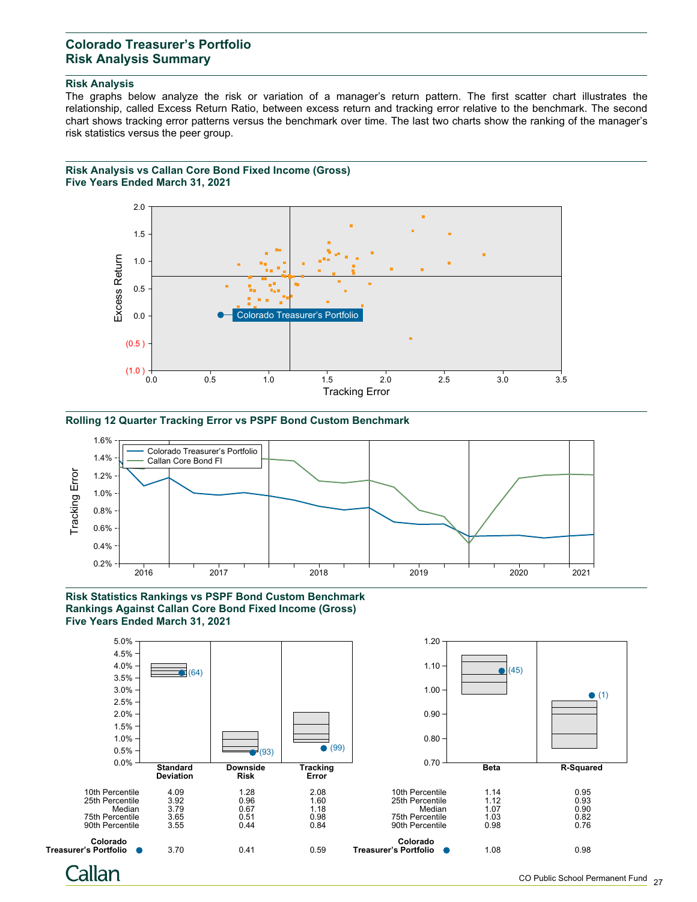## Colorado Treasurer's Portfolio
## Risk Analysis Summary

### Risk Analysis

The graphs below analyze the risk or variation of a manager's return pattern. The first scatter chart illustrates the relationship, called Excess Return Ratio, between excess return and tracking error relative to the benchmark. The second chart shows tracking error patterns versus the benchmark over time. The last two charts show the ranking of the manager's risk statistics versus the peer group.

### Risk Analysis vs Callan Core Bond Fixed Income (Gross)
### Five Years Ended March 31, 2021

### Rolling 12 Quarter Tracking Error vs PSPF Bond Custom Benchmark

### Risk Statistics Rankings vs PSPF Bond Custom Benchmark
### Rankings Against Callan Core Bond Fixed Income (Gross)
### Five Years Ended March 31, 2021

| | Standard Deviation | Downside Risk | Tracking Error |
|---|---|---|---|
| 10th Percentile | 4.09 | 1.28 | 2.08 |
| 25th Percentile | 3.92 | 0.96 | 1.60 |
| Median | 3.79 | 0.67 | 1.18 |
| 75th Percentile | 3.65 | 0.51 | 0.98 |
| 90th Percentile | 3.55 | 0.44 | 0.84 |
| Colorado Treasurer's Portfolio | 3.70 (64) | 0.41 (93) | 0.59 (99) |

| | Beta | R-Squared |
|---|---|---|
| 10th Percentile | 1.14 | 0.95 |
| 25th Percentile | 1.12 | 0.93 |
| Median | 1.07 | 0.90 |
| 75th Percentile | 1.03 | 0.82 |
| 90th Percentile | 0.98 | 0.76 |
| Colorado Treasurer's Portfolio | 1.08 (45) | 0.98 (1) |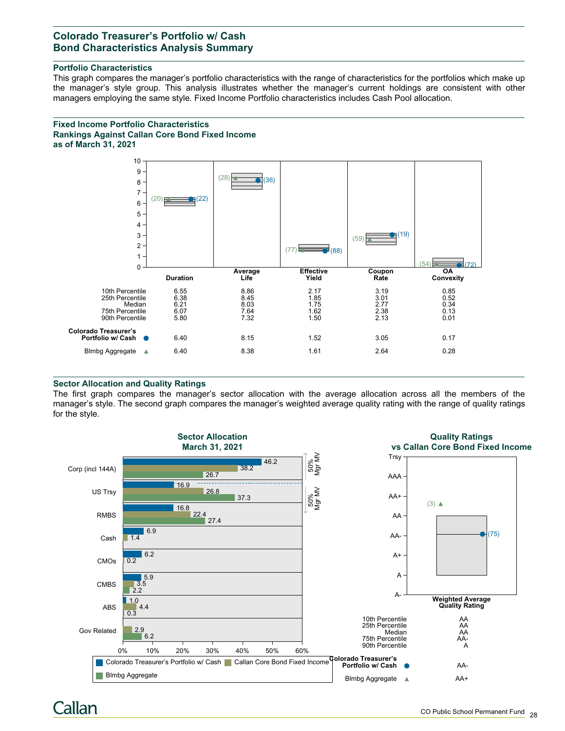## Colorado Treasurer's Portfolio w/ Cash
## Bond Characteristics Analysis Summary

### Portfolio Characteristics

This graph compares the manager's portfolio characteristics with the range of characteristics for the portfolios which make up the manager's style group. This analysis illustrates whether the manager's current holdings are consistent with other managers employing the same style. Fixed Income Portfolio characteristics includes Cash Pool allocation.

### Fixed Income Portfolio Characteristics
### Rankings Against Callan Core Bond Fixed Income
### as of March 31, 2021

| | Duration | Average Life | Effective Yield | Coupon Rate | OA Convexity |
|---|---|---|---|---|---|
| 10th Percentile | 6.55 | 8.86 | 2.17 | 3.19 | 0.85 |
| 25th Percentile | 6.38 | 8.45 | 1.85 | 3.01 | 0.52 |
| Median | 6.21 | 8.03 | 1.75 | 2.77 | 0.34 |
| 75th Percentile | 6.07 | 7.64 | 1.62 | 2.38 | 0.13 |
| 90th Percentile | 5.80 | 7.32 | 1.50 | 2.13 | 0.01 |
| Colorado Treasurer's Portfolio w/ Cash ● | 6.40 (22) | 8.15 (36) | 1.52 (88) | 3.05 (19) | 0.17 (72) |
| Blmbg Aggregate ▲ | 6.40 (20) | 8.38 (28) | 1.61 (77) | 2.64 (59) | 0.28 (54) |

### Sector Allocation and Quality Ratings

The first graph compares the manager's sector allocation with the average allocation across all the members of the manager's style. The second graph compares the manager's weighted average quality rating with the range of quality ratings for the style.

**Sector Allocation**
**March 31, 2021**

| Sector | Colorado Treasurer's Portfolio w/ Cash | Callan Core Bond Fixed Income | Blmbg Aggregate |
|---|---|---|---|
| Corp (incl 144A) | 46.2 | 38.2 | 26.7 |
| US Trsy | 16.9 | 26.8 | 37.3 |
| RMBS | 16.8 | 22.4 | 27.4 |
| Cash | 6.9 | 1.4 | |
| CMOs | 6.2 | 0.2 | |
| CMBS | 5.9 | 3.5 | 2.2 |
| ABS | 1.0 | 4.4 | 0.3 |
| Gov Related | | 2.9 | 6.2 |

50% Mgr MV

**Quality Ratings**
**vs Callan Core Bond Fixed Income**

| | Weighted Average Quality Rating |
|---|---|
| 10th Percentile | AA |
| 25th Percentile | AA |
| Median | AA |
| 75th Percentile | AA- |
| 90th Percentile | A |
| Colorado Treasurer's Portfolio w/ Cash ● | AA- (75) |
| Blmbg Aggregate ▲ | AA+ (3) |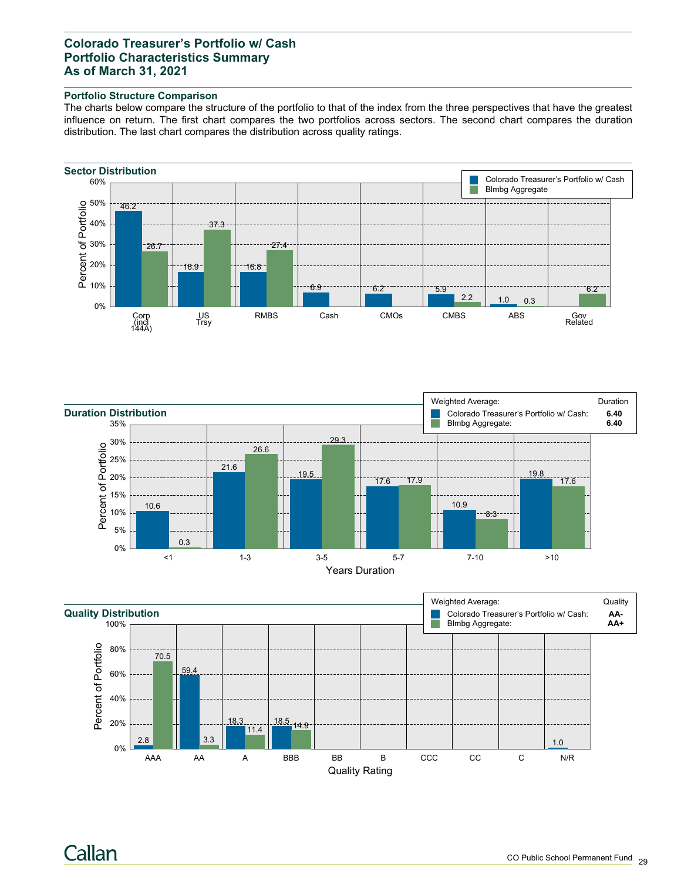# Colorado Treasurer's Portfolio w/ Cash
# Portfolio Characteristics Summary
# As of March 31, 2021

### Portfolio Structure Comparison

The charts below compare the structure of the portfolio to that of the index from the three perspectives that have the greatest influence on return. The first chart compares the two portfolios across sectors. The second chart compares the duration distribution. The last chart compares the distribution across quality ratings.

### Sector Distribution

| Sector | Colorado Treasurer's Portfolio w/ Cash | Blmbg Aggregate |
|---|---|---|
| Corp (incl 144A) | 46.2 | 26.7 |
| US Trsy | 16.9 | 37.3 |
| RMBS | 16.8 | 27.4 |
| Cash | 6.9 | |
| CMOs | 6.2 | |
| CMBS | 5.9 | 2.2 |
| ABS | 1.0 | 0.3 |
| Gov Related | | 6.2 |

### Duration Distribution

| Weighted Average: | Duration |
|---|---|
| Colorado Treasurer's Portfolio w/ Cash: | **6.40** |
| Blmbg Aggregate: | **6.40** |

| Years Duration | Colorado Treasurer's Portfolio w/ Cash | Blmbg Aggregate |
|---|---|---|
| <1 | 10.6 | 0.3 |
| 1-3 | 21.6 | 26.6 |
| 3-5 | 19.5 | 29.3 |
| 5-7 | 17.6 | 17.9 |
| 7-10 | 10.9 | 8.3 |
| >10 | 19.8 | 17.6 |

### Quality Distribution

| Weighted Average: | Quality |
|---|---|
| Colorado Treasurer's Portfolio w/ Cash: | **AA-** |
| Blmbg Aggregate: | **AA+** |

| Quality Rating | Colorado Treasurer's Portfolio w/ Cash | Blmbg Aggregate |
|---|---|---|
| AAA | 2.8 | 70.5 |
| AA | 59.4 | 3.3 |
| A | 18.3 | 11.4 |
| BBB | 18.5 | 14.9 |
| BB | | |
| B | | |
| CCC | | |
| CC | | |
| C | | |
| N/R | 1.0 | |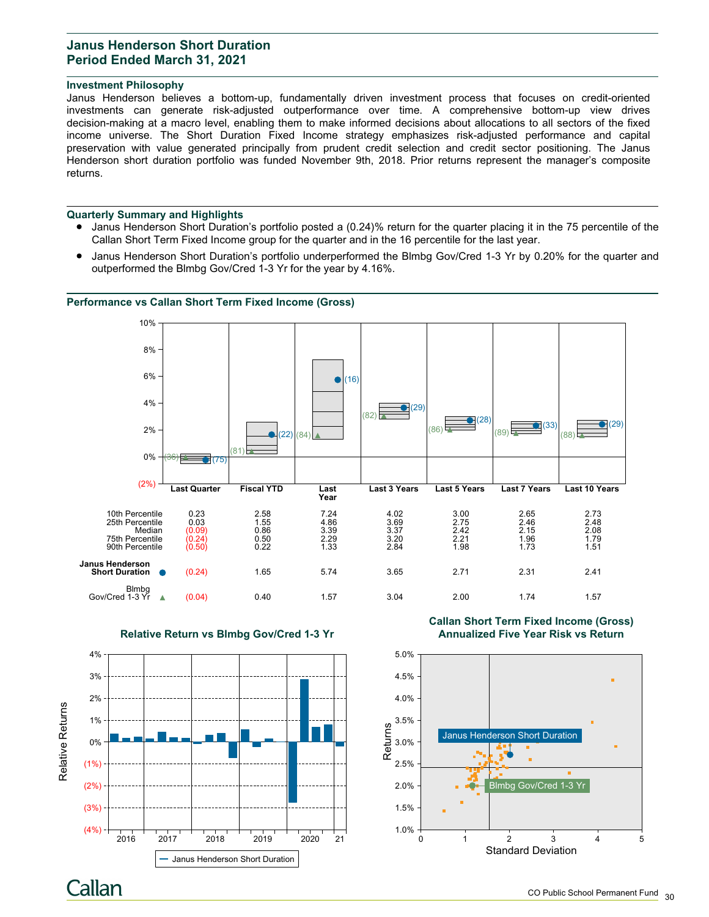# Janus Henderson Short Duration
## Period Ended March 31, 2021

### Investment Philosophy

Janus Henderson believes a bottom-up, fundamentally driven investment process that focuses on credit-oriented investments can generate risk-adjusted outperformance over time. A comprehensive bottom-up view drives decision-making at a macro level, enabling them to make informed decisions about allocations to all sectors of the fixed income universe. The Short Duration Fixed Income strategy emphasizes risk-adjusted performance and capital preservation with value generated principally from prudent credit selection and credit sector positioning. The Janus Henderson short duration portfolio was funded November 9th, 2018. Prior returns represent the manager's composite returns.

### Quarterly Summary and Highlights

- Janus Henderson Short Duration's portfolio posted a (0.24)% return for the quarter placing it in the 75 percentile of the Callan Short Term Fixed Income group for the quarter and in the 16 percentile for the last year.
- Janus Henderson Short Duration's portfolio underperformed the Blmbg Gov/Cred 1-3 Yr by 0.20% for the quarter and outperformed the Blmbg Gov/Cred 1-3 Yr for the year by 4.16%.

### Performance vs Callan Short Term Fixed Income (Gross)

| | Last Quarter | Fiscal YTD | Last Year | Last 3 Years | Last 5 Years | Last 7 Years | Last 10 Years |
|---|---|---|---|---|---|---|---|
| 10th Percentile | 0.23 | 2.58 | 7.24 | 4.02 | 3.00 | 2.65 | 2.73 |
| 25th Percentile | 0.03 | 1.55 | 4.86 | 3.69 | 2.75 | 2.46 | 2.48 |
| Median | (0.09) | 0.86 | 3.39 | 3.37 | 2.42 | 2.15 | 2.08 |
| 75th Percentile | (0.24) | 0.50 | 2.29 | 3.20 | 2.21 | 1.96 | 1.79 |
| 90th Percentile | (0.50) | 0.22 | 1.33 | 2.84 | 1.98 | 1.73 | 1.51 |
| Janus Henderson Short Duration ● | (0.24) (75) | 1.65 (22) | 5.74 (16) | 3.65 (29) | 2.71 (28) | 2.31 (33) | 2.41 (29) |
| Blmbg Gov/Cred 1-3 Yr ▲ | (0.04) (36) | 0.40 (81) | 1.57 (84) | 3.04 (82) | 2.00 (86) | 1.74 (89) | 1.57 (88) |

### Relative Return vs Blmbg Gov/Cred 1-3 Yr

### Callan Short Term Fixed Income (Gross) Annualized Five Year Risk vs Return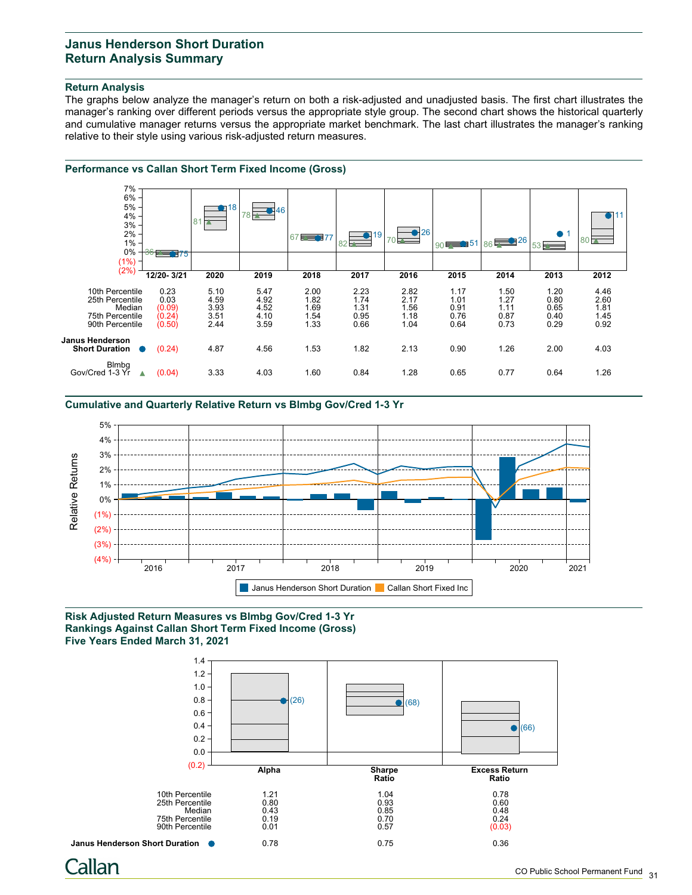## Janus Henderson Short Duration
## Return Analysis Summary

### Return Analysis

The graphs below analyze the manager's return on both a risk-adjusted and unadjusted basis. The first chart illustrates the manager's ranking over different periods versus the appropriate style group. The second chart shows the historical quarterly and cumulative manager returns versus the appropriate market benchmark. The last chart illustrates the manager's ranking relative to their style using various risk-adjusted return measures.

### Performance vs Callan Short Term Fixed Income (Gross)

| | 12/20- 3/21 | 2020 | 2019 | 2018 | 2017 | 2016 | 2015 | 2014 | 2013 | 2012 |
|---|---|---|---|---|---|---|---|---|---|---|
| 10th Percentile | 0.23 | 5.10 | 5.47 | 2.00 | 2.23 | 2.82 | 1.17 | 1.50 | 1.20 | 4.46 |
| 25th Percentile | 0.03 | 4.59 | 4.92 | 1.82 | 1.74 | 2.17 | 1.01 | 1.27 | 0.80 | 2.60 |
| Median | (0.09) | 3.93 | 4.52 | 1.69 | 1.31 | 1.56 | 0.91 | 1.11 | 0.65 | 1.81 |
| 75th Percentile | (0.24) | 3.51 | 4.10 | 1.54 | 0.95 | 1.18 | 0.76 | 0.87 | 0.40 | 1.45 |
| 90th Percentile | (0.50) | 2.44 | 3.59 | 1.33 | 0.66 | 1.04 | 0.64 | 0.73 | 0.29 | 0.92 |
| Janus Henderson Short Duration ● | (0.24) | 4.87 | 4.56 | 1.53 | 1.82 | 2.13 | 0.90 | 1.26 | 2.00 | 4.03 |
| Blmbg Gov/Cred 1-3 Yr ▲ | (0.04) | 3.33 | 4.03 | 1.60 | 0.84 | 1.28 | 0.65 | 0.77 | 0.64 | 1.26 |

Rankings (Janus Henderson Short Duration / Blmbg Gov/Cred 1-3 Yr): 12/20-3/21: 75 / 36; 2020: 18 / 81; 2019: 46 / 78; 2018: 77 / 67; 2017: 19 / 82; 2016: 26 / 70; 2015: 51 / 90; 2014: 26 / 86; 2013: 1 / 53; 2012: 11 / 80

### Cumulative and Quarterly Relative Return vs Blmbg Gov/Cred 1-3 Yr

Legend: Janus Henderson Short Duration; Callan Short Fixed Inc

### Risk Adjusted Return Measures vs Blmbg Gov/Cred 1-3 Yr
### Rankings Against Callan Short Term Fixed Income (Gross)
### Five Years Ended March 31, 2021

| | Alpha | Sharpe Ratio | Excess Return Ratio |
|---|---|---|---|
| 10th Percentile | 1.21 | 1.04 | 0.78 |
| 25th Percentile | 0.80 | 0.93 | 0.60 |
| Median | 0.43 | 0.85 | 0.48 |
| 75th Percentile | 0.19 | 0.70 | 0.24 |
| 90th Percentile | 0.01 | 0.57 | (0.03) |
| Janus Henderson Short Duration ● | 0.78 | 0.75 | 0.36 |

Rankings: Alpha (26); Sharpe Ratio (68); Excess Return Ratio (66)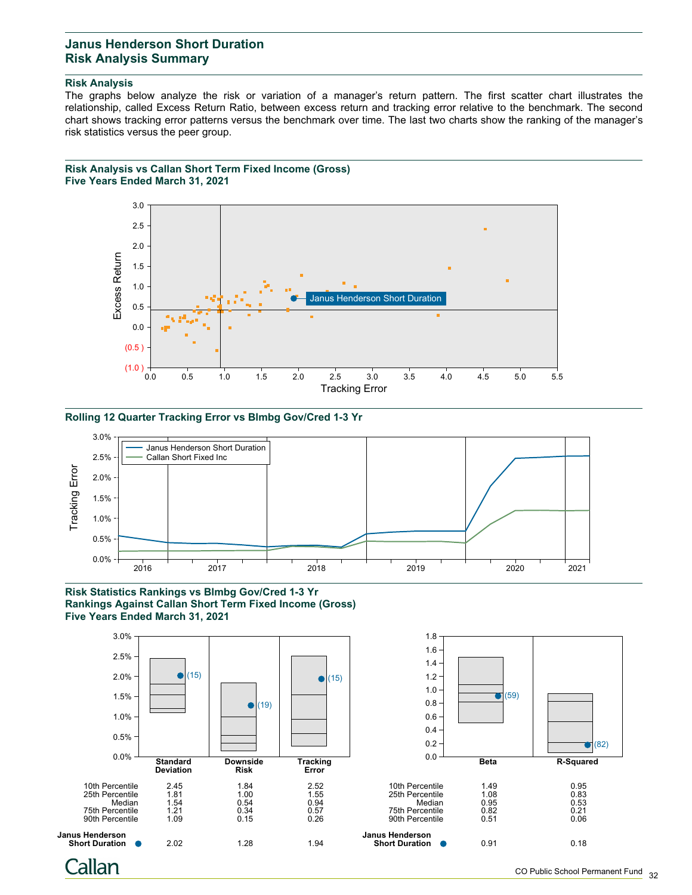# Janus Henderson Short Duration
# Risk Analysis Summary

### Risk Analysis

The graphs below analyze the risk or variation of a manager's return pattern. The first scatter chart illustrates the relationship, called Excess Return Ratio, between excess return and tracking error relative to the benchmark. The second chart shows tracking error patterns versus the benchmark over time. The last two charts show the ranking of the manager's risk statistics versus the peer group.

### Risk Analysis vs Callan Short Term Fixed Income (Gross)
### Five Years Ended March 31, 2021

### Rolling 12 Quarter Tracking Error vs Blmbg Gov/Cred 1-3 Yr

### Risk Statistics Rankings vs Blmbg Gov/Cred 1-3 Yr
### Rankings Against Callan Short Term Fixed Income (Gross)
### Five Years Ended March 31, 2021

| | Standard Deviation | Downside Risk | Tracking Error |
|---|---|---|---|
| 10th Percentile | 2.45 | 1.84 | 2.52 |
| 25th Percentile | 1.81 | 1.00 | 1.55 |
| Median | 1.54 | 0.54 | 0.94 |
| 75th Percentile | 1.21 | 0.34 | 0.57 |
| 90th Percentile | 1.09 | 0.15 | 0.26 |
| **Janus Henderson Short Duration** ● | 2.02 (15) | 1.28 (19) | 1.94 (15) |

| | Beta | R-Squared |
|---|---|---|
| 10th Percentile | 1.49 | 0.95 |
| 25th Percentile | 1.08 | 0.83 |
| Median | 0.95 | 0.53 |
| 75th Percentile | 0.82 | 0.21 |
| 90th Percentile | 0.51 | 0.06 |
| **Janus Henderson Short Duration** ● | 0.91 (59) | 0.18 (82) |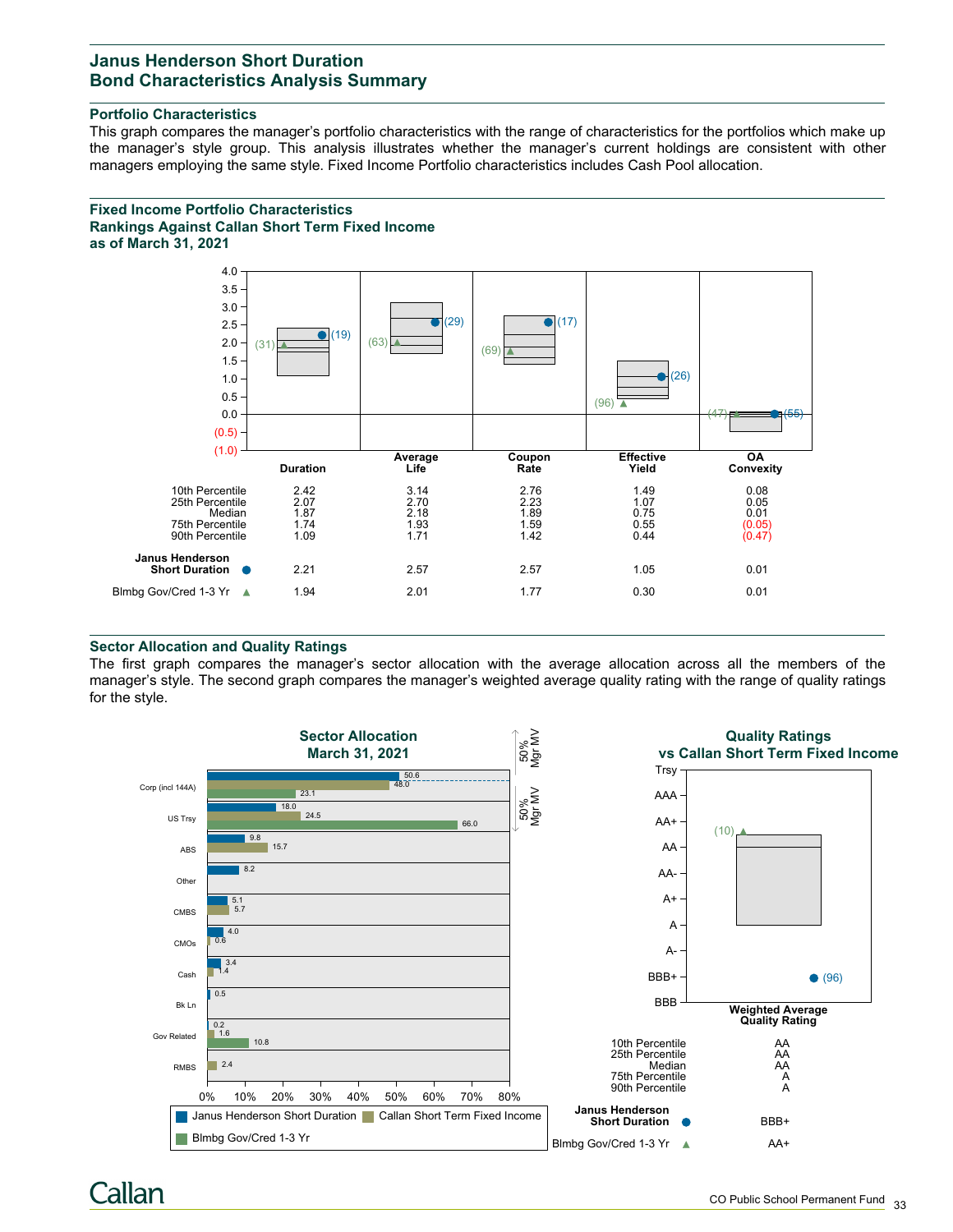## Janus Henderson Short Duration
## Bond Characteristics Analysis Summary

### Portfolio Characteristics

This graph compares the manager's portfolio characteristics with the range of characteristics for the portfolios which make up the manager's style group. This analysis illustrates whether the manager's current holdings are consistent with other managers employing the same style. Fixed Income Portfolio characteristics includes Cash Pool allocation.

### Fixed Income Portfolio Characteristics
### Rankings Against Callan Short Term Fixed Income
### as of March 31, 2021

| | Duration | Average Life | Coupon Rate | Effective Yield | OA Convexity |
|---|---|---|---|---|---|
| 10th Percentile | 2.42 | 3.14 | 2.76 | 1.49 | 0.08 |
| 25th Percentile | 2.07 | 2.70 | 2.23 | 1.07 | 0.05 |
| Median | 1.87 | 2.18 | 1.89 | 0.75 | 0.01 |
| 75th Percentile | 1.74 | 1.93 | 1.59 | 0.55 | (0.05) |
| 90th Percentile | 1.09 | 1.71 | 1.42 | 0.44 | (0.47) |
| Janus Henderson Short Duration ● | 2.21 (19) | 2.57 (29) | 2.57 (17) | 1.05 (26) | 0.01 (55) |
| Blmbg Gov/Cred 1-3 Yr ▲ | 1.94 (31) | 2.01 (63) | 1.77 (69) | 0.30 (96) | 0.01 (47) |

### Sector Allocation and Quality Ratings

The first graph compares the manager's sector allocation with the average allocation across all the members of the manager's style. The second graph compares the manager's weighted average quality rating with the range of quality ratings for the style.

**Sector Allocation**
**March 31, 2021**

| Sector | Janus Henderson Short Duration | Callan Short Term Fixed Income | Blmbg Gov/Cred 1-3 Yr |
|---|---|---|---|
| Corp (incl 144A) | 50.6 | 48.0 | 23.1 |
| US Trsy | 18.0 | 24.5 | 66.0 |
| ABS | 9.8 | 15.7 | |
| Other | 8.2 | | |
| CMBS | 5.1 | 5.7 | |
| CMOs | 4.0 | 0.6 | |
| Cash | 3.4 | 1.4 | |
| Bk Ln | 0.5 | | |
| Gov Related | 0.2 | 1.6 | 10.8 |
| RMBS | | 2.4 | |

**Quality Ratings**
**vs Callan Short Term Fixed Income**

| | Weighted Average Quality Rating |
|---|---|
| 10th Percentile | AA |
| 25th Percentile | AA |
| Median | AA |
| 75th Percentile | A |
| 90th Percentile | A |
| Janus Henderson Short Duration ● | BBB+ (96) |
| Blmbg Gov/Cred 1-3 Yr ▲ | AA+ (10) |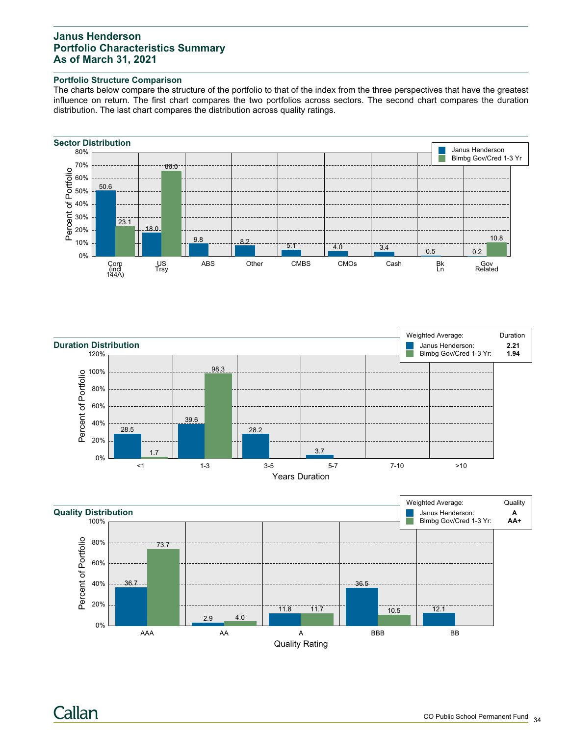# Janus Henderson
# Portfolio Characteristics Summary
# As of March 31, 2021

## Portfolio Structure Comparison

The charts below compare the structure of the portfolio to that of the index from the three perspectives that have the greatest influence on return. The first chart compares the two portfolios across sectors. The second chart compares the duration distribution. The last chart compares the distribution across quality ratings.

### Sector Distribution

| Sector | Janus Henderson | Blmbg Gov/Cred 1-3 Yr |
|---|---|---|
| Corp (incl 144A) | 50.6 | 23.1 |
| US Trsy | 18.0 | 66.0 |
| ABS | 9.8 | |
| Other | 8.2 | |
| CMBS | 5.1 | |
| CMOs | 4.0 | |
| Cash | 3.4 | |
| Bk Ln | 0.5 | |
| Gov Related | 0.2 | 10.8 |

### Duration Distribution

| Weighted Average: | Duration |
|---|---|
| Janus Henderson: | **2.21** |
| Blmbg Gov/Cred 1-3 Yr: | **1.94** |

| Years Duration | Janus Henderson | Blmbg Gov/Cred 1-3 Yr |
|---|---|---|
| <1 | 28.5 | 1.7 |
| 1-3 | 39.6 | 98.3 |
| 3-5 | 28.2 | |
| 5-7 | 3.7 | |
| 7-10 | | |
| >10 | | |

### Quality Distribution

| Weighted Average: | Quality |
|---|---|
| Janus Henderson: | **A** |
| Blmbg Gov/Cred 1-3 Yr: | **AA+** |

| Quality Rating | Janus Henderson | Blmbg Gov/Cred 1-3 Yr |
|---|---|---|
| AAA | 36.7 | 73.7 |
| AA | 2.9 | 4.0 |
| A | 11.8 | 11.7 |
| BBB | 36.5 | 10.5 |
| BB | 12.1 | |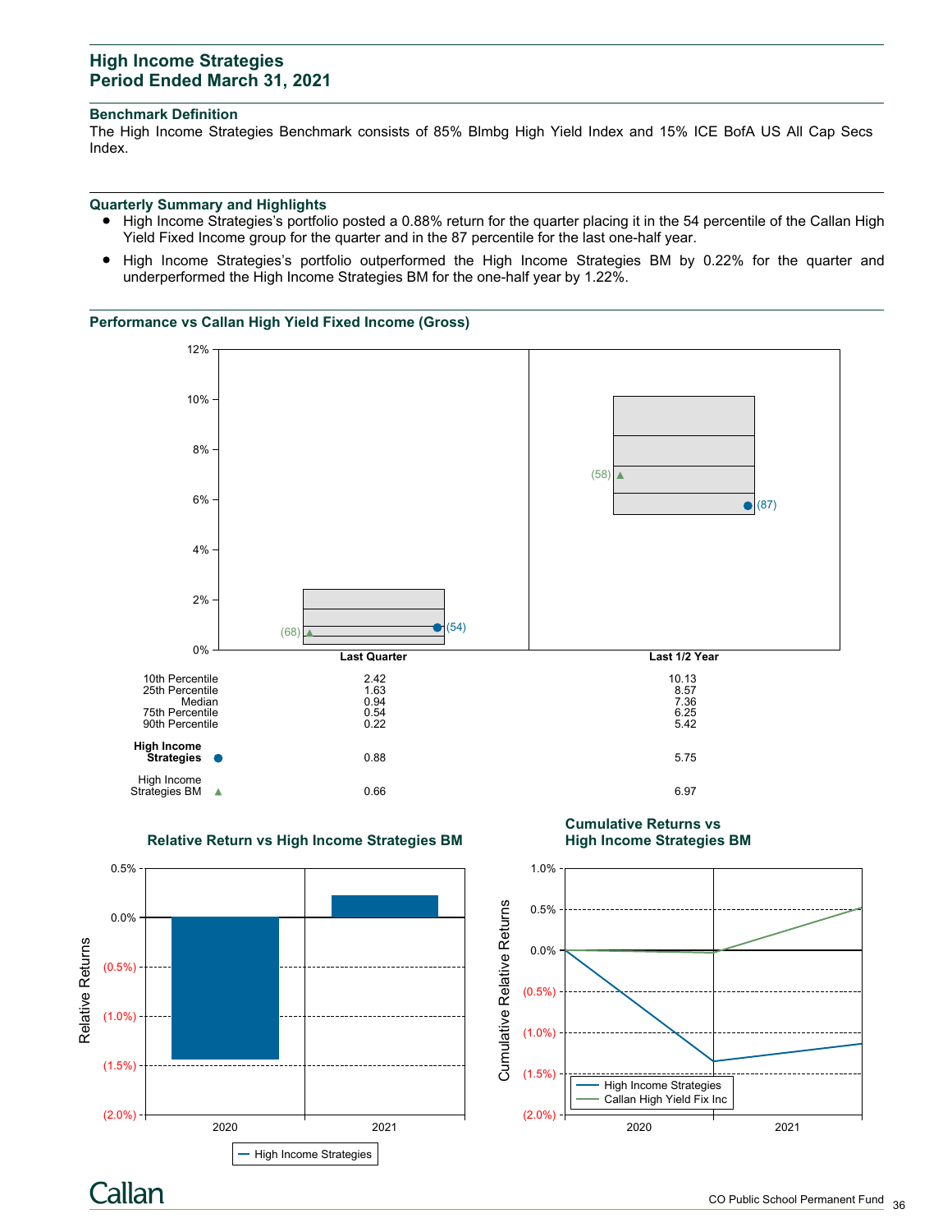## High Income Strategies
## Period Ended March 31, 2021

### Benchmark Definition

The High Income Strategies Benchmark consists of 85% Blmbg High Yield Index and 15% ICE BofA US All Cap Secs Index.

### Quarterly Summary and Highlights

- High Income Strategies's portfolio posted a 0.88% return for the quarter placing it in the 54 percentile of the Callan High Yield Fixed Income group for the quarter and in the 87 percentile for the last one-half year.
- High Income Strategies's portfolio outperformed the High Income Strategies BM by 0.22% for the quarter and underperformed the High Income Strategies BM for the one-half year by 1.22%.

### Performance vs Callan High Yield Fixed Income (Gross)

| | Last Quarter | Last 1/2 Year |
|---|---|---|
| 10th Percentile | 2.42 | 10.13 |
| 25th Percentile | 1.63 | 8.57 |
| Median | 0.94 | 7.36 |
| 75th Percentile | 0.54 | 6.25 |
| 90th Percentile | 0.22 | 5.42 |
| **High Income Strategies** ● | 0.88 (54) | 5.75 (87) |
| High Income Strategies BM ▲ | 0.66 (68) | 6.97 (58) |

### Relative Return vs High Income Strategies BM

### Cumulative Returns vs High Income Strategies BM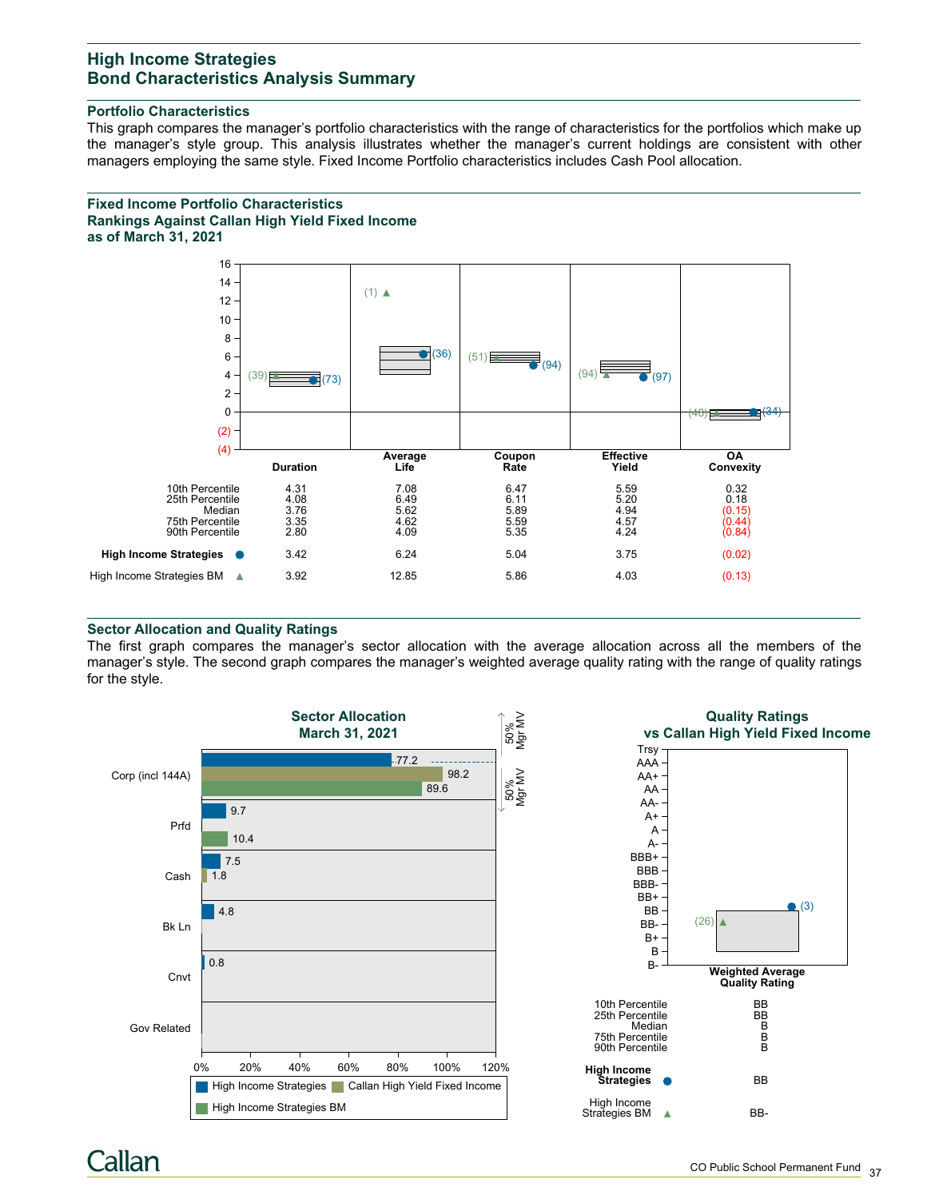## High Income Strategies
## Bond Characteristics Analysis Summary

### Portfolio Characteristics

This graph compares the manager's portfolio characteristics with the range of characteristics for the portfolios which make up the manager's style group. This analysis illustrates whether the manager's current holdings are consistent with other managers employing the same style. Fixed Income Portfolio characteristics includes Cash Pool allocation.

### Fixed Income Portfolio Characteristics
### Rankings Against Callan High Yield Fixed Income
### as of March 31, 2021

| | Duration | Average Life | Coupon Rate | Effective Yield | OA Convexity |
|---|---|---|---|---|---|
| 10th Percentile | 4.31 | 7.08 | 6.47 | 5.59 | 0.32 |
| 25th Percentile | 4.08 | 6.49 | 6.11 | 5.20 | 0.18 |
| Median | 3.76 | 5.62 | 5.89 | 4.94 | (0.15) |
| 75th Percentile | 3.35 | 4.62 | 5.59 | 4.57 | (0.44) |
| 90th Percentile | 2.80 | 4.09 | 5.35 | 4.24 | (0.84) |
| **High Income Strategies** ● | 3.42 (73) | 6.24 (36) | 5.04 (94) | 3.75 (97) | (0.02) (34) |
| High Income Strategies BM ▲ | 3.92 (39) | 12.85 (1) | 5.86 (51) | 4.03 (94) | (0.13) (48) |

### Sector Allocation and Quality Ratings

The first graph compares the manager's sector allocation with the average allocation across all the members of the manager's style. The second graph compares the manager's weighted average quality rating with the range of quality ratings for the style.

**Sector Allocation**
**March 31, 2021**

| Sector | High Income Strategies | Callan High Yield Fixed Income | High Income Strategies BM |
|---|---|---|---|
| Corp (incl 144A) | 77.2 | 98.2 | 89.6 |
| Prfd | 9.7 | | 10.4 |
| Cash | 7.5 | 1.8 | |
| Bk Ln | 4.8 | | |
| Cnvt | 0.8 | | |
| Gov Related | | | |

**Quality Ratings**
**vs Callan High Yield Fixed Income**

| | Weighted Average Quality Rating |
|---|---|
| 10th Percentile | BB |
| 25th Percentile | BB |
| Median | B |
| 75th Percentile | B |
| 90th Percentile | B |
| **High Income Strategies** ● | BB (3) |
| High Income Strategies BM ▲ | BB- (26) |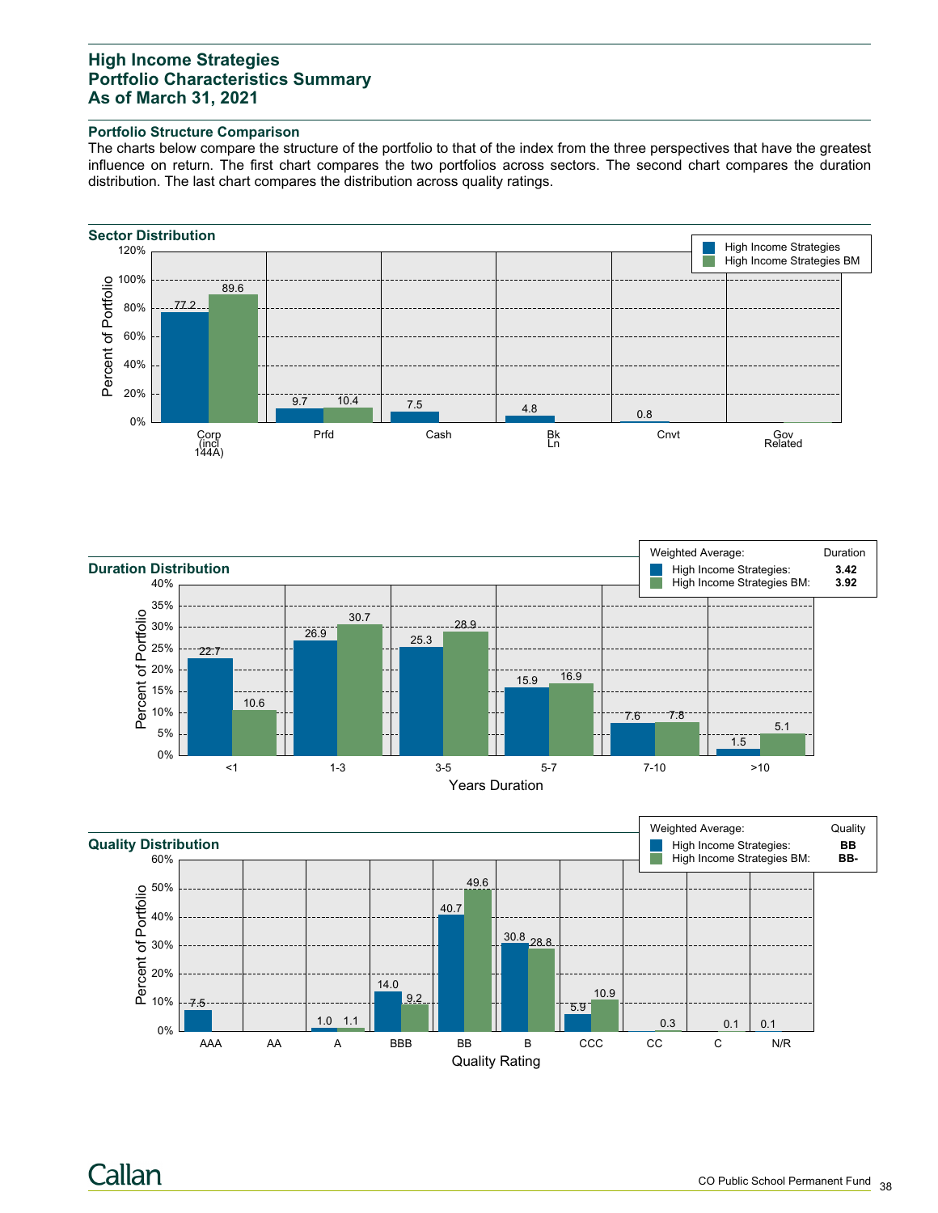# High Income Strategies
# Portfolio Characteristics Summary
# As of March 31, 2021

### Portfolio Structure Comparison

The charts below compare the structure of the portfolio to that of the index from the three perspectives that have the greatest influence on return. The first chart compares the two portfolios across sectors. The second chart compares the duration distribution. The last chart compares the distribution across quality ratings.

### Sector Distribution

| Sector | High Income Strategies | High Income Strategies BM |
|---|---|---|
| Corp (incl 144A) | 77.2 | 89.6 |
| Prfd | 9.7 | 10.4 |
| Cash | 7.5 | |
| Bk Ln | 4.8 | |
| Cnvt | 0.8 | |
| Gov Related | | |

### Duration Distribution

| Weighted Average: | Duration |
|---|---|
| High Income Strategies: | **3.42** |
| High Income Strategies BM: | **3.92** |

| Years Duration | High Income Strategies | High Income Strategies BM |
|---|---|---|
| <1 | 22.7 | 10.6 |
| 1-3 | 26.9 | 30.7 |
| 3-5 | 25.3 | 28.9 |
| 5-7 | 15.9 | 16.9 |
| 7-10 | 7.6 | 7.8 |
| >10 | 1.5 | 5.1 |

### Quality Distribution

| Weighted Average: | Quality |
|---|---|
| High Income Strategies: | **BB** |
| High Income Strategies BM: | **BB-** |

| Quality Rating | High Income Strategies | High Income Strategies BM |
|---|---|---|
| AAA | 7.5 | |
| AA | | |
| A | 1.0 | 1.1 |
| BBB | 14.0 | 9.2 |
| BB | 40.7 | 49.6 |
| B | 30.8 | 28.8 |
| CCC | 5.9 | 10.9 |
| CC | | 0.3 |
| C | | 0.1 |
| N/R | | 0.1 |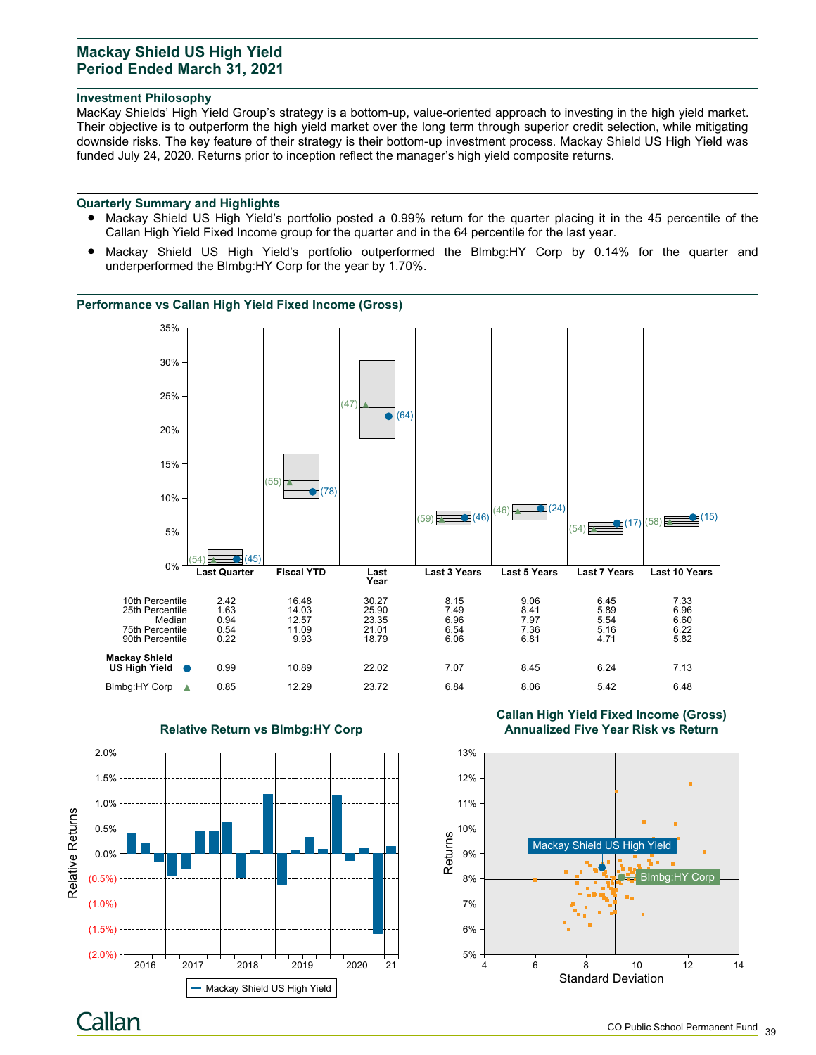## Mackay Shield US High Yield
## Period Ended March 31, 2021

### Investment Philosophy

MacKay Shields' High Yield Group's strategy is a bottom-up, value-oriented approach to investing in the high yield market. Their objective is to outperform the high yield market over the long term through superior credit selection, while mitigating downside risks. The key feature of their strategy is their bottom-up investment process. Mackay Shield US High Yield was funded July 24, 2020. Returns prior to inception reflect the manager's high yield composite returns.

### Quarterly Summary and Highlights

- Mackay Shield US High Yield's portfolio posted a 0.99% return for the quarter placing it in the 45 percentile of the Callan High Yield Fixed Income group for the quarter and in the 64 percentile for the last year.
- Mackay Shield US High Yield's portfolio outperformed the Blmbg:HY Corp by 0.14% for the quarter and underperformed the Blmbg:HY Corp for the year by 1.70%.

### Performance vs Callan High Yield Fixed Income (Gross)

| | Last Quarter | Fiscal YTD | Last Year | Last 3 Years | Last 5 Years | Last 7 Years | Last 10 Years |
|---|---|---|---|---|---|---|---|
| 10th Percentile | 2.42 | 16.48 | 30.27 | 8.15 | 9.06 | 6.45 | 7.33 |
| 25th Percentile | 1.63 | 14.03 | 25.90 | 7.49 | 8.41 | 5.89 | 6.96 |
| Median | 0.94 | 12.57 | 23.35 | 6.96 | 7.97 | 5.54 | 6.60 |
| 75th Percentile | 0.54 | 11.09 | 21.01 | 6.54 | 7.36 | 5.16 | 6.22 |
| 90th Percentile | 0.22 | 9.93 | 18.79 | 6.06 | 6.81 | 4.71 | 5.82 |
| Mackay Shield US High Yield ● | 0.99 (45) | 10.89 (78) | 22.02 (64) | 7.07 (46) | 8.45 (24) | 6.24 (17) | 7.13 (15) |
| Blmbg:HY Corp ▲ | 0.85 (54) | 12.29 (55) | 23.72 (47) | 6.84 (59) | 8.06 (46) | 5.42 (54) | 6.48 (58) |

### Relative Return vs Blmbg:HY Corp

### Callan High Yield Fixed Income (Gross) Annualized Five Year Risk vs Return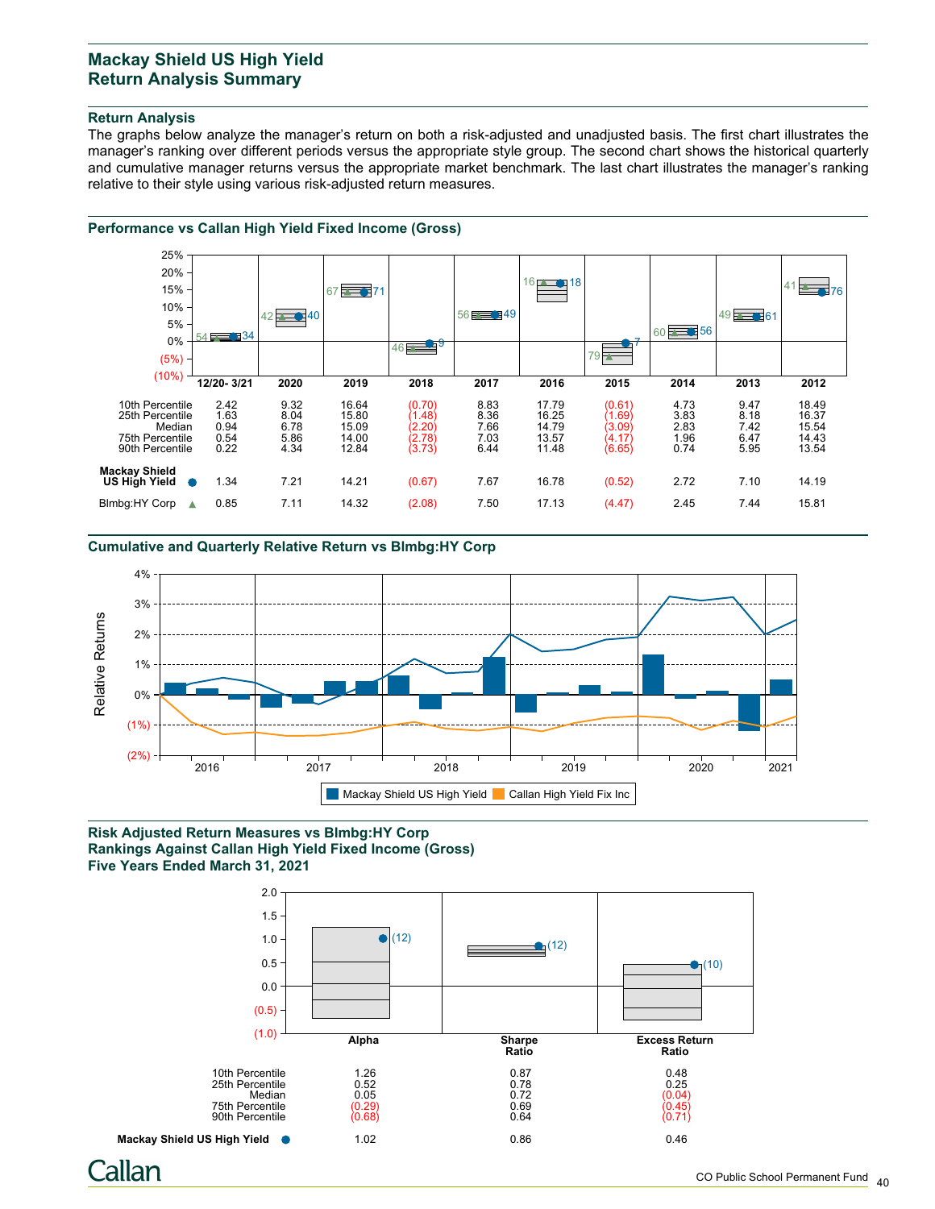## Mackay Shield US High Yield
## Return Analysis Summary

### Return Analysis

The graphs below analyze the manager's return on both a risk-adjusted and unadjusted basis. The first chart illustrates the manager's ranking over different periods versus the appropriate style group. The second chart shows the historical quarterly and cumulative manager returns versus the appropriate market benchmark. The last chart illustrates the manager's ranking relative to their style using various risk-adjusted return measures.

### Performance vs Callan High Yield Fixed Income (Gross)

| | 12/20- 3/21 | 2020 | 2019 | 2018 | 2017 | 2016 | 2015 | 2014 | 2013 | 2012 |
|---|---|---|---|---|---|---|---|---|---|---|
| 10th Percentile | 2.42 | 9.32 | 16.64 | (0.70) | 8.83 | 17.79 | (0.61) | 4.73 | 9.47 | 18.49 |
| 25th Percentile | 1.63 | 8.04 | 15.80 | (1.48) | 8.36 | 16.25 | (1.69) | 3.83 | 8.18 | 16.37 |
| Median | 0.94 | 6.78 | 15.09 | (2.20) | 7.66 | 14.79 | (3.09) | 2.83 | 7.42 | 15.54 |
| 75th Percentile | 0.54 | 5.86 | 14.00 | (2.78) | 7.03 | 13.57 | (4.17) | 1.96 | 6.47 | 14.43 |
| 90th Percentile | 0.22 | 4.34 | 12.84 | (3.73) | 6.44 | 11.48 | (6.65) | 0.74 | 5.95 | 13.54 |
| Mackay Shield US High Yield ● | 1.34 | 7.21 | 14.21 | (0.67) | 7.67 | 16.78 | (0.52) | 2.72 | 7.10 | 14.19 |
| Blmbg:HY Corp ▲ | 0.85 | 7.11 | 14.32 | (2.08) | 7.50 | 17.13 | (4.47) | 2.45 | 7.44 | 15.81 |

### Cumulative and Quarterly Relative Return vs Blmbg:HY Corp

Legend: Mackay Shield US High Yield | Callan High Yield Fix Inc

### Risk Adjusted Return Measures vs Blmbg:HY Corp
### Rankings Against Callan High Yield Fixed Income (Gross)
### Five Years Ended March 31, 2021

| | Alpha | Sharpe Ratio | Excess Return Ratio |
|---|---|---|---|
| 10th Percentile | 1.26 | 0.87 | 0.48 |
| 25th Percentile | 0.52 | 0.78 | 0.25 |
| Median | 0.05 | 0.72 | (0.04) |
| 75th Percentile | (0.29) | 0.69 | (0.45) |
| 90th Percentile | (0.68) | 0.64 | (0.71) |
| Mackay Shield US High Yield ● | 1.02 | 0.86 | 0.46 |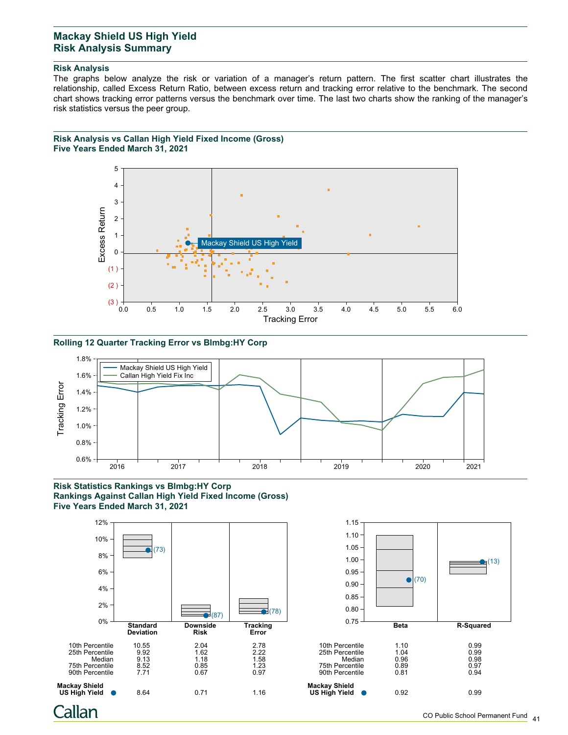## Mackay Shield US High Yield
## Risk Analysis Summary

### Risk Analysis

The graphs below analyze the risk or variation of a manager's return pattern. The first scatter chart illustrates the relationship, called Excess Return Ratio, between excess return and tracking error relative to the benchmark. The second chart shows tracking error patterns versus the benchmark over time. The last two charts show the ranking of the manager's risk statistics versus the peer group.

### Risk Analysis vs Callan High Yield Fixed Income (Gross)
### Five Years Ended March 31, 2021

### Rolling 12 Quarter Tracking Error vs Blmbg:HY Corp

### Risk Statistics Rankings vs Blmbg:HY Corp
### Rankings Against Callan High Yield Fixed Income (Gross)
### Five Years Ended March 31, 2021

| | Standard Deviation | Downside Risk | Tracking Error |
|---|---|---|---|
| 10th Percentile | 10.55 | 2.04 | 2.78 |
| 25th Percentile | 9.92 | 1.62 | 2.22 |
| Median | 9.13 | 1.18 | 1.58 |
| 75th Percentile | 8.52 | 0.85 | 1.23 |
| 90th Percentile | 7.71 | 0.67 | 0.97 |
| Mackay Shield US High Yield | 8.64 (73) | 0.71 (87) | 1.16 (78) |

| | Beta | R-Squared |
|---|---|---|
| 10th Percentile | 1.10 | 0.99 |
| 25th Percentile | 1.04 | 0.99 |
| Median | 0.96 | 0.98 |
| 75th Percentile | 0.89 | 0.97 |
| 90th Percentile | 0.81 | 0.94 |
| Mackay Shield US High Yield | 0.92 (70) | 0.99 (13) |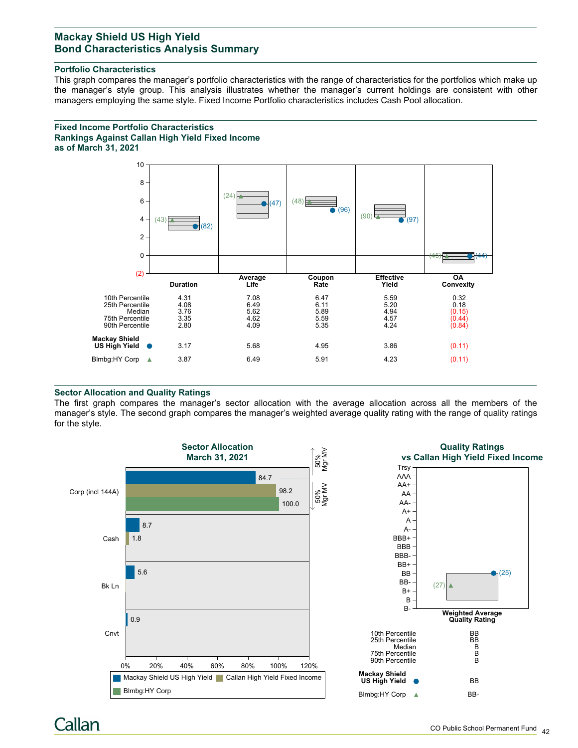# Mackay Shield US High Yield
## Bond Characteristics Analysis Summary

### Portfolio Characteristics

This graph compares the manager's portfolio characteristics with the range of characteristics for the portfolios which make up the manager's style group. This analysis illustrates whether the manager's current holdings are consistent with other managers employing the same style. Fixed Income Portfolio characteristics includes Cash Pool allocation.

### Fixed Income Portfolio Characteristics
### Rankings Against Callan High Yield Fixed Income
### as of March 31, 2021

| | Duration | Average Life | Coupon Rate | Effective Yield | OA Convexity |
|---|---|---|---|---|---|
| 10th Percentile | 4.31 | 7.08 | 6.47 | 5.59 | 0.32 |
| 25th Percentile | 4.08 | 6.49 | 6.11 | 5.20 | 0.18 |
| Median | 3.76 | 5.62 | 5.89 | 4.94 | (0.15) |
| 75th Percentile | 3.35 | 4.62 | 5.59 | 4.57 | (0.44) |
| 90th Percentile | 2.80 | 4.09 | 5.35 | 4.24 | (0.84) |
| **Mackay Shield US High Yield** ● | 3.17 (82) | 5.68 (47) | 4.95 (96) | 3.86 (97) | (0.11) (44) |
| Blmbg:HY Corp ▲ | 3.87 (43) | 6.49 (24) | 5.91 (48) | 4.23 (90) | (0.11) (45) |

### Sector Allocation and Quality Ratings

The first graph compares the manager's sector allocation with the average allocation across all the members of the manager's style. The second graph compares the manager's weighted average quality rating with the range of quality ratings for the style.

**Sector Allocation**
**March 31, 2021**

| Sector | Mackay Shield US High Yield | Callan High Yield Fixed Income | Blmbg:HY Corp |
|---|---|---|---|
| Corp (incl 144A) | 84.7 | 98.2 | 100.0 |
| Cash | 8.7 | 1.8 | |
| Bk Ln | 5.6 | | |
| Cnvt | 0.9 | | |

**Quality Ratings**
**vs Callan High Yield Fixed Income**

| | Weighted Average Quality Rating |
|---|---|
| 10th Percentile | BB |
| 25th Percentile | BB |
| Median | B |
| 75th Percentile | B |
| 90th Percentile | B |
| **Mackay Shield US High Yield** ● | BB (25) |
| Blmbg:HY Corp ▲ | BB- (27) |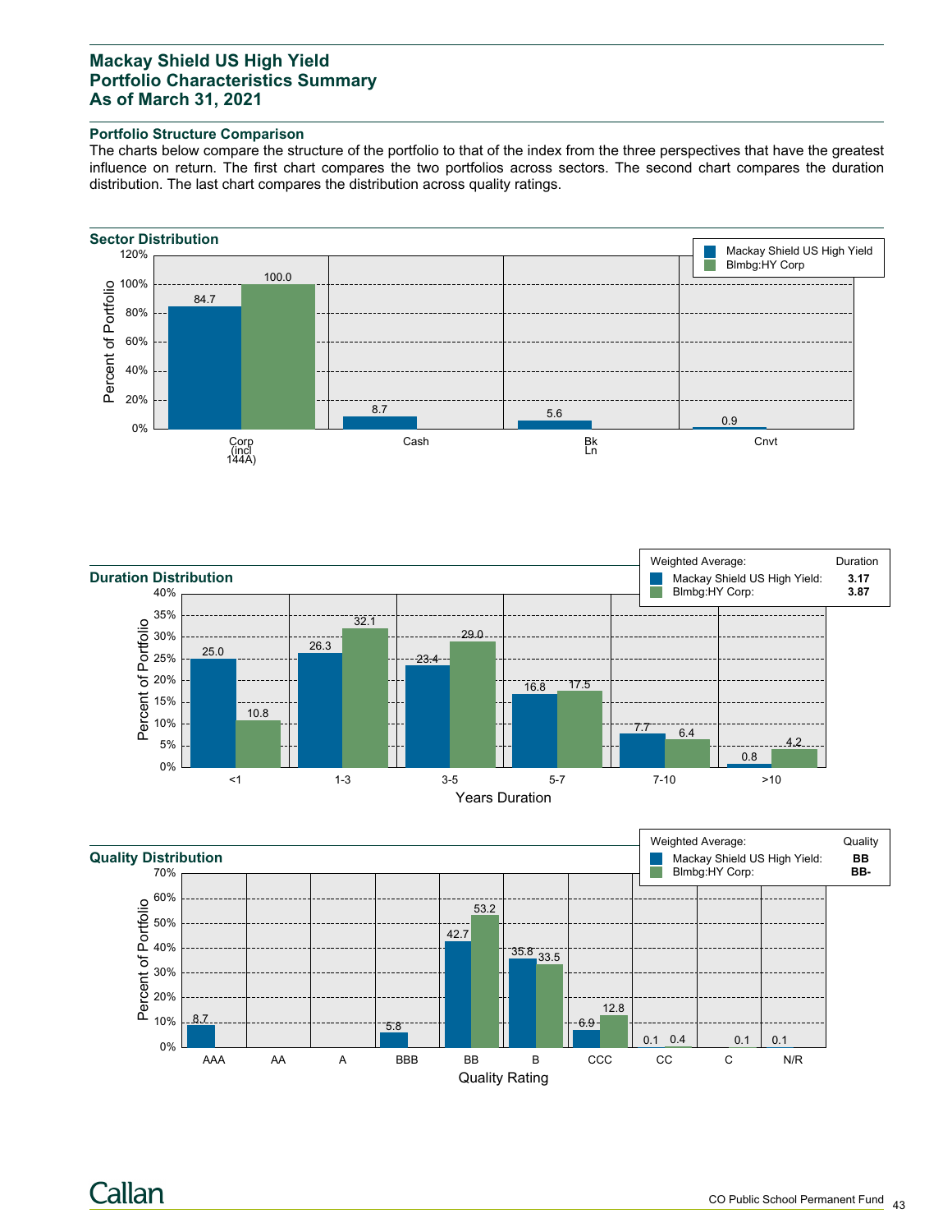# Mackay Shield US High Yield
# Portfolio Characteristics Summary
# As of March 31, 2021

### Portfolio Structure Comparison

The charts below compare the structure of the portfolio to that of the index from the three perspectives that have the greatest influence on return. The first chart compares the two portfolios across sectors. The second chart compares the duration distribution. The last chart compares the distribution across quality ratings.

### Sector Distribution

| Sector | Mackay Shield US High Yield | Blmbg:HY Corp |
|---|---|---|
| Corp (incl 144A) | 84.7 | 100.0 |
| Cash | 8.7 | |
| Bk Ln | 5.6 | |
| Cnvt | 0.9 | |

### Duration Distribution

| Weighted Average: | Duration |
|---|---|
| Mackay Shield US High Yield: | **3.17** |
| Blmbg:HY Corp: | **3.87** |

| Years Duration | Mackay Shield US High Yield | Blmbg:HY Corp |
|---|---|---|
| <1 | 25.0 | 10.8 |
| 1-3 | 26.3 | 32.1 |
| 3-5 | 23.4 | 29.0 |
| 5-7 | 16.8 | 17.5 |
| 7-10 | 7.7 | 6.4 |
| >10 | 0.8 | 4.2 |

### Quality Distribution

| Weighted Average: | Quality |
|---|---|
| Mackay Shield US High Yield: | **BB** |
| Blmbg:HY Corp: | **BB-** |

| Quality Rating | Mackay Shield US High Yield | Blmbg:HY Corp |
|---|---|---|
| AAA | 8.7 | |
| AA | | |
| A | | |
| BBB | 5.8 | |
| BB | 42.7 | 53.2 |
| B | 35.8 | 33.5 |
| CCC | 6.9 | 12.8 |
| CC | 0.1 | 0.4 |
| C | | 0.1 |
| N/R | | 0.1 |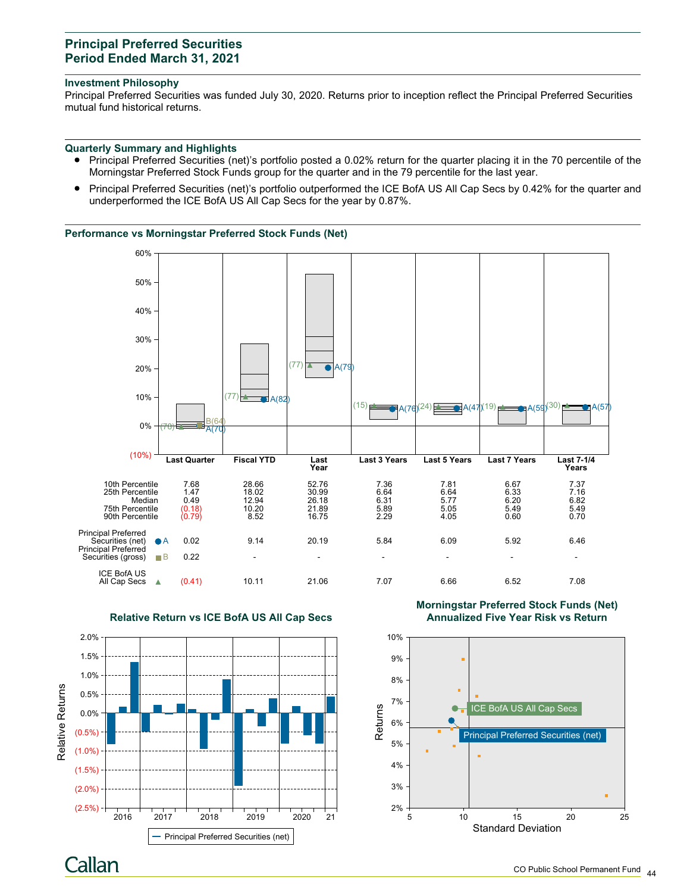## Principal Preferred Securities
## Period Ended March 31, 2021

### Investment Philosophy

Principal Preferred Securities was funded July 30, 2020. Returns prior to inception reflect the Principal Preferred Securities mutual fund historical returns.

### Quarterly Summary and Highlights

- Principal Preferred Securities (net)'s portfolio posted a 0.02% return for the quarter placing it in the 70 percentile of the Morningstar Preferred Stock Funds group for the quarter and in the 79 percentile for the last year.
- Principal Preferred Securities (net)'s portfolio outperformed the ICE BofA US All Cap Secs by 0.42% for the quarter and underperformed the ICE BofA US All Cap Secs for the year by 0.87%.

### Performance vs Morningstar Preferred Stock Funds (Net)

| | Last Quarter | Fiscal YTD | Last Year | Last 3 Years | Last 5 Years | Last 7 Years | Last 7-1/4 Years |
|---|---|---|---|---|---|---|---|
| 10th Percentile | 7.68 | 28.66 | 52.76 | 7.36 | 7.81 | 6.67 | 7.37 |
| 25th Percentile | 1.47 | 18.02 | 30.99 | 6.64 | 6.64 | 6.33 | 7.16 |
| Median | 0.49 | 12.94 | 26.18 | 6.31 | 5.77 | 6.20 | 6.82 |
| 75th Percentile | (0.18) | 10.20 | 21.89 | 5.89 | 5.05 | 5.49 | 5.49 |
| 90th Percentile | (0.79) | 8.52 | 16.75 | 2.29 | 4.05 | 0.60 | 0.70 |
| Principal Preferred Securities (net) ● A | 0.02 (70) | 9.14 (82) | 20.19 (79) | 5.84 (76) | 6.09 (47) | 5.92 (59) | 6.46 (57) |
| Principal Preferred Securities (gross) ■ B | 0.22 (64) | - | - | - | - | - | - |
| ICE BofA US All Cap Secs ▲ | (0.41) (78) | 10.11 (77) | 21.06 (77) | 7.07 (15) | 6.66 (24) | 6.52 (19) | 7.08 (30) |

### Relative Return vs ICE BofA US All Cap Secs

### Morningstar Preferred Stock Funds (Net) Annualized Five Year Risk vs Return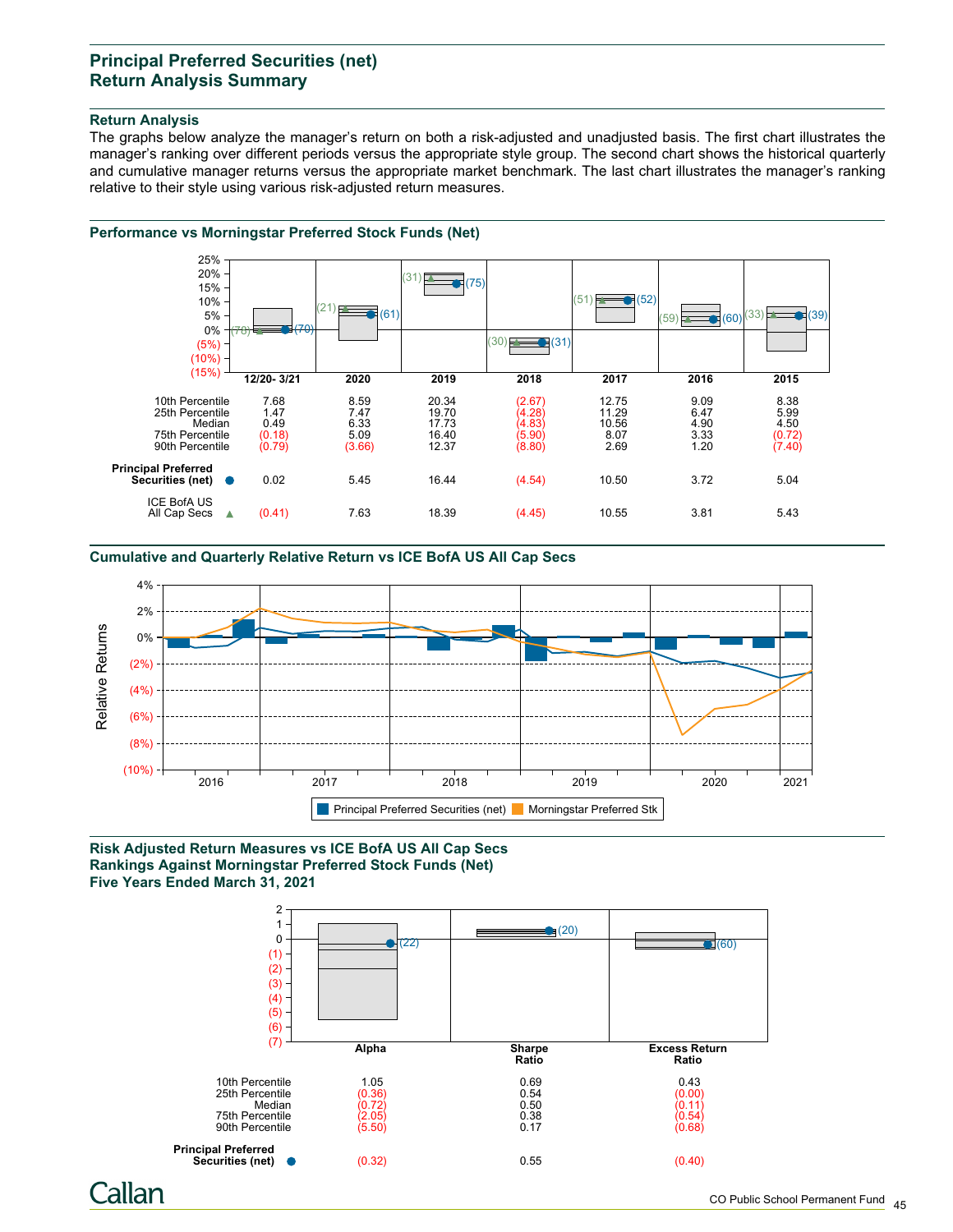# Principal Preferred Securities (net)
# Return Analysis Summary

## Return Analysis

The graphs below analyze the manager's return on both a risk-adjusted and unadjusted basis. The first chart illustrates the manager's ranking over different periods versus the appropriate style group. The second chart shows the historical quarterly and cumulative manager returns versus the appropriate market benchmark. The last chart illustrates the manager's ranking relative to their style using various risk-adjusted return measures.

## Performance vs Morningstar Preferred Stock Funds (Net)

| | 12/20- 3/21 | 2020 | 2019 | 2018 | 2017 | 2016 | 2015 |
|---|---|---|---|---|---|---|---|
| 10th Percentile | 7.68 | 8.59 | 20.34 | (2.67) | 12.75 | 9.09 | 8.38 |
| 25th Percentile | 1.47 | 7.47 | 19.70 | (4.28) | 11.29 | 6.47 | 5.99 |
| Median | 0.49 | 6.33 | 17.73 | (4.83) | 10.56 | 4.90 | 4.50 |
| 75th Percentile | (0.18) | 5.09 | 16.40 | (5.90) | 8.07 | 3.33 | (0.72) |
| 90th Percentile | (0.79) | (3.66) | 12.37 | (8.80) | 2.69 | 1.20 | (7.40) |
| **Principal Preferred Securities (net)** ● | 0.02 | 5.45 | 16.44 | (4.54) | 10.50 | 3.72 | 5.04 |
| ICE BofA US All Cap Secs ▲ | (0.41) | 7.63 | 18.39 | (4.45) | 10.55 | 3.81 | 5.43 |

Rankings (Principal Preferred Securities (net) / ICE BofA US All Cap Secs): 12/20-3/21: (70) / (78); 2020: (61) / (21); 2019: (75) / (31); 2018: (31) / (30); 2017: (52) / (51); 2016: (60) / (59); 2015: (39) / (33)

## Cumulative and Quarterly Relative Return vs ICE BofA US All Cap Secs

Relative Returns

Principal Preferred Securities (net) | Morningstar Preferred Stk

## Risk Adjusted Return Measures vs ICE BofA US All Cap Secs
## Rankings Against Morningstar Preferred Stock Funds (Net)
## Five Years Ended March 31, 2021

| | Alpha | Sharpe Ratio | Excess Return Ratio |
|---|---|---|---|
| 10th Percentile | 1.05 | 0.69 | 0.43 |
| 25th Percentile | (0.36) | 0.54 | (0.00) |
| Median | (0.72) | 0.50 | (0.11) |
| 75th Percentile | (2.05) | 0.38 | (0.54) |
| 90th Percentile | (5.50) | 0.17 | (0.68) |
| **Principal Preferred Securities (net)** ● | (0.32) | 0.55 | (0.40) |

Rankings: Alpha (22); Sharpe Ratio (20); Excess Return Ratio (60)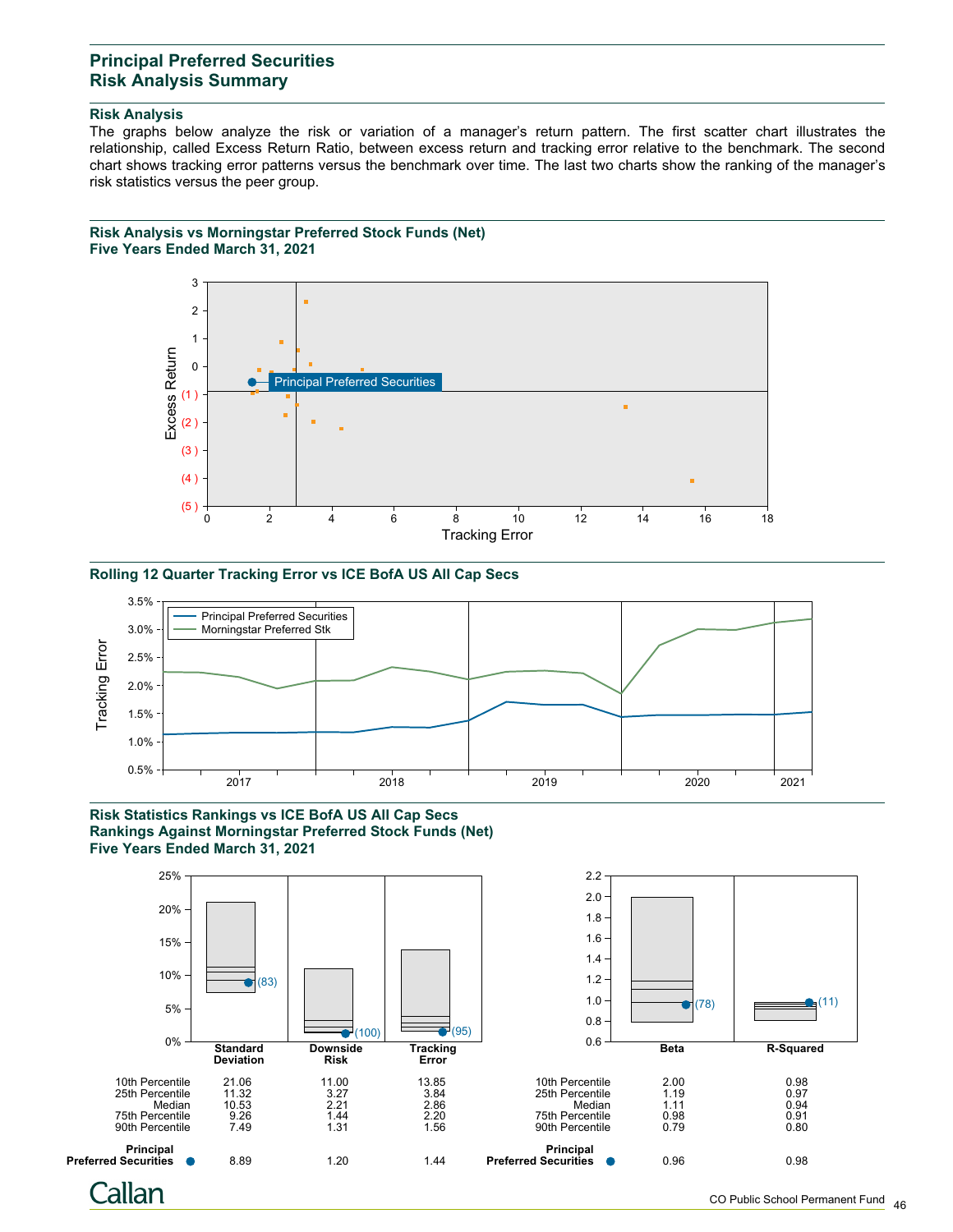## Principal Preferred Securities
## Risk Analysis Summary

### Risk Analysis

The graphs below analyze the risk or variation of a manager's return pattern. The first scatter chart illustrates the relationship, called Excess Return Ratio, between excess return and tracking error relative to the benchmark. The second chart shows tracking error patterns versus the benchmark over time. The last two charts show the ranking of the manager's risk statistics versus the peer group.

### Risk Analysis vs Morningstar Preferred Stock Funds (Net)
### Five Years Ended March 31, 2021

### Rolling 12 Quarter Tracking Error vs ICE BofA US All Cap Secs

### Risk Statistics Rankings vs ICE BofA US All Cap Secs
### Rankings Against Morningstar Preferred Stock Funds (Net)
### Five Years Ended March 31, 2021

| | Standard Deviation | Downside Risk | Tracking Error |
|---|---|---|---|
| 10th Percentile | 21.06 | 11.00 | 13.85 |
| 25th Percentile | 11.32 | 3.27 | 3.84 |
| Median | 10.53 | 2.21 | 2.86 |
| 75th Percentile | 9.26 | 1.44 | 2.20 |
| 90th Percentile | 7.49 | 1.31 | 1.56 |
| Principal Preferred Securities ● | 8.89 (83) | 1.20 (100) | 1.44 (95) |

| | Beta | R-Squared |
|---|---|---|
| 10th Percentile | 2.00 | 0.98 |
| 25th Percentile | 1.19 | 0.97 |
| Median | 1.11 | 0.94 |
| 75th Percentile | 0.98 | 0.91 |
| 90th Percentile | 0.79 | 0.80 |
| Principal Preferred Securities ● | 0.96 (78) | 0.98 (11) |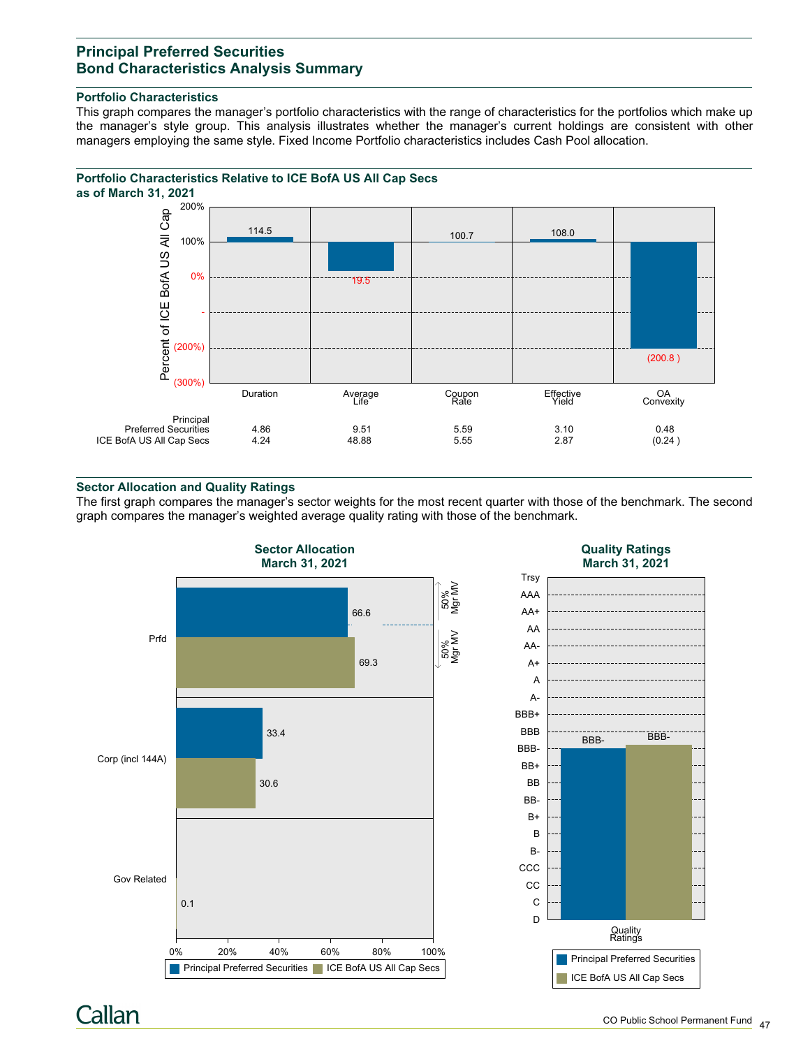## Principal Preferred Securities
## Bond Characteristics Analysis Summary

### Portfolio Characteristics

This graph compares the manager's portfolio characteristics with the range of characteristics for the portfolios which make up the manager's style group. This analysis illustrates whether the manager's current holdings are consistent with other managers employing the same style. Fixed Income Portfolio characteristics includes Cash Pool allocation.

### Portfolio Characteristics Relative to ICE BofA US All Cap Secs as of March 31, 2021

| Percent of ICE BofA US All Cap | Duration | Average Life | Coupon Rate | Effective Yield | OA Convexity |
|---|---|---|---|---|---|
| Relative (%) | 114.5 | 19.5 | 100.7 | 108.0 | (200.8 ) |

| | Duration | Average Life | Coupon Rate | Effective Yield | OA Convexity |
|---|---|---|---|---|---|
| Principal Preferred Securities | 4.86 | 9.51 | 5.59 | 3.10 | 0.48 |
| ICE BofA US All Cap Secs | 4.24 | 48.88 | 5.55 | 2.87 | (0.24 ) |

### Sector Allocation and Quality Ratings

The first graph compares the manager's sector weights for the most recent quarter with those of the benchmark. The second graph compares the manager's weighted average quality rating with those of the benchmark.

**Sector Allocation March 31, 2021**

| Sector | Principal Preferred Securities | ICE BofA US All Cap Secs |
|---|---|---|
| Prfd | 66.6 | 69.3 |
| Corp (incl 144A) | 33.4 | 30.6 |
| Gov Related | | 0.1 |

**Quality Ratings March 31, 2021**

| | Principal Preferred Securities | ICE BofA US All Cap Secs |
|---|---|---|
| Quality Ratings | BBB- | BBB- |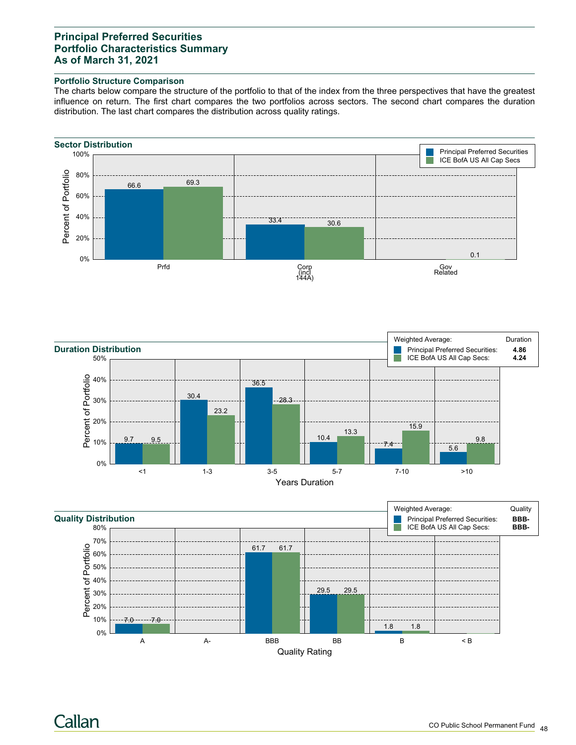# Principal Preferred Securities
# Portfolio Characteristics Summary
# As of March 31, 2021

### Portfolio Structure Comparison

The charts below compare the structure of the portfolio to that of the index from the three perspectives that have the greatest influence on return. The first chart compares the two portfolios across sectors. The second chart compares the duration distribution. The last chart compares the distribution across quality ratings.

### Sector Distribution

Principal Preferred Securities
ICE BofA US All Cap Secs

Percent of Portfolio

100%
80%
60%
40%
20%
0%

66.6
69.3
33.4
30.6
0.1

Prfd
Corp (incl 144A)
Gov Related

### Duration Distribution

Weighted Average: Duration
Principal Preferred Securities: **4.86**
ICE BofA US All Cap Secs: **4.24**

Percent of Portfolio

50%
40%
30%
20%
10%
0%

9.7
9.5
30.4
23.2
36.5
28.3
10.4
13.3
7.4
15.9
5.6
9.8

<1
1-3
3-5
5-7
7-10
>10

Years Duration

### Quality Distribution

Weighted Average: Quality
Principal Preferred Securities: **BBB-**
ICE BofA US All Cap Secs: **BBB-**

Percent of Portfolio

80%
70%
60%
50%
40%
30%
20%
10%
0%

7.0
7.0
61.7
61.7
29.5
29.5
1.8
1.8

A
A-
BBB
BB
B
< B

Quality Rating